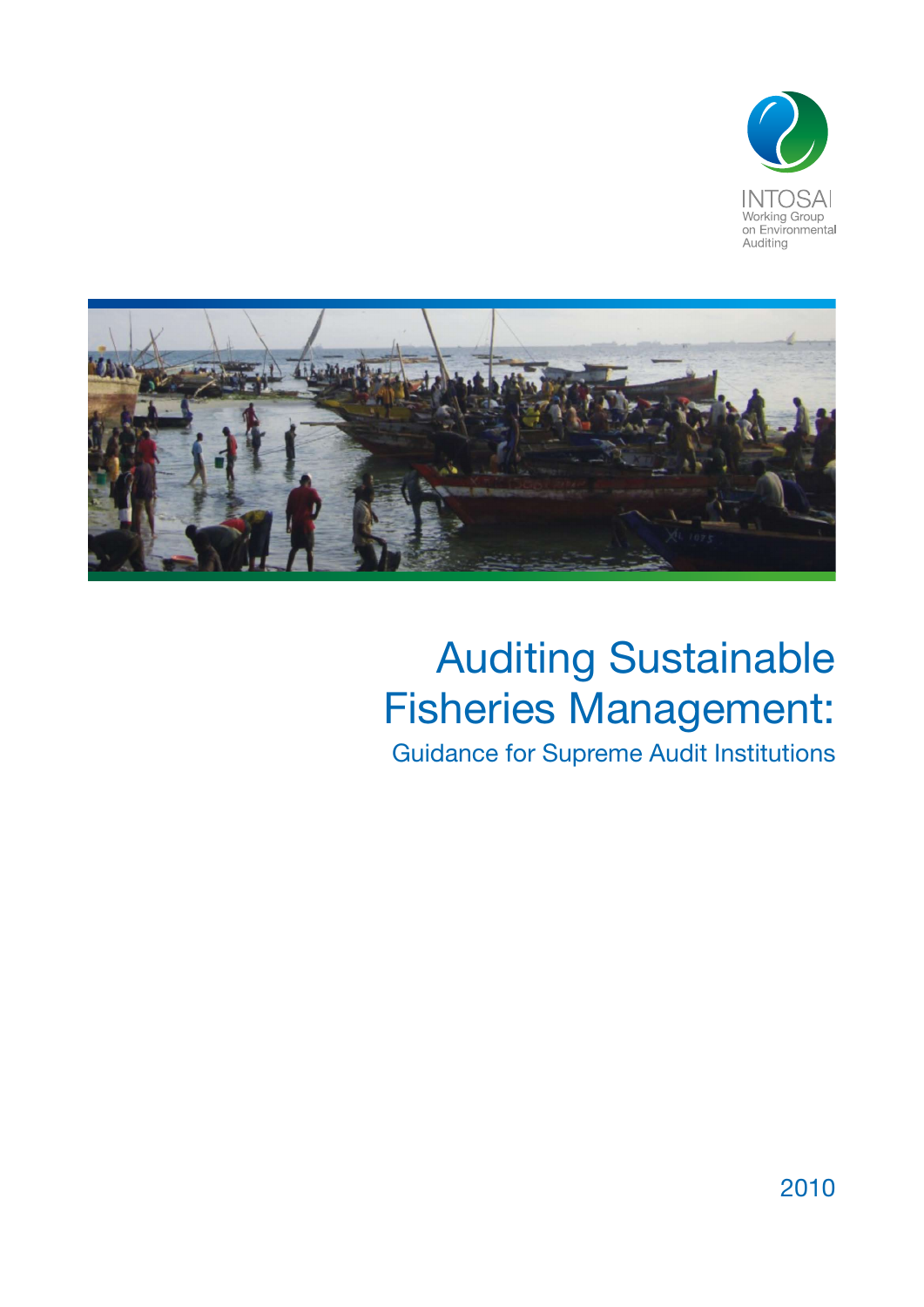INTOSAI
Working Group
on Environmental
Auditing

# Auditing Sustainable Fisheries Management:

## Guidance for Supreme Audit Institutions

2010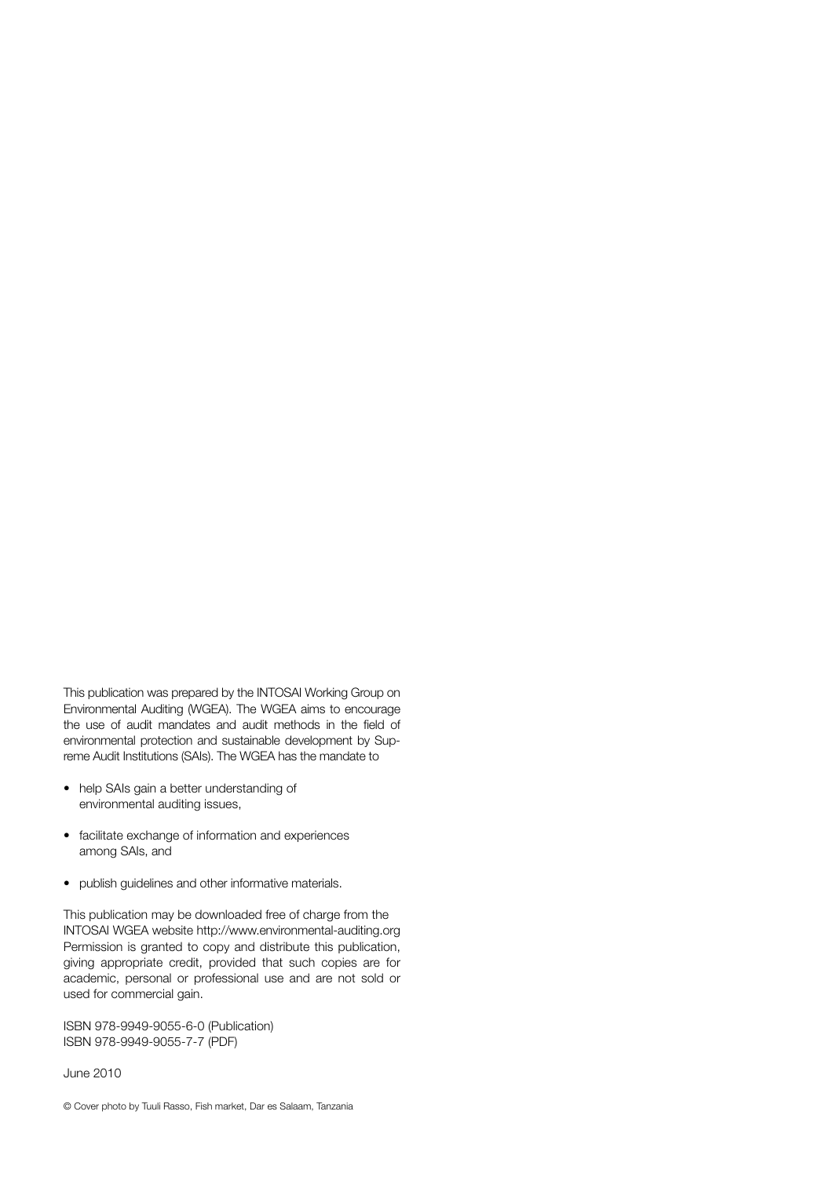This publication was prepared by the INTOSAI Working Group on Environmental Auditing (WGEA). The WGEA aims to encourage the use of audit mandates and audit methods in the field of environmental protection and sustainable development by Supreme Audit Institutions (SAIs). The WGEA has the mandate to

- help SAIs gain a better understanding of environmental auditing issues,
- facilitate exchange of information and experiences among SAIs, and
- publish guidelines and other informative materials.

This publication may be downloaded free of charge from the INTOSAI WGEA website http://www.environmental-auditing.org Permission is granted to copy and distribute this publication, giving appropriate credit, provided that such copies are for academic, personal or professional use and are not sold or used for commercial gain.

ISBN 978-9949-9055-6-0 (Publication)
ISBN 978-9949-9055-7-7 (PDF)

June 2010

© Cover photo by Tuuli Rasso, Fish market, Dar es Salaam, Tanzania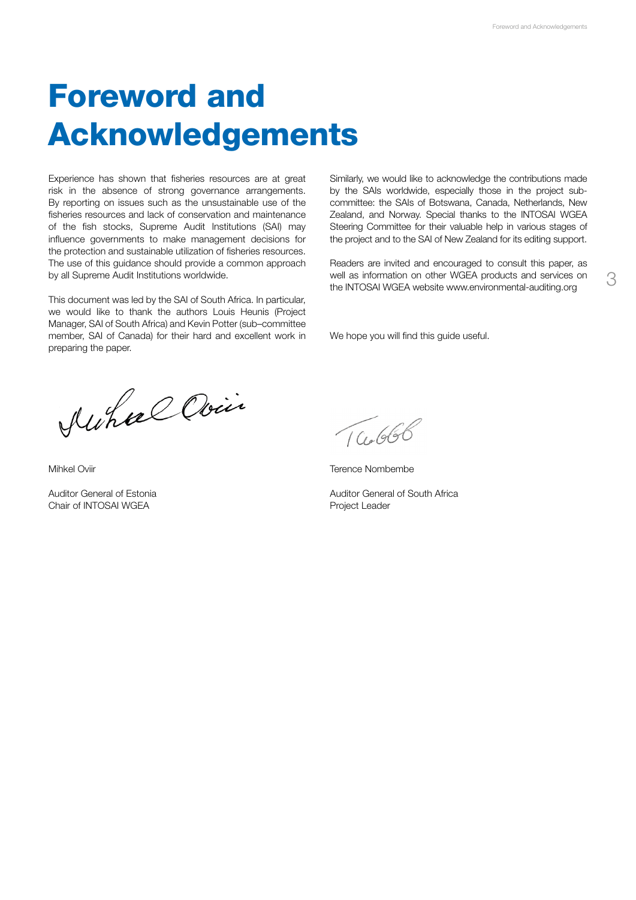# Foreword and Acknowledgements

Experience has shown that fisheries resources are at great risk in the absence of strong governance arrangements. By reporting on issues such as the unsustainable use of the fisheries resources and lack of conservation and maintenance of the fish stocks, Supreme Audit Institutions (SAI) may influence governments to make management decisions for the protection and sustainable utilization of fisheries resources. The use of this guidance should provide a common approach by all Supreme Audit Institutions worldwide.

This document was led by the SAI of South Africa. In particular, we would like to thank the authors Louis Heunis (Project Manager, SAI of South Africa) and Kevin Potter (sub–committee member, SAI of Canada) for their hard and excellent work in preparing the paper.

Similarly, we would like to acknowledge the contributions made by the SAIs worldwide, especially those in the project sub-committee: the SAIs of Botswana, Canada, Netherlands, New Zealand, and Norway. Special thanks to the INTOSAI WGEA Steering Committee for their valuable help in various stages of the project and to the SAI of New Zealand for its editing support.

Readers are invited and encouraged to consult this paper, as well as information on other WGEA products and services on the INTOSAI WGEA website www.environmental-auditing.org

We hope you will find this guide useful.

Mihkel Oviir

Auditor General of Estonia
Chair of INTOSAI WGEA

Terence Nombembe

Auditor General of South Africa
Project Leader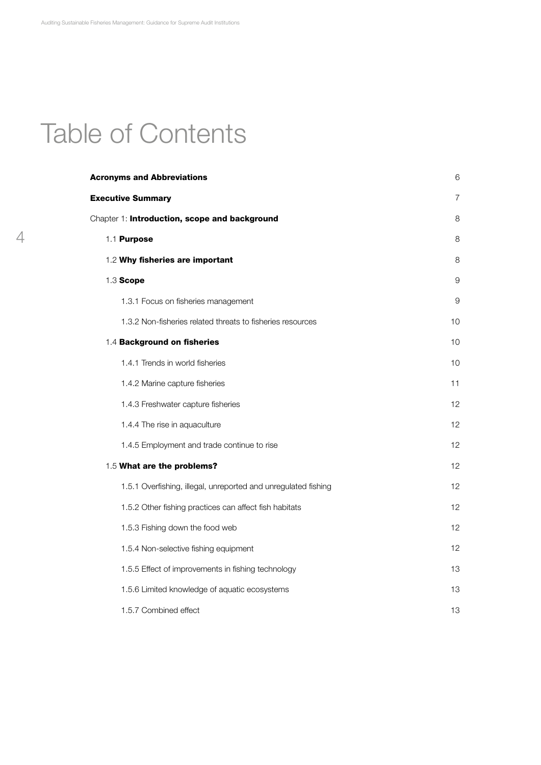# Table of Contents

| | |
|---|---|
| **Acronyms and Abbreviations** | 6 |
| **Executive Summary** | 7 |
| Chapter 1: **Introduction, scope and background** | 8 |
| 1.1 **Purpose** | 8 |
| 1.2 **Why fisheries are important** | 8 |
| 1.3 **Scope** | 9 |
| 1.3.1 Focus on fisheries management | 9 |
| 1.3.2 Non-fisheries related threats to fisheries resources | 10 |
| 1.4 **Background on fisheries** | 10 |
| 1.4.1 Trends in world fisheries | 10 |
| 1.4.2 Marine capture fisheries | 11 |
| 1.4.3 Freshwater capture fisheries | 12 |
| 1.4.4 The rise in aquaculture | 12 |
| 1.4.5 Employment and trade continue to rise | 12 |
| 1.5 **What are the problems?** | 12 |
| 1.5.1 Overfishing, illegal, unreported and unregulated fishing | 12 |
| 1.5.2 Other fishing practices can affect fish habitats | 12 |
| 1.5.3 Fishing down the food web | 12 |
| 1.5.4 Non-selective fishing equipment | 12 |
| 1.5.5 Effect of improvements in fishing technology | 13 |
| 1.5.6 Limited knowledge of aquatic ecosystems | 13 |
| 1.5.7 Combined effect | 13 |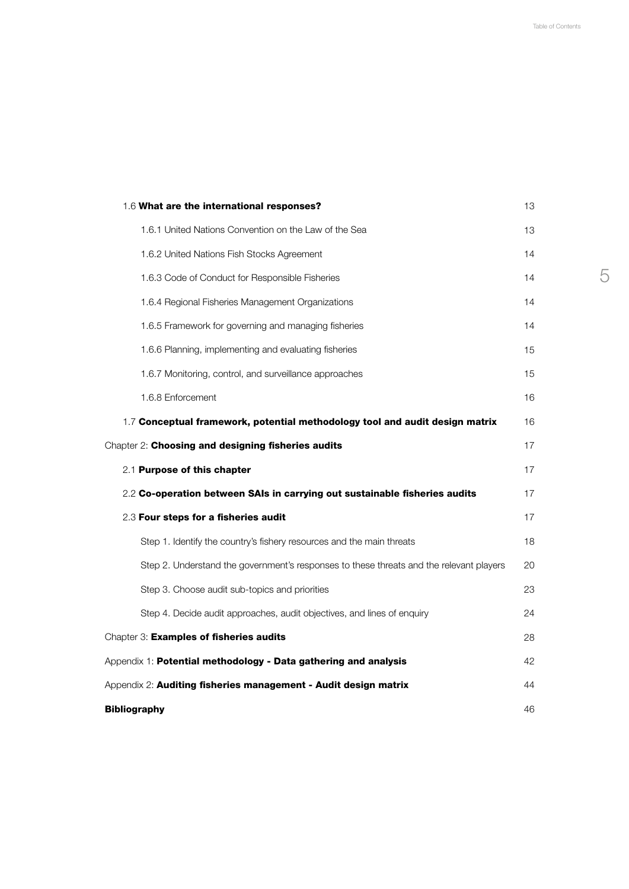| | |
|---|---|
| 1.6 **What are the international responses?** | 13 |
| 1.6.1 United Nations Convention on the Law of the Sea | 13 |
| 1.6.2 United Nations Fish Stocks Agreement | 14 |
| 1.6.3 Code of Conduct for Responsible Fisheries | 14 |
| 1.6.4 Regional Fisheries Management Organizations | 14 |
| 1.6.5 Framework for governing and managing fisheries | 14 |
| 1.6.6 Planning, implementing and evaluating fisheries | 15 |
| 1.6.7 Monitoring, control, and surveillance approaches | 15 |
| 1.6.8 Enforcement | 16 |
| 1.7 **Conceptual framework, potential methodology tool and audit design matrix** | 16 |
| Chapter 2: **Choosing and designing fisheries audits** | 17 |
| 2.1 **Purpose of this chapter** | 17 |
| 2.2 **Co-operation between SAIs in carrying out sustainable fisheries audits** | 17 |
| 2.3 **Four steps for a fisheries audit** | 17 |
| Step 1. Identify the country's fishery resources and the main threats | 18 |
| Step 2. Understand the government's responses to these threats and the relevant players | 20 |
| Step 3. Choose audit sub-topics and priorities | 23 |
| Step 4. Decide audit approaches, audit objectives, and lines of enquiry | 24 |
| Chapter 3: **Examples of fisheries audits** | 28 |
| Appendix 1: **Potential methodology - Data gathering and analysis** | 42 |
| Appendix 2: **Auditing fisheries management - Audit design matrix** | 44 |
| **Bibliography** | 46 |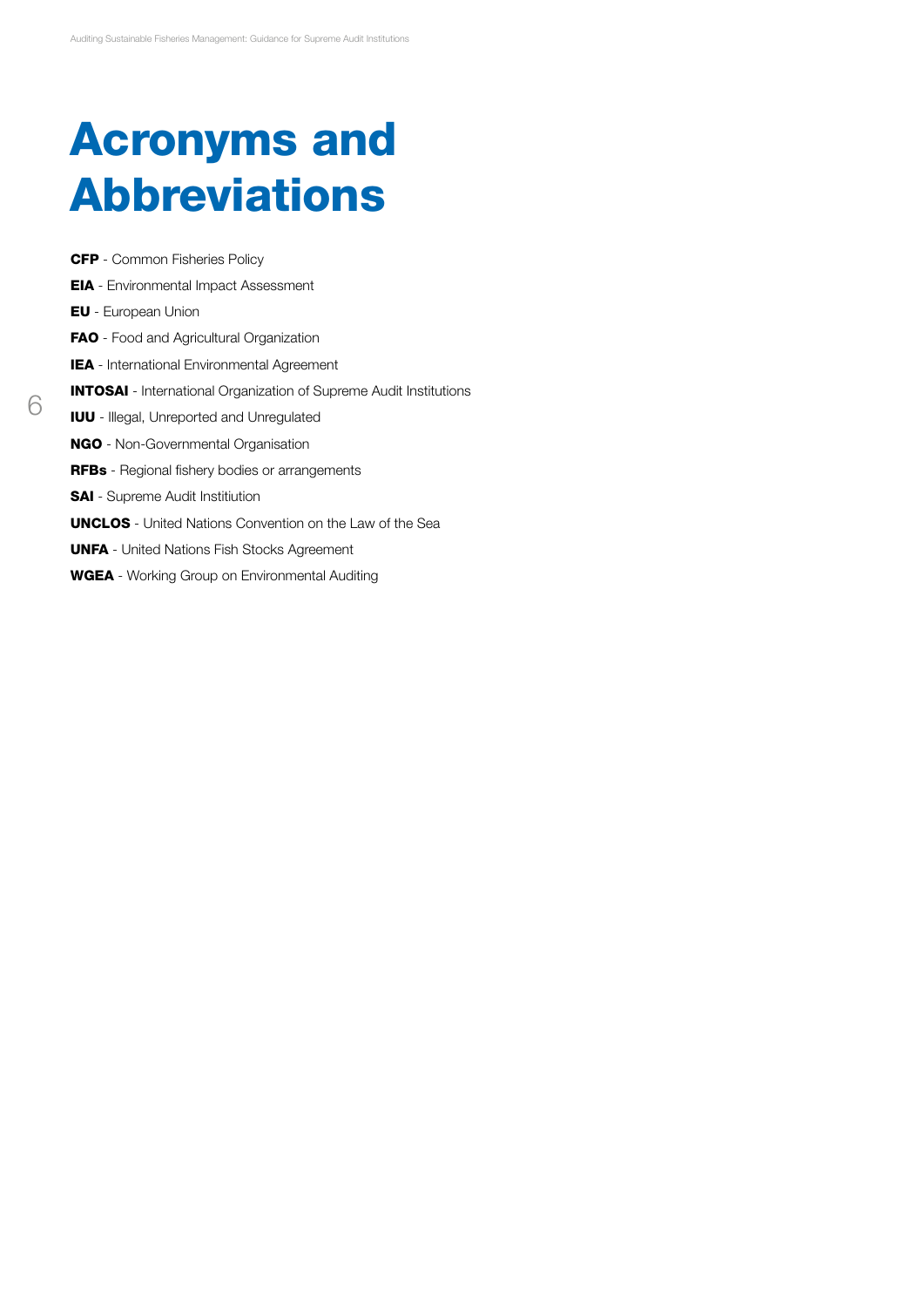# Acronyms and Abbreviations

**CFP** - Common Fisheries Policy

**EIA** - Environmental Impact Assessment

**EU** - European Union

**FAO** - Food and Agricultural Organization

**IEA** - International Environmental Agreement

**INTOSAI** - International Organization of Supreme Audit Institutions

**IUU** - Illegal, Unreported and Unregulated

**NGO** - Non-Governmental Organisation

**RFBs** - Regional fishery bodies or arrangements

**SAI** - Supreme Audit Institiution

**UNCLOS** - United Nations Convention on the Law of the Sea

**UNFA** - United Nations Fish Stocks Agreement

**WGEA** - Working Group on Environmental Auditing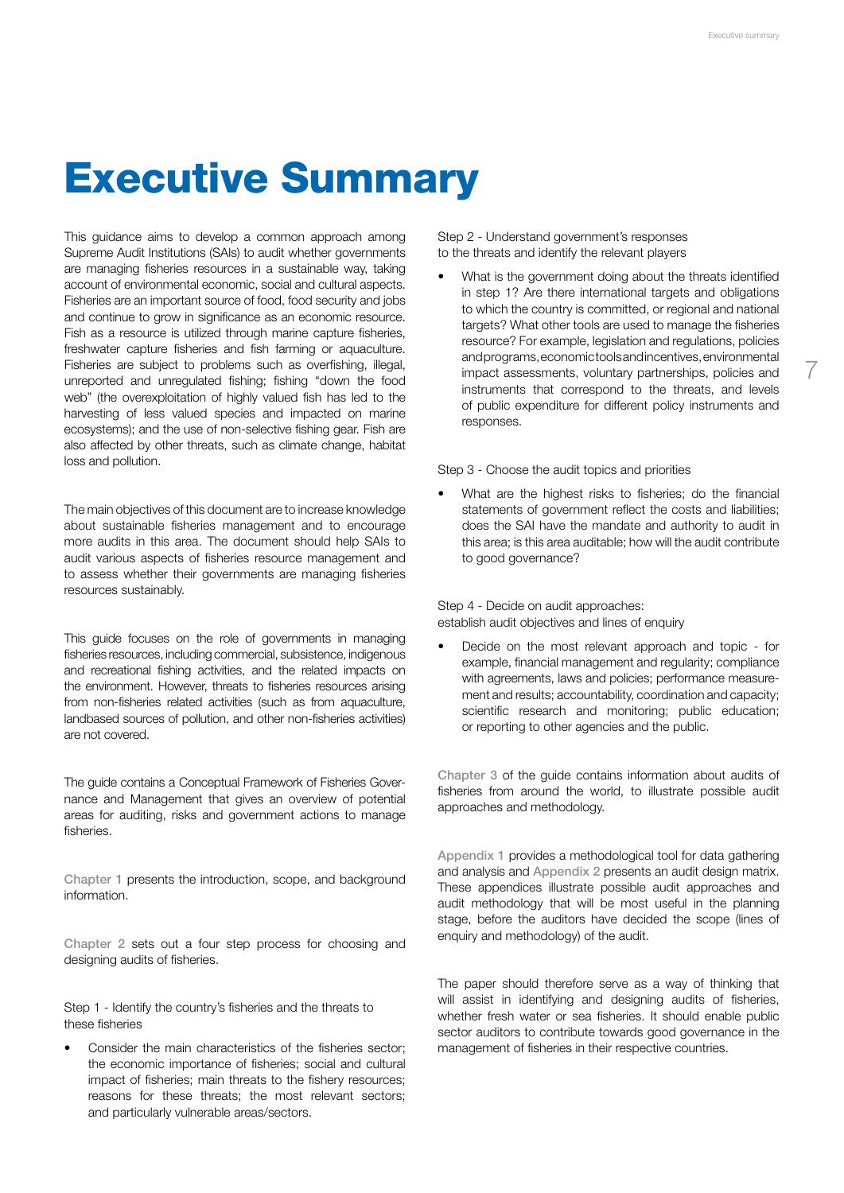# Executive Summary

This guidance aims to develop a common approach among Supreme Audit Institutions (SAIs) to audit whether governments are managing fisheries resources in a sustainable way, taking account of environmental economic, social and cultural aspects. Fisheries are an important source of food, food security and jobs and continue to grow in significance as an economic resource. Fish as a resource is utilized through marine capture fisheries, freshwater capture fisheries and fish farming or aquaculture. Fisheries are subject to problems such as overfishing, illegal, unreported and unregulated fishing; fishing "down the food web" (the overexploitation of highly valued fish has led to the harvesting of less valued species and impacted on marine ecosystems); and the use of non-selective fishing gear. Fish are also affected by other threats, such as climate change, habitat loss and pollution.

The main objectives of this document are to increase knowledge about sustainable fisheries management and to encourage more audits in this area. The document should help SAIs to audit various aspects of fisheries resource management and to assess whether their governments are managing fisheries resources sustainably.

This guide focuses on the role of governments in managing fisheries resources, including commercial, subsistence, indigenous and recreational fishing activities, and the related impacts on the environment. However, threats to fisheries resources arising from non-fisheries related activities (such as from aquaculture, landbased sources of pollution, and other non-fisheries activities) are not covered.

The guide contains a Conceptual Framework of Fisheries Governance and Management that gives an overview of potential areas for auditing, risks and government actions to manage fisheries.

Chapter 1 presents the introduction, scope, and background information.

Chapter 2 sets out a four step process for choosing and designing audits of fisheries.

Step 1 - Identify the country's fisheries and the threats to these fisheries

- Consider the main characteristics of the fisheries sector; the economic importance of fisheries; social and cultural impact of fisheries; main threats to the fishery resources; reasons for these threats; the most relevant sectors; and particularly vulnerable areas/sectors.

Step 2 - Understand government's responses to the threats and identify the relevant players

- What is the government doing about the threats identified in step 1? Are there international targets and obligations to which the country is committed, or regional and national targets? What other tools are used to manage the fisheries resource? For example, legislation and regulations, policies and programs, economic tools and incentives, environmental impact assessments, voluntary partnerships, policies and instruments that correspond to the threats, and levels of public expenditure for different policy instruments and responses.

Step 3 - Choose the audit topics and priorities

- What are the highest risks to fisheries; do the financial statements of government reflect the costs and liabilities; does the SAI have the mandate and authority to audit in this area; is this area auditable; how will the audit contribute to good governance?

Step 4 - Decide on audit approaches: establish audit objectives and lines of enquiry

- Decide on the most relevant approach and topic - for example, financial management and regularity; compliance with agreements, laws and policies; performance measurement and results; accountability, coordination and capacity; scientific research and monitoring; public education; or reporting to other agencies and the public.

Chapter 3 of the guide contains information about audits of fisheries from around the world, to illustrate possible audit approaches and methodology.

Appendix 1 provides a methodological tool for data gathering and analysis and Appendix 2 presents an audit design matrix. These appendices illustrate possible audit approaches and audit methodology that will be most useful in the planning stage, before the auditors have decided the scope (lines of enquiry and methodology) of the audit.

The paper should therefore serve as a way of thinking that will assist in identifying and designing audits of fisheries, whether fresh water or sea fisheries. It should enable public sector auditors to contribute towards good governance in the management of fisheries in their respective countries.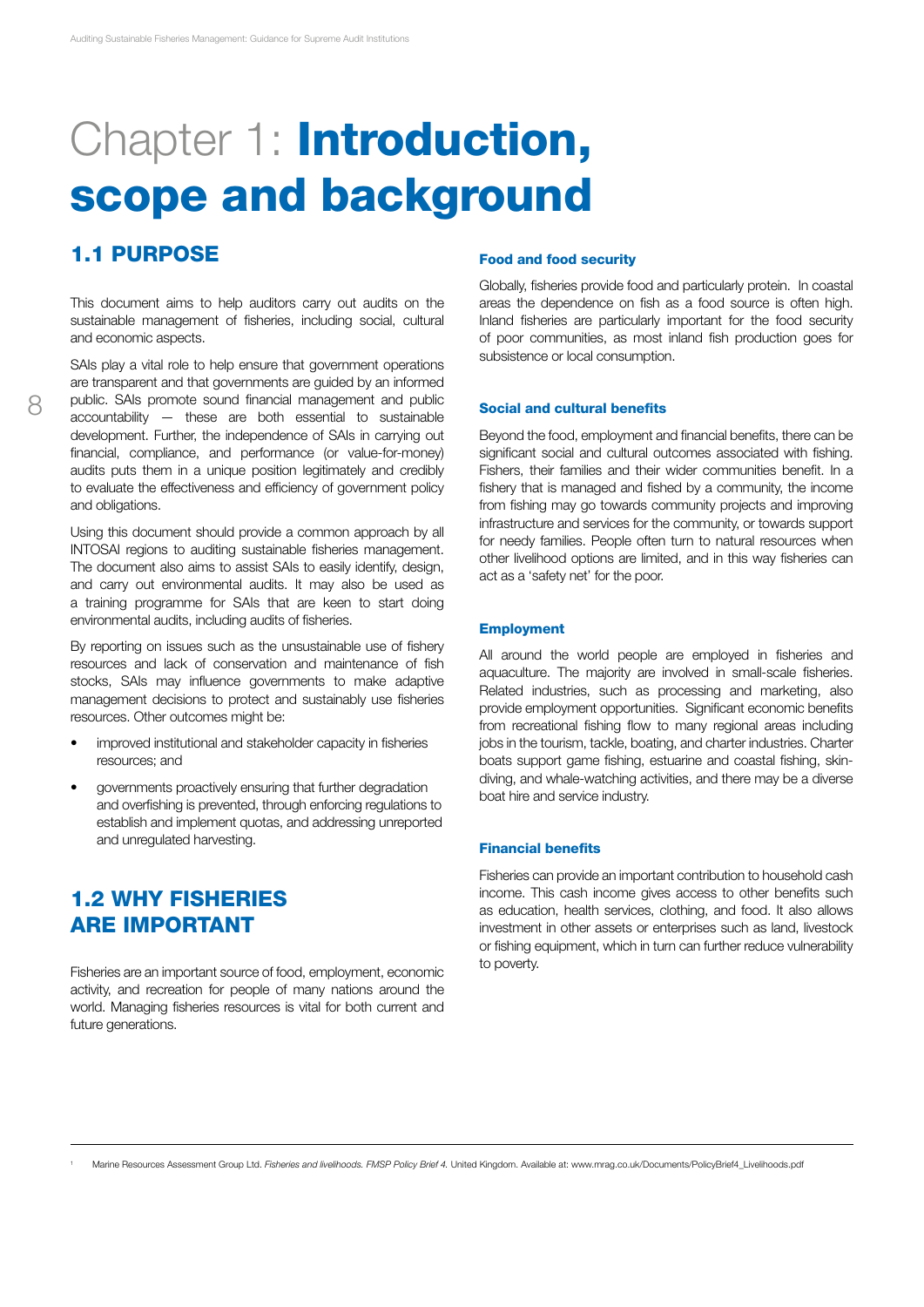# Chapter 1: **Introduction, scope and background**

## 1.1 PURPOSE

This document aims to help auditors carry out audits on the sustainable management of fisheries, including social, cultural and economic aspects.

SAIs play a vital role to help ensure that government operations are transparent and that governments are guided by an informed public. SAIs promote sound financial management and public accountability — these are both essential to sustainable development. Further, the independence of SAIs in carrying out financial, compliance, and performance (or value-for-money) audits puts them in a unique position legitimately and credibly to evaluate the effectiveness and efficiency of government policy and obligations.

Using this document should provide a common approach by all INTOSAI regions to auditing sustainable fisheries management. The document also aims to assist SAIs to easily identify, design, and carry out environmental audits. It may also be used as a training programme for SAIs that are keen to start doing environmental audits, including audits of fisheries.

By reporting on issues such as the unsustainable use of fishery resources and lack of conservation and maintenance of fish stocks, SAIs may influence governments to make adaptive management decisions to protect and sustainably use fisheries resources. Other outcomes might be:

- improved institutional and stakeholder capacity in fisheries resources; and
- governments proactively ensuring that further degradation and overfishing is prevented, through enforcing regulations to establish and implement quotas, and addressing unreported and unregulated harvesting.

## 1.2 WHY FISHERIES ARE IMPORTANT

Fisheries are an important source of food, employment, economic activity, and recreation for people of many nations around the world. Managing fisheries resources is vital for both current and future generations.

### Food and food security

Globally, fisheries provide food and particularly protein. In coastal areas the dependence on fish as a food source is often high. Inland fisheries are particularly important for the food security of poor communities, as most inland fish production goes for subsistence or local consumption.

### Social and cultural benefits

Beyond the food, employment and financial benefits, there can be significant social and cultural outcomes associated with fishing. Fishers, their families and their wider communities benefit. In a fishery that is managed and fished by a community, the income from fishing may go towards community projects and improving infrastructure and services for the community, or towards support for needy families. People often turn to natural resources when other livelihood options are limited, and in this way fisheries can act as a 'safety net' for the poor.

### Employment

All around the world people are employed in fisheries and aquaculture. The majority are involved in small-scale fisheries. Related industries, such as processing and marketing, also provide employment opportunities. Significant economic benefits from recreational fishing flow to many regional areas including jobs in the tourism, tackle, boating, and charter industries. Charter boats support game fishing, estuarine and coastal fishing, skin-diving, and whale-watching activities, and there may be a diverse boat hire and service industry.

### Financial benefits

Fisheries can provide an important contribution to household cash income. This cash income gives access to other benefits such as education, health services, clothing, and food. It also allows investment in other assets or enterprises such as land, livestock or fishing equipment, which in turn can further reduce vulnerability to poverty.

---

[1] Marine Resources Assessment Group Ltd. *Fisheries and livelihoods. FMSP Policy Brief 4.* United Kingdom. Available at: www.mrag.co.uk/Documents/PolicyBrief4_Livelihoods.pdf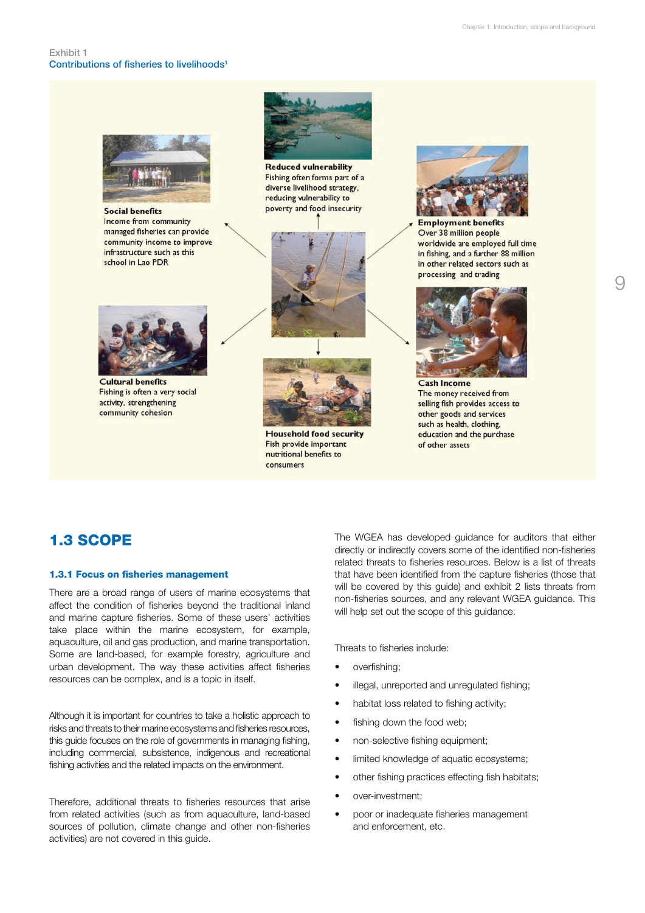Exhibit 1

### Contributions of fisheries to livelihoods[1]

**Social benefits**
Income from community managed fisheries can provide community income to improve infrastructure such as this school in Lao PDR

**Reduced vulnerability**
Fishing often forms part of a diverse livelihood strategy, reducing vulnerability to poverty and food insecurity

**Employment benefits**
Over 38 million people worldwide are employed full time in fishing, and a further 88 million in other related sectors such as processing and trading

**Cultural benefits**
Fishing is often a very social activity, strengthening community cohesion

**Household food security**
Fish provide important nutritional benefits to consumers

**Cash Income**
The money received from selling fish provides access to other goods and services such as health, clothing, education and the purchase of other assets

## 1.3 SCOPE

### 1.3.1 Focus on fisheries management

There are a broad range of users of marine ecosystems that affect the condition of fisheries beyond the traditional inland and marine capture fisheries. Some of these users' activities take place within the marine ecosystem, for example, aquaculture, oil and gas production, and marine transportation. Some are land-based, for example forestry, agriculture and urban development. The way these activities affect fisheries resources can be complex, and is a topic in itself.

Although it is important for countries to take a holistic approach to risks and threats to their marine ecosystems and fisheries resources, this guide focuses on the role of governments in managing fishing, including commercial, subsistence, indigenous and recreational fishing activities and the related impacts on the environment.

Therefore, additional threats to fisheries resources that arise from related activities (such as from aquaculture, land-based sources of pollution, climate change and other non-fisheries activities) are not covered in this guide.

The WGEA has developed guidance for auditors that either directly or indirectly covers some of the identified non-fisheries related threats to fisheries resources. Below is a list of threats that have been identified from the capture fisheries (those that will be covered by this guide) and exhibit 2 lists threats from non-fisheries sources, and any relevant WGEA guidance. This will help set out the scope of this guidance.

Threats to fisheries include:

- overfishing;
- illegal, unreported and unregulated fishing;
- habitat loss related to fishing activity;
- fishing down the food web;
- non-selective fishing equipment;
- limited knowledge of aquatic ecosystems;
- other fishing practices effecting fish habitats;
- over-investment;
- poor or inadequate fisheries management and enforcement, etc.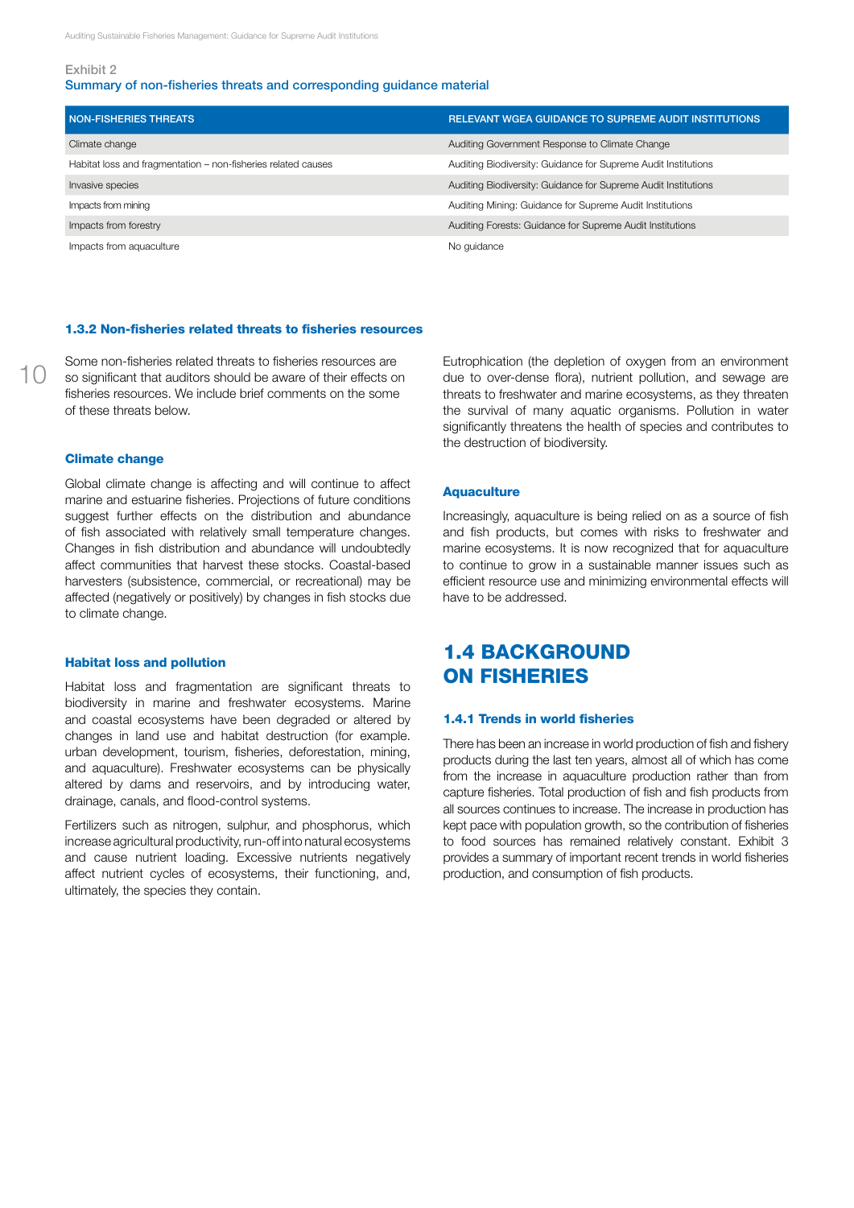Exhibit 2

Summary of non-fisheries threats and corresponding guidance material

| NON-FISHERIES THREATS | RELEVANT WGEA GUIDANCE TO SUPREME AUDIT INSTITUTIONS |
|---|---|
| Climate change | Auditing Government Response to Climate Change |
| Habitat loss and fragmentation – non-fisheries related causes | Auditing Biodiversity: Guidance for Supreme Audit Institutions |
| Invasive species | Auditing Biodiversity: Guidance for Supreme Audit Institutions |
| Impacts from mining | Auditing Mining: Guidance for Supreme Audit Institutions |
| Impacts from forestry | Auditing Forests: Guidance for Supreme Audit Institutions |
| Impacts from aquaculture | No guidance |

### 1.3.2 Non-fisheries related threats to fisheries resources

Some non-fisheries related threats to fisheries resources are so significant that auditors should be aware of their effects on fisheries resources. We include brief comments on the some of these threats below.

#### Climate change

Global climate change is affecting and will continue to affect marine and estuarine fisheries. Projections of future conditions suggest further effects on the distribution and abundance of fish associated with relatively small temperature changes. Changes in fish distribution and abundance will undoubtedly affect communities that harvest these stocks. Coastal-based harvesters (subsistence, commercial, or recreational) may be affected (negatively or positively) by changes in fish stocks due to climate change.

#### Habitat loss and pollution

Habitat loss and fragmentation are significant threats to biodiversity in marine and freshwater ecosystems. Marine and coastal ecosystems have been degraded or altered by changes in land use and habitat destruction (for example. urban development, tourism, fisheries, deforestation, mining, and aquaculture). Freshwater ecosystems can be physically altered by dams and reservoirs, and by introducing water, drainage, canals, and flood-control systems.

Fertilizers such as nitrogen, sulphur, and phosphorus, which increase agricultural productivity, run-off into natural ecosystems and cause nutrient loading. Excessive nutrients negatively affect nutrient cycles of ecosystems, their functioning, and, ultimately, the species they contain.

Eutrophication (the depletion of oxygen from an environment due to over-dense flora), nutrient pollution, and sewage are threats to freshwater and marine ecosystems, as they threaten the survival of many aquatic organisms. Pollution in water significantly threatens the health of species and contributes to the destruction of biodiversity.

#### Aquaculture

Increasingly, aquaculture is being relied on as a source of fish and fish products, but comes with risks to freshwater and marine ecosystems. It is now recognized that for aquaculture to continue to grow in a sustainable manner issues such as efficient resource use and minimizing environmental effects will have to be addressed.

## 1.4 BACKGROUND ON FISHERIES

### 1.4.1 Trends in world fisheries

There has been an increase in world production of fish and fishery products during the last ten years, almost all of which has come from the increase in aquaculture production rather than from capture fisheries. Total production of fish and fish products from all sources continues to increase. The increase in production has kept pace with population growth, so the contribution of fisheries to food sources has remained relatively constant. Exhibit 3 provides a summary of important recent trends in world fisheries production, and consumption of fish products.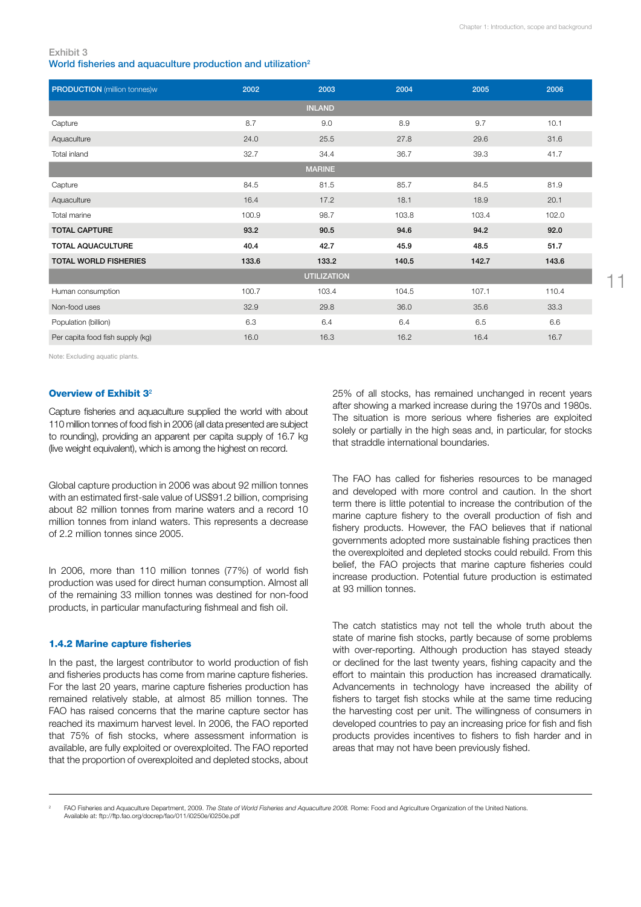Exhibit 3

### World fisheries and aquaculture production and utilization[2]

| **PRODUCTION** (million tonnes)w | 2002 | 2003 | 2004 | 2005 | 2006 |
|---|---|---|---|---|---|
| | | INLAND | | | |
| Capture | 8.7 | 9.0 | 8.9 | 9.7 | 10.1 |
| Aquaculture | 24.0 | 25.5 | 27.8 | 29.6 | 31.6 |
| Total inland | 32.7 | 34.4 | 36.7 | 39.3 | 41.7 |
| | | MARINE | | | |
| Capture | 84.5 | 81.5 | 85.7 | 84.5 | 81.9 |
| Aquaculture | 16.4 | 17.2 | 18.1 | 18.9 | 20.1 |
| Total marine | 100.9 | 98.7 | 103.8 | 103.4 | 102.0 |
| **TOTAL CAPTURE** | **93.2** | **90.5** | **94.6** | **94.2** | **92.0** |
| **TOTAL AQUACULTURE** | **40.4** | **42.7** | **45.9** | **48.5** | **51.7** |
| **TOTAL WORLD FISHERIES** | **133.6** | **133.2** | **140.5** | **142.7** | **143.6** |
| | | UTILIZATION | | | |
| Human consumption | 100.7 | 103.4 | 104.5 | 107.1 | 110.4 |
| Non-food uses | 32.9 | 29.8 | 36.0 | 35.6 | 33.3 |
| Population (billion) | 6.3 | 6.4 | 6.4 | 6.5 | 6.6 |
| Per capita food fish supply (kg) | 16.0 | 16.3 | 16.2 | 16.4 | 16.7 |

Note: Excluding aquatic plants.

#### Overview of Exhibit 3[2]

Capture fisheries and aquaculture supplied the world with about 110 million tonnes of food fish in 2006 (all data presented are subject to rounding), providing an apparent per capita supply of 16.7 kg (live weight equivalent), which is among the highest on record.

Global capture production in 2006 was about 92 million tonnes with an estimated first-sale value of US$91.2 billion, comprising about 82 million tonnes from marine waters and a record 10 million tonnes from inland waters. This represents a decrease of 2.2 million tonnes since 2005.

In 2006, more than 110 million tonnes (77%) of world fish production was used for direct human consumption. Almost all of the remaining 33 million tonnes was destined for non-food products, in particular manufacturing fishmeal and fish oil.

#### 1.4.2 Marine capture fisheries

In the past, the largest contributor to world production of fish and fisheries products has come from marine capture fisheries. For the last 20 years, marine capture fisheries production has remained relatively stable, at almost 85 million tonnes. The FAO has raised concerns that the marine capture sector has reached its maximum harvest level. In 2006, the FAO reported that 75% of fish stocks, where assessment information is available, are fully exploited or overexploited. The FAO reported that the proportion of overexploited and depleted stocks, about 25% of all stocks, has remained unchanged in recent years after showing a marked increase during the 1970s and 1980s. The situation is more serious where fisheries are exploited solely or partially in the high seas and, in particular, for stocks that straddle international boundaries.

The FAO has called for fisheries resources to be managed and developed with more control and caution. In the short term there is little potential to increase the contribution of the marine capture fishery to the overall production of fish and fishery products. However, the FAO believes that if national governments adopted more sustainable fishing practices then the overexploited and depleted stocks could rebuild. From this belief, the FAO projects that marine capture fisheries could increase production. Potential future production is estimated at 93 million tonnes.

The catch statistics may not tell the whole truth about the state of marine fish stocks, partly because of some problems with over-reporting. Although production has stayed steady or declined for the last twenty years, fishing capacity and the effort to maintain this production has increased dramatically. Advancements in technology have increased the ability of fishers to target fish stocks while at the same time reducing the harvesting cost per unit. The willingness of consumers in developed countries to pay an increasing price for fish and fish products provides incentives to fishers to fish harder and in areas that may not have been previously fished.

---

[2] FAO Fisheries and Aquaculture Department, 2009. *The State of World Fisheries and Aquaculture 2008.* Rome: Food and Agriculture Organization of the United Nations. Available at: ftp://ftp.fao.org/docrep/fao/011/i0250e/i0250e.pdf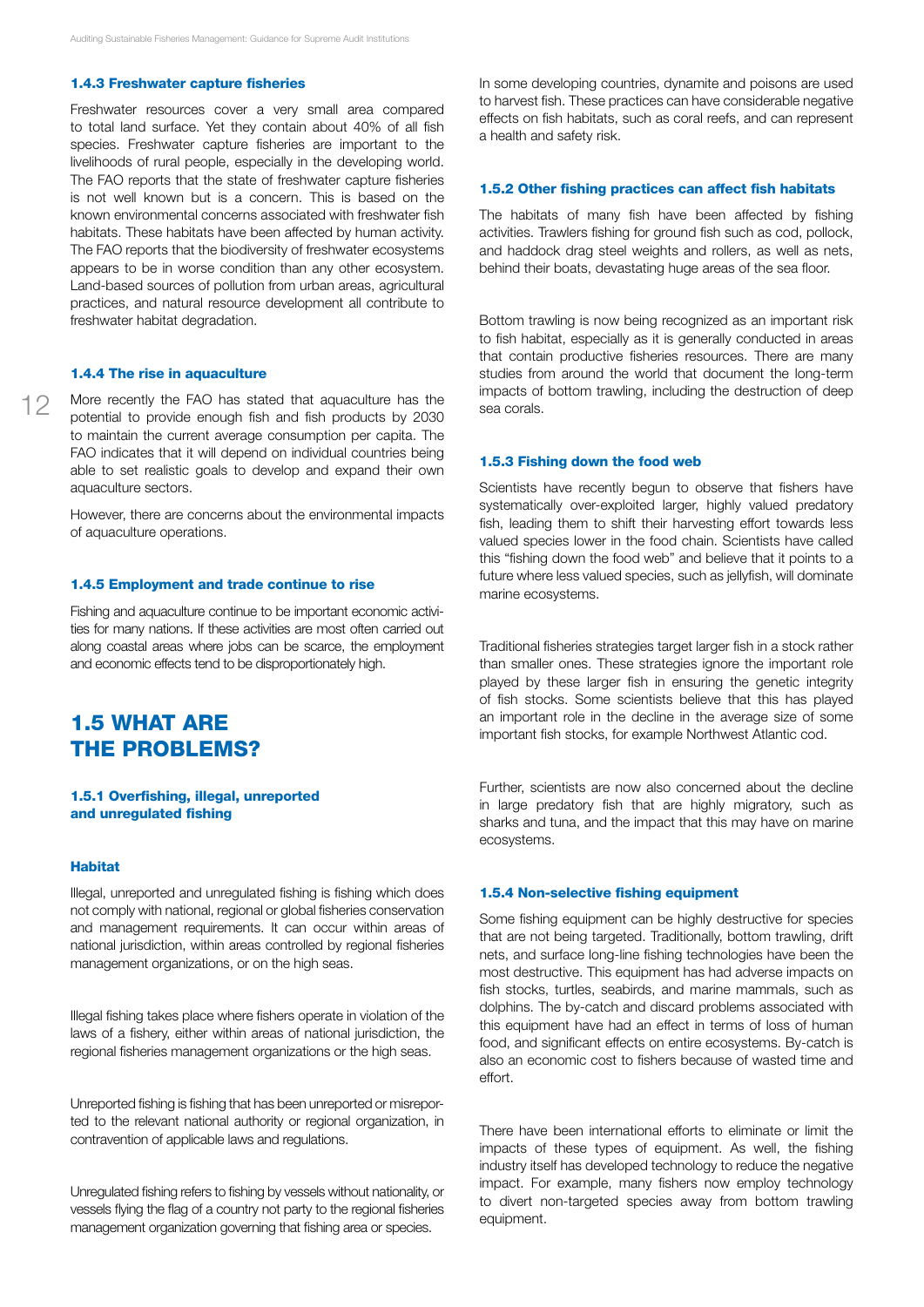### 1.4.3 Freshwater capture fisheries

Freshwater resources cover a very small area compared to total land surface. Yet they contain about 40% of all fish species. Freshwater capture fisheries are important to the livelihoods of rural people, especially in the developing world. The FAO reports that the state of freshwater capture fisheries is not well known but is a concern. This is based on the known environmental concerns associated with freshwater fish habitats. These habitats have been affected by human activity. The FAO reports that the biodiversity of freshwater ecosystems appears to be in worse condition than any other ecosystem. Land-based sources of pollution from urban areas, agricultural practices, and natural resource development all contribute to freshwater habitat degradation.

### 1.4.4 The rise in aquaculture

More recently the FAO has stated that aquaculture has the potential to provide enough fish and fish products by 2030 to maintain the current average consumption per capita. The FAO indicates that it will depend on individual countries being able to set realistic goals to develop and expand their own aquaculture sectors.

However, there are concerns about the environmental impacts of aquaculture operations.

### 1.4.5 Employment and trade continue to rise

Fishing and aquaculture continue to be important economic activities for many nations. If these activities are most often carried out along coastal areas where jobs can be scarce, the employment and economic effects tend to be disproportionately high.

## 1.5 WHAT ARE THE PROBLEMS?

### 1.5.1 Overfishing, illegal, unreported and unregulated fishing

#### Habitat

Illegal, unreported and unregulated fishing is fishing which does not comply with national, regional or global fisheries conservation and management requirements. It can occur within areas of national jurisdiction, within areas controlled by regional fisheries management organizations, or on the high seas.

Illegal fishing takes place where fishers operate in violation of the laws of a fishery, either within areas of national jurisdiction, the regional fisheries management organizations or the high seas.

Unreported fishing is fishing that has been unreported or misreported to the relevant national authority or regional organization, in contravention of applicable laws and regulations.

Unregulated fishing refers to fishing by vessels without nationality, or vessels flying the flag of a country not party to the regional fisheries management organization governing that fishing area or species.

In some developing countries, dynamite and poisons are used to harvest fish. These practices can have considerable negative effects on fish habitats, such as coral reefs, and can represent a health and safety risk.

### 1.5.2 Other fishing practices can affect fish habitats

The habitats of many fish have been affected by fishing activities. Trawlers fishing for ground fish such as cod, pollock, and haddock drag steel weights and rollers, as well as nets, behind their boats, devastating huge areas of the sea floor.

Bottom trawling is now being recognized as an important risk to fish habitat, especially as it is generally conducted in areas that contain productive fisheries resources. There are many studies from around the world that document the long-term impacts of bottom trawling, including the destruction of deep sea corals.

### 1.5.3 Fishing down the food web

Scientists have recently begun to observe that fishers have systematically over-exploited larger, highly valued predatory fish, leading them to shift their harvesting effort towards less valued species lower in the food chain. Scientists have called this "fishing down the food web" and believe that it points to a future where less valued species, such as jellyfish, will dominate marine ecosystems.

Traditional fisheries strategies target larger fish in a stock rather than smaller ones. These strategies ignore the important role played by these larger fish in ensuring the genetic integrity of fish stocks. Some scientists believe that this has played an important role in the decline in the average size of some important fish stocks, for example Northwest Atlantic cod.

Further, scientists are now also concerned about the decline in large predatory fish that are highly migratory, such as sharks and tuna, and the impact that this may have on marine ecosystems.

### 1.5.4 Non-selective fishing equipment

Some fishing equipment can be highly destructive for species that are not being targeted. Traditionally, bottom trawling, drift nets, and surface long-line fishing technologies have been the most destructive. This equipment has had adverse impacts on fish stocks, turtles, seabirds, and marine mammals, such as dolphins. The by-catch and discard problems associated with this equipment have had an effect in terms of loss of human food, and significant effects on entire ecosystems. By-catch is also an economic cost to fishers because of wasted time and effort.

There have been international efforts to eliminate or limit the impacts of these types of equipment. As well, the fishing industry itself has developed technology to reduce the negative impact. For example, many fishers now employ technology to divert non-targeted species away from bottom trawling equipment.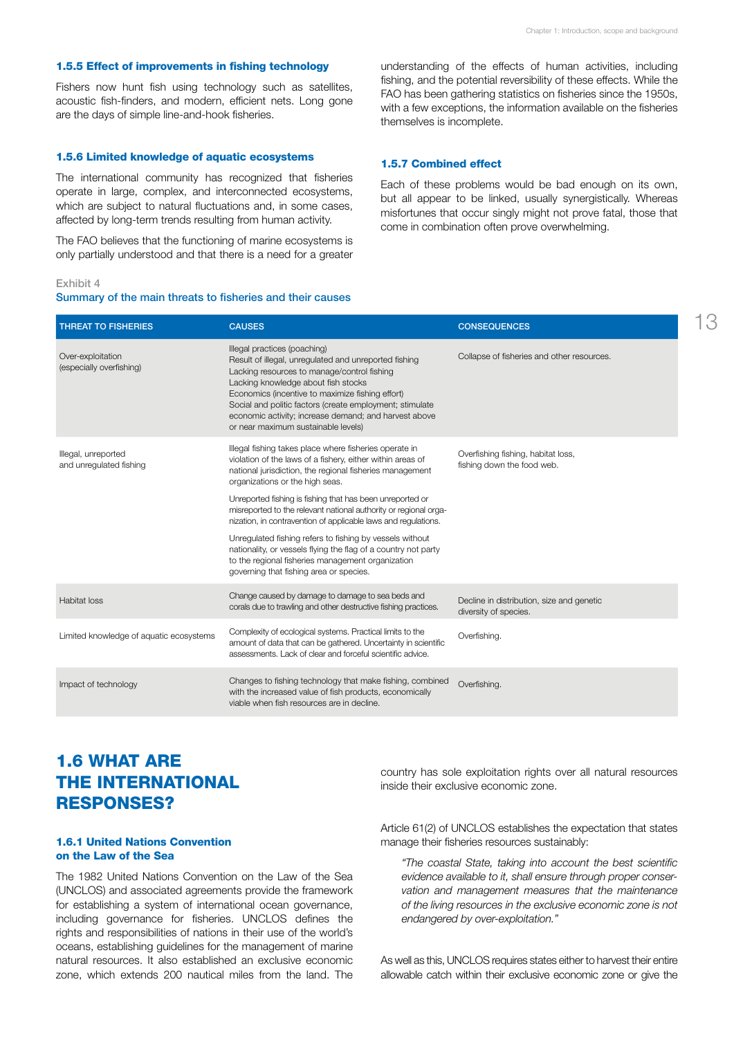### 1.5.5 Effect of improvements in fishing technology

Fishers now hunt fish using technology such as satellites, acoustic fish-finders, and modern, efficient nets. Long gone are the days of simple line-and-hook fisheries.

### 1.5.6 Limited knowledge of aquatic ecosystems

The international community has recognized that fisheries operate in large, complex, and interconnected ecosystems, which are subject to natural fluctuations and, in some cases, affected by long-term trends resulting from human activity.

The FAO believes that the functioning of marine ecosystems is only partially understood and that there is a need for a greater understanding of the effects of human activities, including fishing, and the potential reversibility of these effects. While the FAO has been gathering statistics on fisheries since the 1950s, with a few exceptions, the information available on the fisheries themselves is incomplete.

### 1.5.7 Combined effect

Each of these problems would be bad enough on its own, but all appear to be linked, usually synergistically. Whereas misfortunes that occur singly might not prove fatal, those that come in combination often prove overwhelming.

Exhibit 4

**Summary of the main threats to fisheries and their causes**

| THREAT TO FISHERIES | CAUSES | CONSEQUENCES |
|---|---|---|
| Over-exploitation (especially overfishing) | Illegal practices (poaching)<br>Result of illegal, unregulated and unreported fishing<br>Lacking resources to manage/control fishing<br>Lacking knowledge about fish stocks<br>Economics (incentive to maximize fishing effort)<br>Social and politic factors (create employment; stimulate economic activity; increase demand; and harvest above or near maximum sustainable levels) | Collapse of fisheries and other resources. |
| Illegal, unreported and unregulated fishing | Illegal fishing takes place where fisheries operate in violation of the laws of a fishery, either within areas of national jurisdiction, the regional fisheries management organizations or the high seas.<br><br>Unreported fishing is fishing that has been unreported or misreported to the relevant national authority or regional organization, in contravention of applicable laws and regulations.<br><br>Unregulated fishing refers to fishing by vessels without nationality, or vessels flying the flag of a country not party to the regional fisheries management organization governing that fishing area or species. | Overfishing fishing, habitat loss, fishing down the food web. |
| Habitat loss | Change caused by damage to damage to sea beds and corals due to trawling and other destructive fishing practices. | Decline in distribution, size and genetic diversity of species. |
| Limited knowledge of aquatic ecosystems | Complexity of ecological systems. Practical limits to the amount of data that can be gathered. Uncertainty in scientific assessments. Lack of clear and forceful scientific advice. | Overfishing. |
| Impact of technology | Changes to fishing technology that make fishing, combined with the increased value of fish products, economically viable when fish resources are in decline. | Overfishing. |

## 1.6 WHAT ARE THE INTERNATIONAL RESPONSES?

### 1.6.1 United Nations Convention on the Law of the Sea

The 1982 United Nations Convention on the Law of the Sea (UNCLOS) and associated agreements provide the framework for establishing a system of international ocean governance, including governance for fisheries. UNCLOS defines the rights and responsibilities of nations in their use of the world's oceans, establishing guidelines for the management of marine natural resources. It also established an exclusive economic zone, which extends 200 nautical miles from the land. The country has sole exploitation rights over all natural resources inside their exclusive economic zone.

Article 61(2) of UNCLOS establishes the expectation that states manage their fisheries resources sustainably:

> *"The coastal State, taking into account the best scientific evidence available to it, shall ensure through proper conservation and management measures that the maintenance of the living resources in the exclusive economic zone is not endangered by over-exploitation."*

As well as this, UNCLOS requires states either to harvest their entire allowable catch within their exclusive economic zone or give the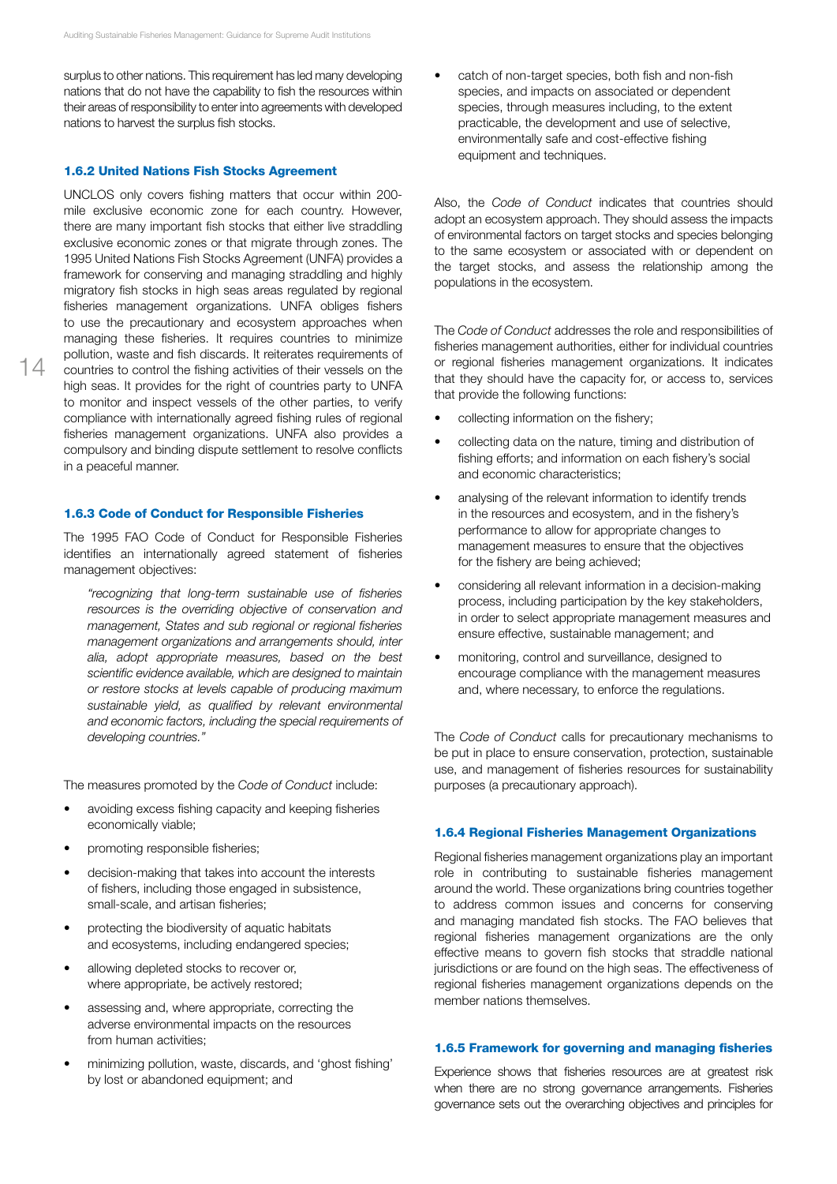surplus to other nations. This requirement has led many developing nations that do not have the capability to fish the resources within their areas of responsibility to enter into agreements with developed nations to harvest the surplus fish stocks.

### 1.6.2 United Nations Fish Stocks Agreement

UNCLOS only covers fishing matters that occur within 200-mile exclusive economic zone for each country. However, there are many important fish stocks that either live straddling exclusive economic zones or that migrate through zones. The 1995 United Nations Fish Stocks Agreement (UNFA) provides a framework for conserving and managing straddling and highly migratory fish stocks in high seas areas regulated by regional fisheries management organizations. UNFA obliges fishers to use the precautionary and ecosystem approaches when managing these fisheries. It requires countries to minimize pollution, waste and fish discards. It reiterates requirements of countries to control the fishing activities of their vessels on the high seas. It provides for the right of countries party to UNFA to monitor and inspect vessels of the other parties, to verify compliance with internationally agreed fishing rules of regional fisheries management organizations. UNFA also provides a compulsory and binding dispute settlement to resolve conflicts in a peaceful manner.

### 1.6.3 Code of Conduct for Responsible Fisheries

The 1995 FAO Code of Conduct for Responsible Fisheries identifies an internationally agreed statement of fisheries management objectives:

> *"recognizing that long-term sustainable use of fisheries resources is the overriding objective of conservation and management, States and sub regional or regional fisheries management organizations and arrangements should, inter alia, adopt appropriate measures, based on the best scientific evidence available, which are designed to maintain or restore stocks at levels capable of producing maximum sustainable yield, as qualified by relevant environmental and economic factors, including the special requirements of developing countries."*

The measures promoted by the *Code of Conduct* include:

- avoiding excess fishing capacity and keeping fisheries economically viable;
- promoting responsible fisheries;
- decision-making that takes into account the interests of fishers, including those engaged in subsistence, small-scale, and artisan fisheries;
- protecting the biodiversity of aquatic habitats and ecosystems, including endangered species;
- allowing depleted stocks to recover or, where appropriate, be actively restored;
- assessing and, where appropriate, correcting the adverse environmental impacts on the resources from human activities;
- minimizing pollution, waste, discards, and 'ghost fishing' by lost or abandoned equipment; and
- catch of non-target species, both fish and non-fish species, and impacts on associated or dependent species, through measures including, to the extent practicable, the development and use of selective, environmentally safe and cost-effective fishing equipment and techniques.

Also, the *Code of Conduct* indicates that countries should adopt an ecosystem approach. They should assess the impacts of environmental factors on target stocks and species belonging to the same ecosystem or associated with or dependent on the target stocks, and assess the relationship among the populations in the ecosystem.

The *Code of Conduct* addresses the role and responsibilities of fisheries management authorities, either for individual countries or regional fisheries management organizations. It indicates that they should have the capacity for, or access to, services that provide the following functions:

- collecting information on the fishery;
- collecting data on the nature, timing and distribution of fishing efforts; and information on each fishery's social and economic characteristics;
- analysing of the relevant information to identify trends in the resources and ecosystem, and in the fishery's performance to allow for appropriate changes to management measures to ensure that the objectives for the fishery are being achieved;
- considering all relevant information in a decision-making process, including participation by the key stakeholders, in order to select appropriate management measures and ensure effective, sustainable management; and
- monitoring, control and surveillance, designed to encourage compliance with the management measures and, where necessary, to enforce the regulations.

The *Code of Conduct* calls for precautionary mechanisms to be put in place to ensure conservation, protection, sustainable use, and management of fisheries resources for sustainability purposes (a precautionary approach).

### 1.6.4 Regional Fisheries Management Organizations

Regional fisheries management organizations play an important role in contributing to sustainable fisheries management around the world. These organizations bring countries together to address common issues and concerns for conserving and managing mandated fish stocks. The FAO believes that regional fisheries management organizations are the only effective means to govern fish stocks that straddle national jurisdictions or are found on the high seas. The effectiveness of regional fisheries management organizations depends on the member nations themselves.

### 1.6.5 Framework for governing and managing fisheries

Experience shows that fisheries resources are at greatest risk when there are no strong governance arrangements. Fisheries governance sets out the overarching objectives and principles for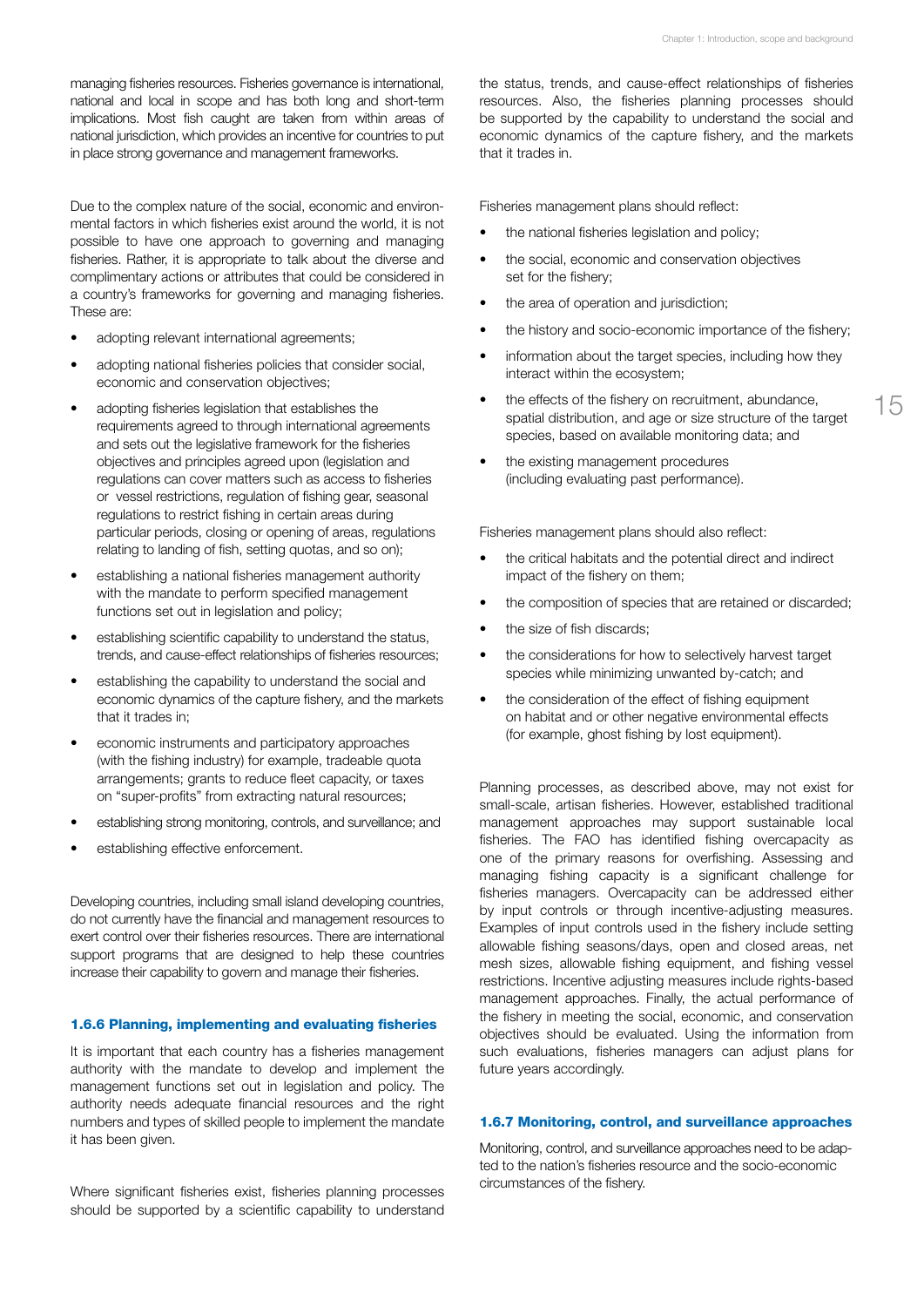managing fisheries resources. Fisheries governance is international, national and local in scope and has both long and short-term implications. Most fish caught are taken from within areas of national jurisdiction, which provides an incentive for countries to put in place strong governance and management frameworks.

Due to the complex nature of the social, economic and environmental factors in which fisheries exist around the world, it is not possible to have one approach to governing and managing fisheries. Rather, it is appropriate to talk about the diverse and complimentary actions or attributes that could be considered in a country's frameworks for governing and managing fisheries. These are:

- adopting relevant international agreements;
- adopting national fisheries policies that consider social, economic and conservation objectives;
- adopting fisheries legislation that establishes the requirements agreed to through international agreements and sets out the legislative framework for the fisheries objectives and principles agreed upon (legislation and regulations can cover matters such as access to fisheries or vessel restrictions, regulation of fishing gear, seasonal regulations to restrict fishing in certain areas during particular periods, closing or opening of areas, regulations relating to landing of fish, setting quotas, and so on);
- establishing a national fisheries management authority with the mandate to perform specified management functions set out in legislation and policy;
- establishing scientific capability to understand the status, trends, and cause-effect relationships of fisheries resources;
- establishing the capability to understand the social and economic dynamics of the capture fishery, and the markets that it trades in;
- economic instruments and participatory approaches (with the fishing industry) for example, tradeable quota arrangements; grants to reduce fleet capacity, or taxes on "super-profits" from extracting natural resources;
- establishing strong monitoring, controls, and surveillance; and
- establishing effective enforcement.

Developing countries, including small island developing countries, do not currently have the financial and management resources to exert control over their fisheries resources. There are international support programs that are designed to help these countries increase their capability to govern and manage their fisheries.

### 1.6.6 Planning, implementing and evaluating fisheries

It is important that each country has a fisheries management authority with the mandate to develop and implement the management functions set out in legislation and policy. The authority needs adequate financial resources and the right numbers and types of skilled people to implement the mandate it has been given.

Where significant fisheries exist, fisheries planning processes should be supported by a scientific capability to understand the status, trends, and cause-effect relationships of fisheries resources. Also, the fisheries planning processes should be supported by the capability to understand the social and economic dynamics of the capture fishery, and the markets that it trades in.

Fisheries management plans should reflect:

- the national fisheries legislation and policy;
- the social, economic and conservation objectives set for the fishery;
- the area of operation and jurisdiction;
- the history and socio-economic importance of the fishery;
- information about the target species, including how they interact within the ecosystem;
- the effects of the fishery on recruitment, abundance, spatial distribution, and age or size structure of the target species, based on available monitoring data; and
- the existing management procedures (including evaluating past performance).

Fisheries management plans should also reflect:

- the critical habitats and the potential direct and indirect impact of the fishery on them;
- the composition of species that are retained or discarded;
- the size of fish discards;
- the considerations for how to selectively harvest target species while minimizing unwanted by-catch; and
- the consideration of the effect of fishing equipment on habitat and or other negative environmental effects (for example, ghost fishing by lost equipment).

Planning processes, as described above, may not exist for small-scale, artisan fisheries. However, established traditional management approaches may support sustainable local fisheries. The FAO has identified fishing overcapacity as one of the primary reasons for overfishing. Assessing and managing fishing capacity is a significant challenge for fisheries managers. Overcapacity can be addressed either by input controls or through incentive-adjusting measures. Examples of input controls used in the fishery include setting allowable fishing seasons/days, open and closed areas, net mesh sizes, allowable fishing equipment, and fishing vessel restrictions. Incentive adjusting measures include rights-based management approaches. Finally, the actual performance of the fishery in meeting the social, economic, and conservation objectives should be evaluated. Using the information from such evaluations, fisheries managers can adjust plans for future years accordingly.

### 1.6.7 Monitoring, control, and surveillance approaches

Monitoring, control, and surveillance approaches need to be adapted to the nation's fisheries resource and the socio-economic circumstances of the fishery.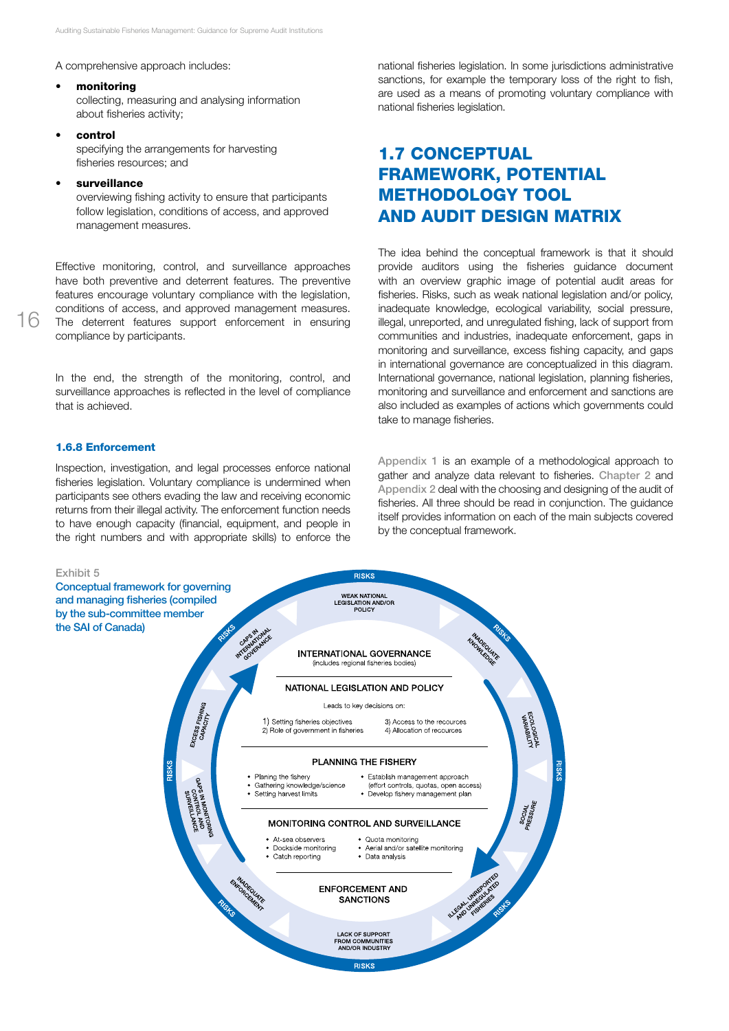A comprehensive approach includes:

- **monitoring**
  collecting, measuring and analysing information about fisheries activity;
- **control**
  specifying the arrangements for harvesting fisheries resources; and
- **surveillance**
  overviewing fishing activity to ensure that participants follow legislation, conditions of access, and approved management measures.

Effective monitoring, control, and surveillance approaches have both preventive and deterrent features. The preventive features encourage voluntary compliance with the legislation, conditions of access, and approved management measures. The deterrent features support enforcement in ensuring compliance by participants.

In the end, the strength of the monitoring, control, and surveillance approaches is reflected in the level of compliance that is achieved.

### 1.6.8 Enforcement

Inspection, investigation, and legal processes enforce national fisheries legislation. Voluntary compliance is undermined when participants see others evading the law and receiving economic returns from their illegal activity. The enforcement function needs to have enough capacity (financial, equipment, and people in the right numbers and with appropriate skills) to enforce the national fisheries legislation. In some jurisdictions administrative sanctions, for example the temporary loss of the right to fish, are used as a means of promoting voluntary compliance with national fisheries legislation.

## 1.7 CONCEPTUAL FRAMEWORK, POTENTIAL METHODOLOGY TOOL AND AUDIT DESIGN MATRIX

The idea behind the conceptual framework is that it should provide auditors using the fisheries guidance document with an overview graphic image of potential audit areas for fisheries. Risks, such as weak national legislation and/or policy, inadequate knowledge, ecological variability, social pressure, illegal, unreported, and unregulated fishing, lack of support from communities and industries, inadequate enforcement, gaps in monitoring and surveillance, excess fishing capacity, and gaps in international governance are conceptualized in this diagram. International governance, national legislation, planning fisheries, monitoring and surveillance and enforcement and sanctions are also included as examples of actions which governments could take to manage fisheries.

Appendix 1 is an example of a methodological approach to gather and analyze data relevant to fisheries. Chapter 2 and Appendix 2 deal with the choosing and designing of the audit of fisheries. All three should be read in conjunction. The guidance itself provides information on each of the main subjects covered by the conceptual framework.

Exhibit 5

Conceptual framework for governing and managing fisheries (compiled by the sub-committee member the SAI of Canada)

RISKS: WEAK NATIONAL LEGISLATION AND/OR POLICY; INADEQUATE KNOWLEDGE; ECOLOGICAL VARIABILITY; SOCIAL PRESSURE; ILLEGAL, UNREPORTED AND UNREGULATED FISHERIES; LACK OF SUPPORT FROM COMMUNITIES AND/OR INDUSTRY; INADEQUATE ENFORCEMENT; GAPS IN MONITORING CONTROL AND SURVEILLANCE; EXCESS FISHING CAPACITY; GAPS IN INTERNATIONAL GOVERNANCE

**INTERNATIONAL GOVERNANCE** (includes regional fisheries bodies)

**NATIONAL LEGISLATION AND POLICY**

Leads to key decisions on:
1) Setting fisheries objectives
2) Role of government in fisheries
3) Access to the recources
4) Allocation of recources

**PLANNING THE FISHERY**
- Planing the fishery
- Gathering knowledge/science
- Setting harvest limits
- Establish management approach (effort controls, quotas, open access)
- Develop fishery management plan

**MONITORING CONTROL AND SURVEILLANCE**
- At-sea observers
- Dockside monitoring
- Catch reporting
- Quota monitoring
- Aerial and/or satellite monitoring
- Data analysis

**ENFORCEMENT AND SANCTIONS**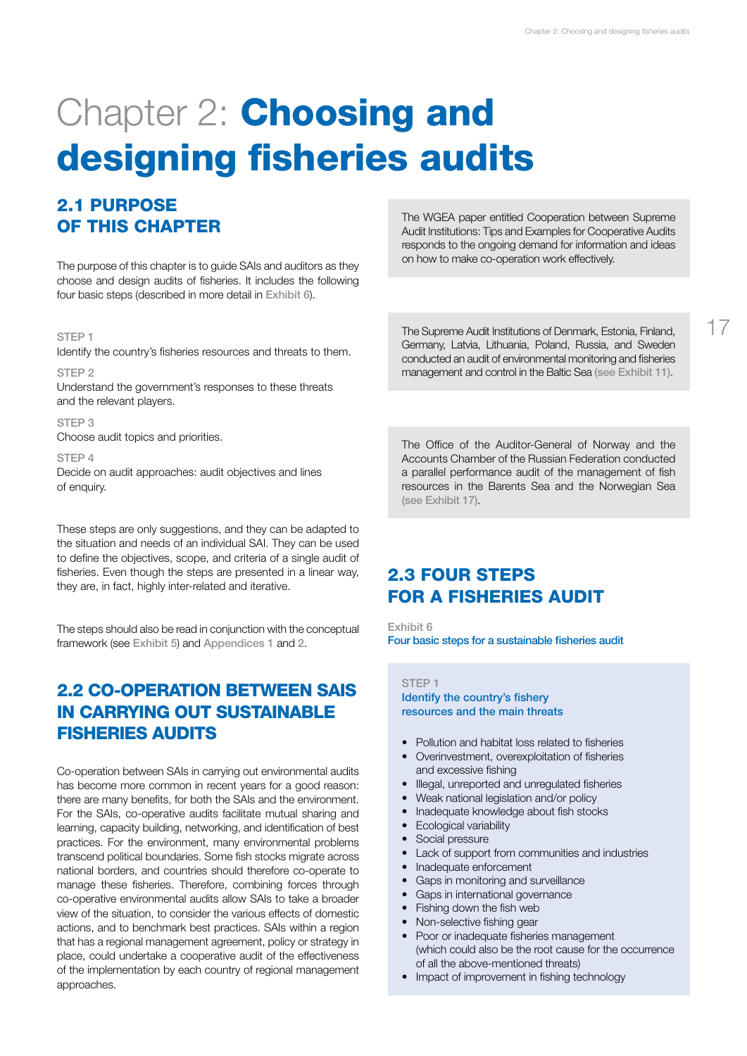# Chapter 2: **Choosing and designing fisheries audits**

## 2.1 PURPOSE OF THIS CHAPTER

The purpose of this chapter is to guide SAIs and auditors as they choose and design audits of fisheries. It includes the following four basic steps (described in more detail in Exhibit 6).

STEP 1
Identify the country's fisheries resources and threats to them.

STEP 2
Understand the government's responses to these threats and the relevant players.

STEP 3
Choose audit topics and priorities.

STEP 4
Decide on audit approaches: audit objectives and lines of enquiry.

These steps are only suggestions, and they can be adapted to the situation and needs of an individual SAI. They can be used to define the objectives, scope, and criteria of a single audit of fisheries. Even though the steps are presented in a linear way, they are, in fact, highly inter-related and iterative.

The steps should also be read in conjunction with the conceptual framework (see Exhibit 5) and Appendices 1 and 2.

## 2.2 CO-OPERATION BETWEEN SAIS IN CARRYING OUT SUSTAINABLE FISHERIES AUDITS

Co-operation between SAIs in carrying out environmental audits has become more common in recent years for a good reason: there are many benefits, for both the SAIs and the environment. For the SAIs, co-operative audits facilitate mutual sharing and learning, capacity building, networking, and identification of best practices. For the environment, many environmental problems transcend political boundaries. Some fish stocks migrate across national borders, and countries should therefore co-operate to manage these fisheries. Therefore, combining forces through co-operative environmental audits allow SAIs to take a broader view of the situation, to consider the various effects of domestic actions, and to benchmark best practices. SAIs within a region that has a regional management agreement, policy or strategy in place, could undertake a cooperative audit of the effectiveness of the implementation by each country of regional management approaches.

The WGEA paper entitled Cooperation between Supreme Audit Institutions: Tips and Examples for Cooperative Audits responds to the ongoing demand for information and ideas on how to make co-operation work effectively.

The Supreme Audit Institutions of Denmark, Estonia, Finland, Germany, Latvia, Lithuania, Poland, Russia, and Sweden conducted an audit of environmental monitoring and fisheries management and control in the Baltic Sea (see Exhibit 11).

The Office of the Auditor-General of Norway and the Accounts Chamber of the Russian Federation conducted a parallel performance audit of the management of fish resources in the Barents Sea and the Norwegian Sea (see Exhibit 17).

## 2.3 FOUR STEPS FOR A FISHERIES AUDIT

Exhibit 6
Four basic steps for a sustainable fisheries audit

STEP 1
**Identify the country's fishery resources and the main threats**

- Pollution and habitat loss related to fisheries
- Overinvestment, overexploitation of fisheries and excessive fishing
- Illegal, unreported and unregulated fisheries
- Weak national legislation and/or policy
- Inadequate knowledge about fish stocks
- Ecological variability
- Social pressure
- Lack of support from communities and industries
- Inadequate enforcement
- Gaps in monitoring and surveillance
- Gaps in international governance
- Fishing down the fish web
- Non-selective fishing gear
- Poor or inadequate fisheries management (which could also be the root cause for the occurrence of all the above-mentioned threats)
- Impact of improvement in fishing technology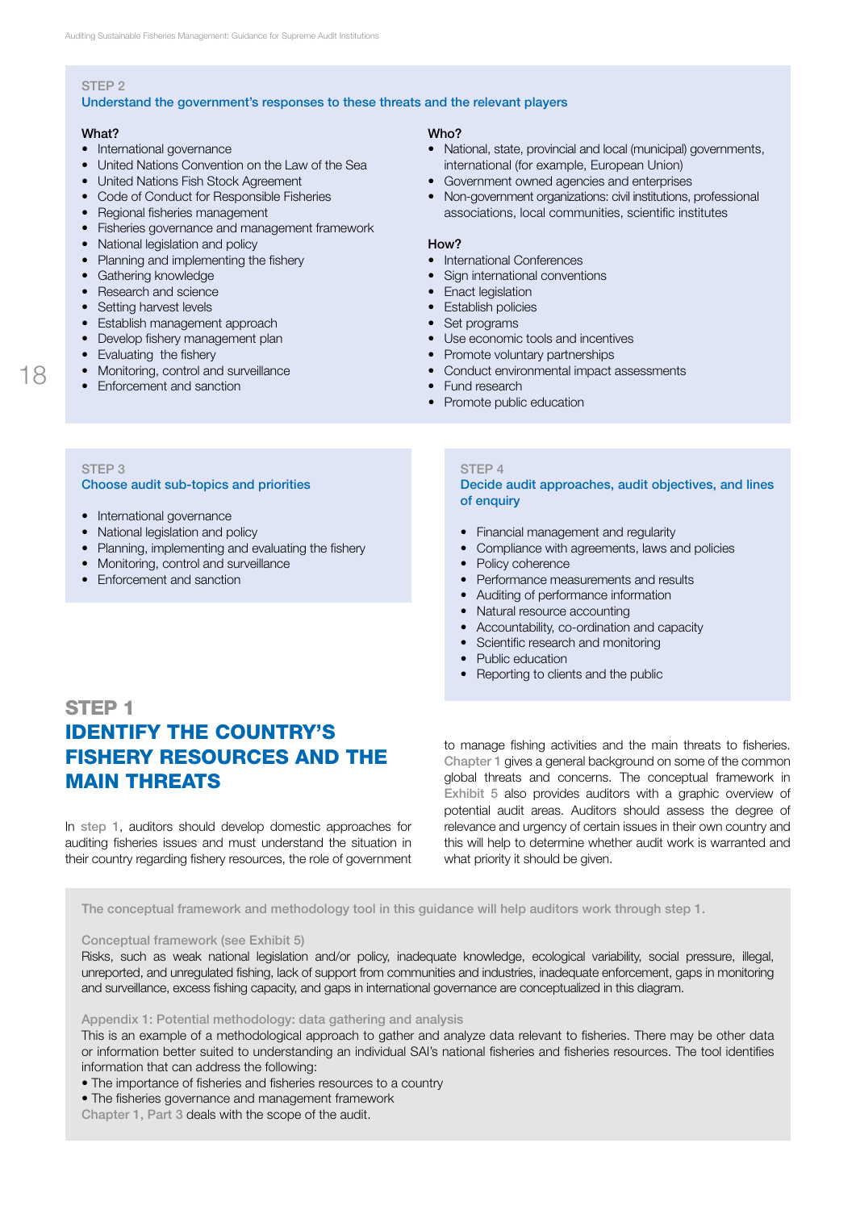STEP 2

**Understand the government's responses to these threats and the relevant players**

**What?**

- International governance
- United Nations Convention on the Law of the Sea
- United Nations Fish Stock Agreement
- Code of Conduct for Responsible Fisheries
- Regional fisheries management
- Fisheries governance and management framework
- National legislation and policy
- Planning and implementing the fishery
- Gathering knowledge
- Research and science
- Setting harvest levels
- Establish management approach
- Develop fishery management plan
- Evaluating the fishery
- Monitoring, control and surveillance
- Enforcement and sanction

**Who?**

- National, state, provincial and local (municipal) governments, international (for example, European Union)
- Government owned agencies and enterprises
- Non-government organizations: civil institutions, professional associations, local communities, scientific institutes

**How?**

- International Conferences
- Sign international conventions
- Enact legislation
- Establish policies
- Set programs
- Use economic tools and incentives
- Promote voluntary partnerships
- Conduct environmental impact assessments
- Fund research
- Promote public education

STEP 3

**Choose audit sub-topics and priorities**

- International governance
- National legislation and policy
- Planning, implementing and evaluating the fishery
- Monitoring, control and surveillance
- Enforcement and sanction

STEP 4

**Decide audit approaches, audit objectives, and lines of enquiry**

- Financial management and regularity
- Compliance with agreements, laws and policies
- Policy coherence
- Performance measurements and results
- Auditing of performance information
- Natural resource accounting
- Accountability, co-ordination and capacity
- Scientific research and monitoring
- Public education
- Reporting to clients and the public

## STEP 1
## IDENTIFY THE COUNTRY'S FISHERY RESOURCES AND THE MAIN THREATS

In step 1, auditors should develop domestic approaches for auditing fisheries issues and must understand the situation in their country regarding fishery resources, the role of government to manage fishing activities and the main threats to fisheries. Chapter 1 gives a general background on some of the common global threats and concerns. The conceptual framework in Exhibit 5 also provides auditors with a graphic overview of potential audit areas. Auditors should assess the degree of relevance and urgency of certain issues in their own country and this will help to determine whether audit work is warranted and what priority it should be given.

The conceptual framework and methodology tool in this guidance will help auditors work through step 1.

Conceptual framework (see Exhibit 5)

Risks, such as weak national legislation and/or policy, inadequate knowledge, ecological variability, social pressure, illegal, unreported, and unregulated fishing, lack of support from communities and industries, inadequate enforcement, gaps in monitoring and surveillance, excess fishing capacity, and gaps in international governance are conceptualized in this diagram.

Appendix 1: Potential methodology: data gathering and analysis

This is an example of a methodological approach to gather and analyze data relevant to fisheries. There may be other data or information better suited to understanding an individual SAI's national fisheries and fisheries resources. The tool identifies information that can address the following:

- The importance of fisheries and fisheries resources to a country
- The fisheries governance and management framework

Chapter 1, Part 3 deals with the scope of the audit.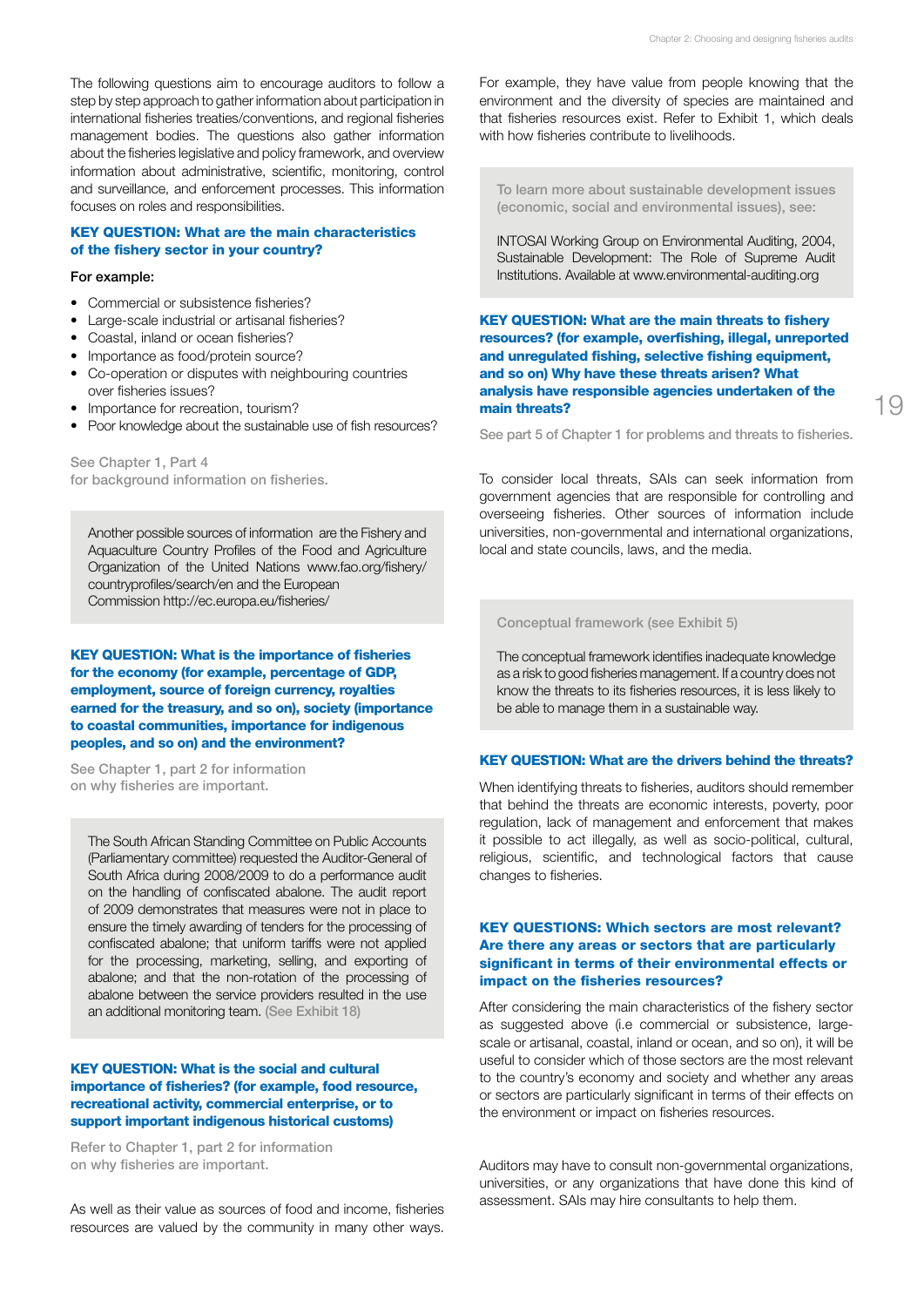The following questions aim to encourage auditors to follow a step by step approach to gather information about participation in international fisheries treaties/conventions, and regional fisheries management bodies. The questions also gather information about the fisheries legislative and policy framework, and overview information about administrative, scientific, monitoring, control and surveillance, and enforcement processes. This information focuses on roles and responsibilities.

**KEY QUESTION: What are the main characteristics of the fishery sector in your country?**

**For example:**

- Commercial or subsistence fisheries?
- Large-scale industrial or artisanal fisheries?
- Coastal, inland or ocean fisheries?
- Importance as food/protein source?
- Co-operation or disputes with neighbouring countries over fisheries issues?
- Importance for recreation, tourism?
- Poor knowledge about the sustainable use of fish resources?

See Chapter 1, Part 4 for background information on fisheries.

> Another possible sources of information are the Fishery and Aquaculture Country Profiles of the Food and Agriculture Organization of the United Nations www.fao.org/fishery/countryprofiles/search/en and the European Commission http://ec.europa.eu/fisheries/

**KEY QUESTION: What is the importance of fisheries for the economy (for example, percentage of GDP, employment, source of foreign currency, royalties earned for the treasury, and so on), society (importance to coastal communities, importance for indigenous peoples, and so on) and the environment?**

See Chapter 1, part 2 for information on why fisheries are important.

> The South African Standing Committee on Public Accounts (Parliamentary committee) requested the Auditor-General of South Africa during 2008/2009 to do a performance audit on the handling of confiscated abalone. The audit report of 2009 demonstrates that measures were not in place to ensure the timely awarding of tenders for the processing of confiscated abalone; that uniform tariffs were not applied for the processing, marketing, selling, and exporting of abalone; and that the non-rotation of the processing of abalone between the service providers resulted in the use an additional monitoring team. (See Exhibit 18)

**KEY QUESTION: What is the social and cultural importance of fisheries? (for example, food resource, recreational activity, commercial enterprise, or to support important indigenous historical customs)**

Refer to Chapter 1, part 2 for information on why fisheries are important.

As well as their value as sources of food and income, fisheries resources are valued by the community in many other ways. For example, they have value from people knowing that the environment and the diversity of species are maintained and that fisheries resources exist. Refer to Exhibit 1, which deals with how fisheries contribute to livelihoods.

> To learn more about sustainable development issues (economic, social and environmental issues), see:
>
> INTOSAI Working Group on Environmental Auditing, 2004, Sustainable Development: The Role of Supreme Audit Institutions. Available at www.environmental-auditing.org

**KEY QUESTION: What are the main threats to fishery resources? (for example, overfishing, illegal, unreported and unregulated fishing, selective fishing equipment, and so on) Why have these threats arisen? What analysis have responsible agencies undertaken of the main threats?**

See part 5 of Chapter 1 for problems and threats to fisheries.

To consider local threats, SAIs can seek information from government agencies that are responsible for controlling and overseeing fisheries. Other sources of information include universities, non-governmental and international organizations, local and state councils, laws, and the media.

> Conceptual framework (see Exhibit 5)
>
> The conceptual framework identifies inadequate knowledge as a risk to good fisheries management. If a country does not know the threats to its fisheries resources, it is less likely to be able to manage them in a sustainable way.

**KEY QUESTION: What are the drivers behind the threats?**

When identifying threats to fisheries, auditors should remember that behind the threats are economic interests, poverty, poor regulation, lack of management and enforcement that makes it possible to act illegally, as well as socio-political, cultural, religious, scientific, and technological factors that cause changes to fisheries.

**KEY QUESTIONS: Which sectors are most relevant? Are there any areas or sectors that are particularly significant in terms of their environmental effects or impact on the fisheries resources?**

After considering the main characteristics of the fishery sector as suggested above (i.e commercial or subsistence, large-scale or artisanal, coastal, inland or ocean, and so on), it will be useful to consider which of those sectors are the most relevant to the country's economy and society and whether any areas or sectors are particularly significant in terms of their effects on the environment or impact on fisheries resources.

Auditors may have to consult non-governmental organizations, universities, or any organizations that have done this kind of assessment. SAIs may hire consultants to help them.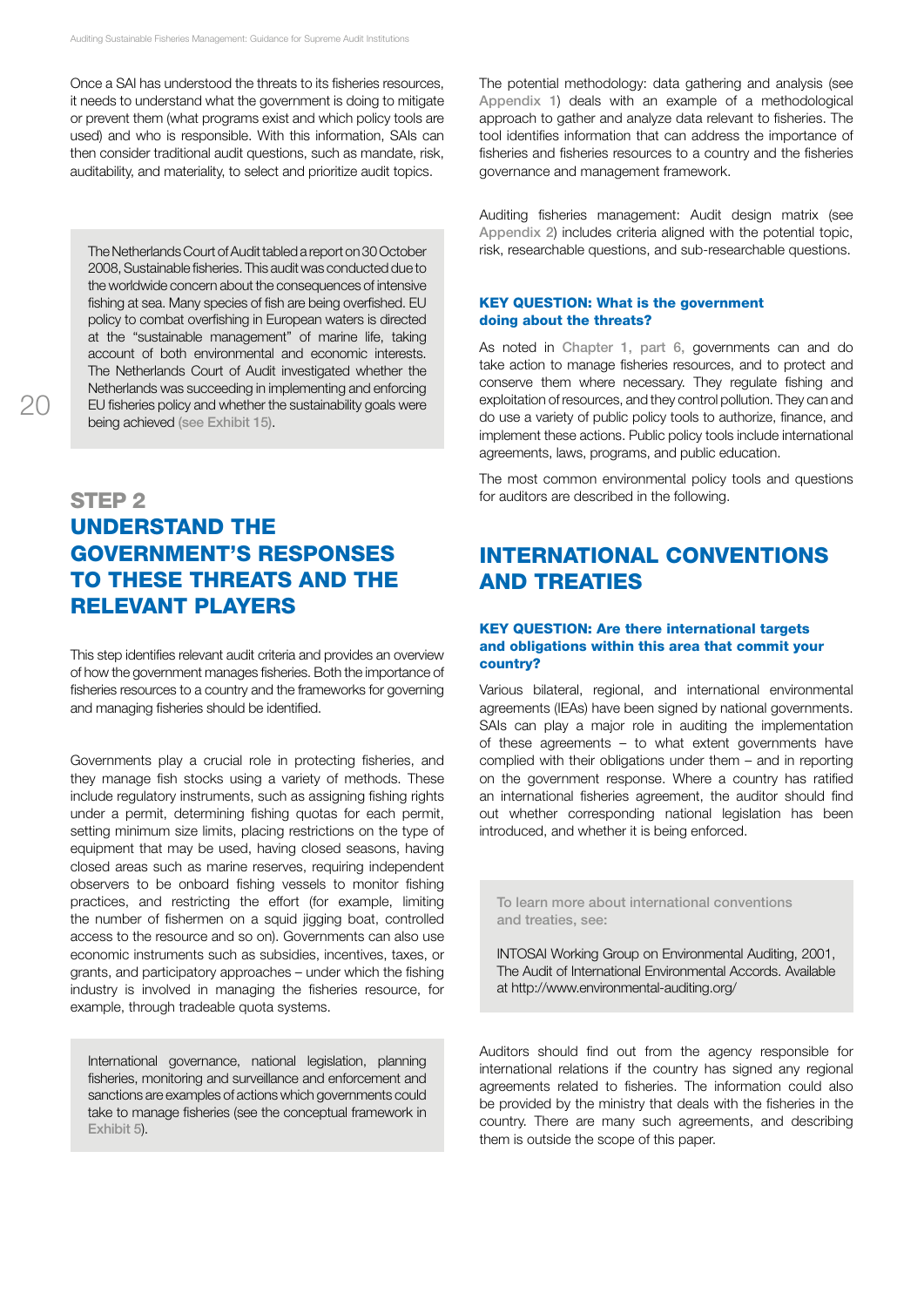Once a SAI has understood the threats to its fisheries resources, it needs to understand what the government is doing to mitigate or prevent them (what programs exist and which policy tools are used) and who is responsible. With this information, SAIs can then consider traditional audit questions, such as mandate, risk, auditability, and materiality, to select and prioritize audit topics.

> The Netherlands Court of Audit tabled a report on 30 October 2008, Sustainable fisheries. This audit was conducted due to the worldwide concern about the consequences of intensive fishing at sea. Many species of fish are being overfished. EU policy to combat overfishing in European waters is directed at the "sustainable management" of marine life, taking account of both environmental and economic interests. The Netherlands Court of Audit investigated whether the Netherlands was succeeding in implementing and enforcing EU fisheries policy and whether the sustainability goals were being achieved (see Exhibit 15).

## STEP 2
## UNDERSTAND THE GOVERNMENT'S RESPONSES TO THESE THREATS AND THE RELEVANT PLAYERS

This step identifies relevant audit criteria and provides an overview of how the government manages fisheries. Both the importance of fisheries resources to a country and the frameworks for governing and managing fisheries should be identified.

Governments play a crucial role in protecting fisheries, and they manage fish stocks using a variety of methods. These include regulatory instruments, such as assigning fishing rights under a permit, determining fishing quotas for each permit, setting minimum size limits, placing restrictions on the type of equipment that may be used, having closed seasons, having closed areas such as marine reserves, requiring independent observers to be onboard fishing vessels to monitor fishing practices, and restricting the effort (for example, limiting the number of fishermen on a squid jigging boat, controlled access to the resource and so on). Governments can also use economic instruments such as subsidies, incentives, taxes, or grants, and participatory approaches – under which the fishing industry is involved in managing the fisheries resource, for example, through tradeable quota systems.

> International governance, national legislation, planning fisheries, monitoring and surveillance and enforcement and sanctions are examples of actions which governments could take to manage fisheries (see the conceptual framework in Exhibit 5).

The potential methodology: data gathering and analysis (see Appendix 1) deals with an example of a methodological approach to gather and analyze data relevant to fisheries. The tool identifies information that can address the importance of fisheries and fisheries resources to a country and the fisheries governance and management framework.

Auditing fisheries management: Audit design matrix (see Appendix 2) includes criteria aligned with the potential topic, risk, researchable questions, and sub-researchable questions.

### KEY QUESTION: What is the government doing about the threats?

As noted in Chapter 1, part 6, governments can and do take action to manage fisheries resources, and to protect and conserve them where necessary. They regulate fishing and exploitation of resources, and they control pollution. They can and do use a variety of public policy tools to authorize, finance, and implement these actions. Public policy tools include international agreements, laws, programs, and public education.

The most common environmental policy tools and questions for auditors are described in the following.

## INTERNATIONAL CONVENTIONS AND TREATIES

### KEY QUESTION: Are there international targets and obligations within this area that commit your country?

Various bilateral, regional, and international environmental agreements (IEAs) have been signed by national governments. SAIs can play a major role in auditing the implementation of these agreements – to what extent governments have complied with their obligations under them – and in reporting on the government response. Where a country has ratified an international fisheries agreement, the auditor should find out whether corresponding national legislation has been introduced, and whether it is being enforced.

> To learn more about international conventions and treaties, see:
>
> INTOSAI Working Group on Environmental Auditing, 2001, The Audit of International Environmental Accords. Available at http://www.environmental-auditing.org/

Auditors should find out from the agency responsible for international relations if the country has signed any regional agreements related to fisheries. The information could also be provided by the ministry that deals with the fisheries in the country. There are many such agreements, and describing them is outside the scope of this paper.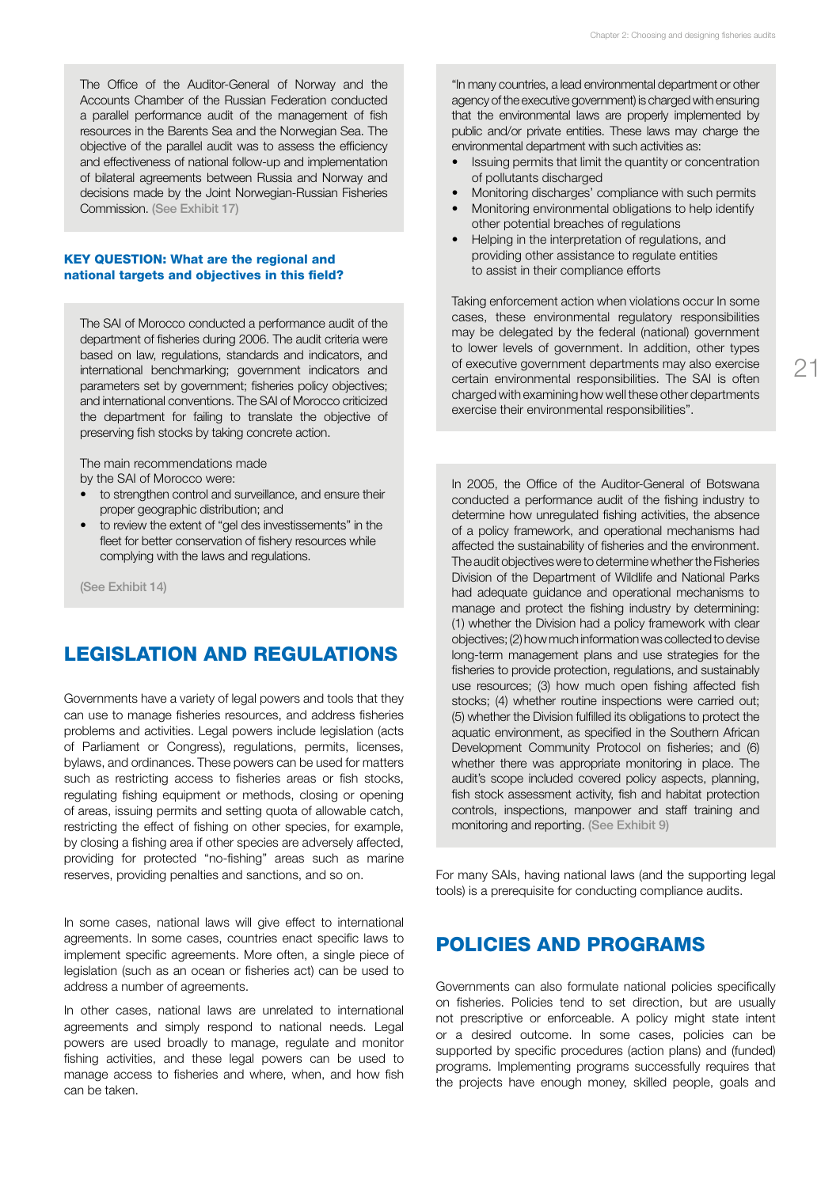The Office of the Auditor-General of Norway and the Accounts Chamber of the Russian Federation conducted a parallel performance audit of the management of fish resources in the Barents Sea and the Norwegian Sea. The objective of the parallel audit was to assess the efficiency and effectiveness of national follow-up and implementation of bilateral agreements between Russia and Norway and decisions made by the Joint Norwegian-Russian Fisheries Commission. (See Exhibit 17)

**KEY QUESTION: What are the regional and national targets and objectives in this field?**

The SAI of Morocco conducted a performance audit of the department of fisheries during 2006. The audit criteria were based on law, regulations, standards and indicators, and international benchmarking; government indicators and parameters set by government; fisheries policy objectives; and international conventions. The SAI of Morocco criticized the department for failing to translate the objective of preserving fish stocks by taking concrete action.

The main recommendations made by the SAI of Morocco were:

- to strengthen control and surveillance, and ensure their proper geographic distribution; and
- to review the extent of "gel des investissements" in the fleet for better conservation of fishery resources while complying with the laws and regulations.

(See Exhibit 14)

## LEGISLATION AND REGULATIONS

Governments have a variety of legal powers and tools that they can use to manage fisheries resources, and address fisheries problems and activities. Legal powers include legislation (acts of Parliament or Congress), regulations, permits, licenses, bylaws, and ordinances. These powers can be used for matters such as restricting access to fisheries areas or fish stocks, regulating fishing equipment or methods, closing or opening of areas, issuing permits and setting quota of allowable catch, restricting the effect of fishing on other species, for example, by closing a fishing area if other species are adversely affected, providing for protected "no-fishing" areas such as marine reserves, providing penalties and sanctions, and so on.

In some cases, national laws will give effect to international agreements. In some cases, countries enact specific laws to implement specific agreements. More often, a single piece of legislation (such as an ocean or fisheries act) can be used to address a number of agreements.

In other cases, national laws are unrelated to international agreements and simply respond to national needs. Legal powers are used broadly to manage, regulate and monitor fishing activities, and these legal powers can be used to manage access to fisheries and where, when, and how fish can be taken.

"In many countries, a lead environmental department or other agency of the executive government) is charged with ensuring that the environmental laws are properly implemented by public and/or private entities. These laws may charge the environmental department with such activities as:

- Issuing permits that limit the quantity or concentration of pollutants discharged
- Monitoring discharges' compliance with such permits
- Monitoring environmental obligations to help identify other potential breaches of regulations
- Helping in the interpretation of regulations, and providing other assistance to regulate entities to assist in their compliance efforts

Taking enforcement action when violations occur In some cases, these environmental regulatory responsibilities may be delegated by the federal (national) government to lower levels of government. In addition, other types of executive government departments may also exercise certain environmental responsibilities. The SAI is often charged with examining how well these other departments exercise their environmental responsibilities".

In 2005, the Office of the Auditor-General of Botswana conducted a performance audit of the fishing industry to determine how unregulated fishing activities, the absence of a policy framework, and operational mechanisms had affected the sustainability of fisheries and the environment. The audit objectives were to determine whether the Fisheries Division of the Department of Wildlife and National Parks had adequate guidance and operational mechanisms to manage and protect the fishing industry by determining: (1) whether the Division had a policy framework with clear objectives; (2) how much information was collected to devise long-term management plans and use strategies for the fisheries to provide protection, regulations, and sustainably use resources; (3) how much open fishing affected fish stocks; (4) whether routine inspections were carried out; (5) whether the Division fulfilled its obligations to protect the aquatic environment, as specified in the Southern African Development Community Protocol on fisheries; and (6) whether there was appropriate monitoring in place. The audit's scope included covered policy aspects, planning, fish stock assessment activity, fish and habitat protection controls, inspections, manpower and staff training and monitoring and reporting. (See Exhibit 9)

For many SAIs, having national laws (and the supporting legal tools) is a prerequisite for conducting compliance audits.

## POLICIES AND PROGRAMS

Governments can also formulate national policies specifically on fisheries. Policies tend to set direction, but are usually not prescriptive or enforceable. A policy might state intent or a desired outcome. In some cases, policies can be supported by specific procedures (action plans) and (funded) programs. Implementing programs successfully requires that the projects have enough money, skilled people, goals and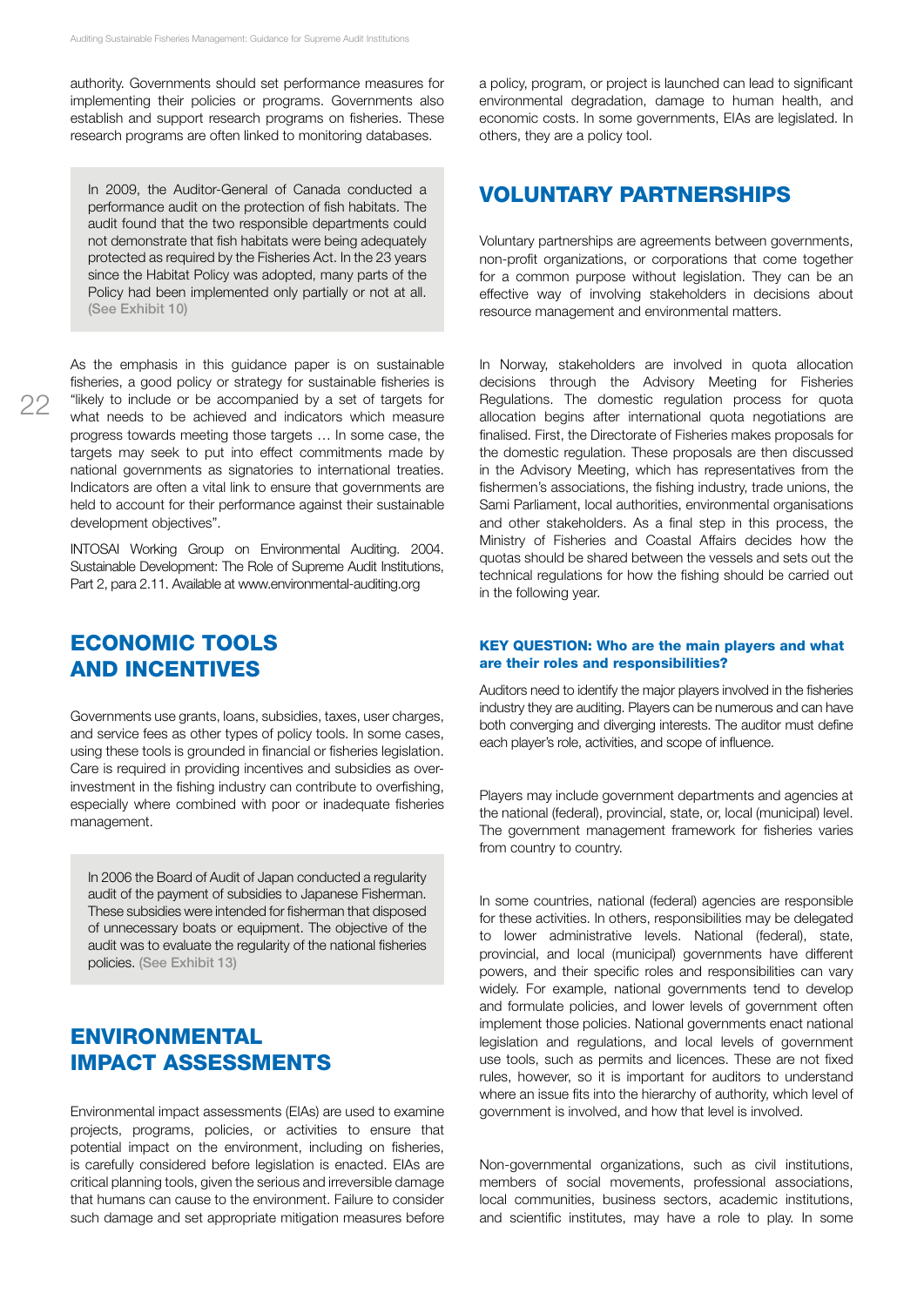authority. Governments should set performance measures for implementing their policies or programs. Governments also establish and support research programs on fisheries. These research programs are often linked to monitoring databases.

> In 2009, the Auditor-General of Canada conducted a performance audit on the protection of fish habitats. The audit found that the two responsible departments could not demonstrate that fish habitats were being adequately protected as required by the Fisheries Act. In the 23 years since the Habitat Policy was adopted, many parts of the Policy had been implemented only partially or not at all. (See Exhibit 10)

As the emphasis in this guidance paper is on sustainable fisheries, a good policy or strategy for sustainable fisheries is "likely to include or be accompanied by a set of targets for what needs to be achieved and indicators which measure progress towards meeting those targets … In some case, the targets may seek to put into effect commitments made by national governments as signatories to international treaties. Indicators are often a vital link to ensure that governments are held to account for their performance against their sustainable development objectives".

INTOSAI Working Group on Environmental Auditing. 2004. Sustainable Development: The Role of Supreme Audit Institutions, Part 2, para 2.11. Available at www.environmental-auditing.org

## ECONOMIC TOOLS AND INCENTIVES

Governments use grants, loans, subsidies, taxes, user charges, and service fees as other types of policy tools. In some cases, using these tools is grounded in financial or fisheries legislation. Care is required in providing incentives and subsidies as over-investment in the fishing industry can contribute to overfishing, especially where combined with poor or inadequate fisheries management.

> In 2006 the Board of Audit of Japan conducted a regularity audit of the payment of subsidies to Japanese Fisherman. These subsidies were intended for fisherman that disposed of unnecessary boats or equipment. The objective of the audit was to evaluate the regularity of the national fisheries policies. (See Exhibit 13)

## ENVIRONMENTAL IMPACT ASSESSMENTS

Environmental impact assessments (EIAs) are used to examine projects, programs, policies, or activities to ensure that potential impact on the environment, including on fisheries, is carefully considered before legislation is enacted. EIAs are critical planning tools, given the serious and irreversible damage that humans can cause to the environment. Failure to consider such damage and set appropriate mitigation measures before a policy, program, or project is launched can lead to significant environmental degradation, damage to human health, and economic costs. In some governments, EIAs are legislated. In others, they are a policy tool.

## VOLUNTARY PARTNERSHIPS

Voluntary partnerships are agreements between governments, non-profit organizations, or corporations that come together for a common purpose without legislation. They can be an effective way of involving stakeholders in decisions about resource management and environmental matters.

In Norway, stakeholders are involved in quota allocation decisions through the Advisory Meeting for Fisheries Regulations. The domestic regulation process for quota allocation begins after international quota negotiations are finalised. First, the Directorate of Fisheries makes proposals for the domestic regulation. These proposals are then discussed in the Advisory Meeting, which has representatives from the fishermen's associations, the fishing industry, trade unions, the Sami Parliament, local authorities, environmental organisations and other stakeholders. As a final step in this process, the Ministry of Fisheries and Coastal Affairs decides how the quotas should be shared between the vessels and sets out the technical regulations for how the fishing should be carried out in the following year.

### KEY QUESTION: Who are the main players and what are their roles and responsibilities?

Auditors need to identify the major players involved in the fisheries industry they are auditing. Players can be numerous and can have both converging and diverging interests. The auditor must define each player's role, activities, and scope of influence.

Players may include government departments and agencies at the national (federal), provincial, state, or, local (municipal) level. The government management framework for fisheries varies from country to country.

In some countries, national (federal) agencies are responsible for these activities. In others, responsibilities may be delegated to lower administrative levels. National (federal), state, provincial, and local (municipal) governments have different powers, and their specific roles and responsibilities can vary widely. For example, national governments tend to develop and formulate policies, and lower levels of government often implement those policies. National governments enact national legislation and regulations, and local levels of government use tools, such as permits and licences. These are not fixed rules, however, so it is important for auditors to understand where an issue fits into the hierarchy of authority, which level of government is involved, and how that level is involved.

Non-governmental organizations, such as civil institutions, members of social movements, professional associations, local communities, business sectors, academic institutions, and scientific institutes, may have a role to play. In some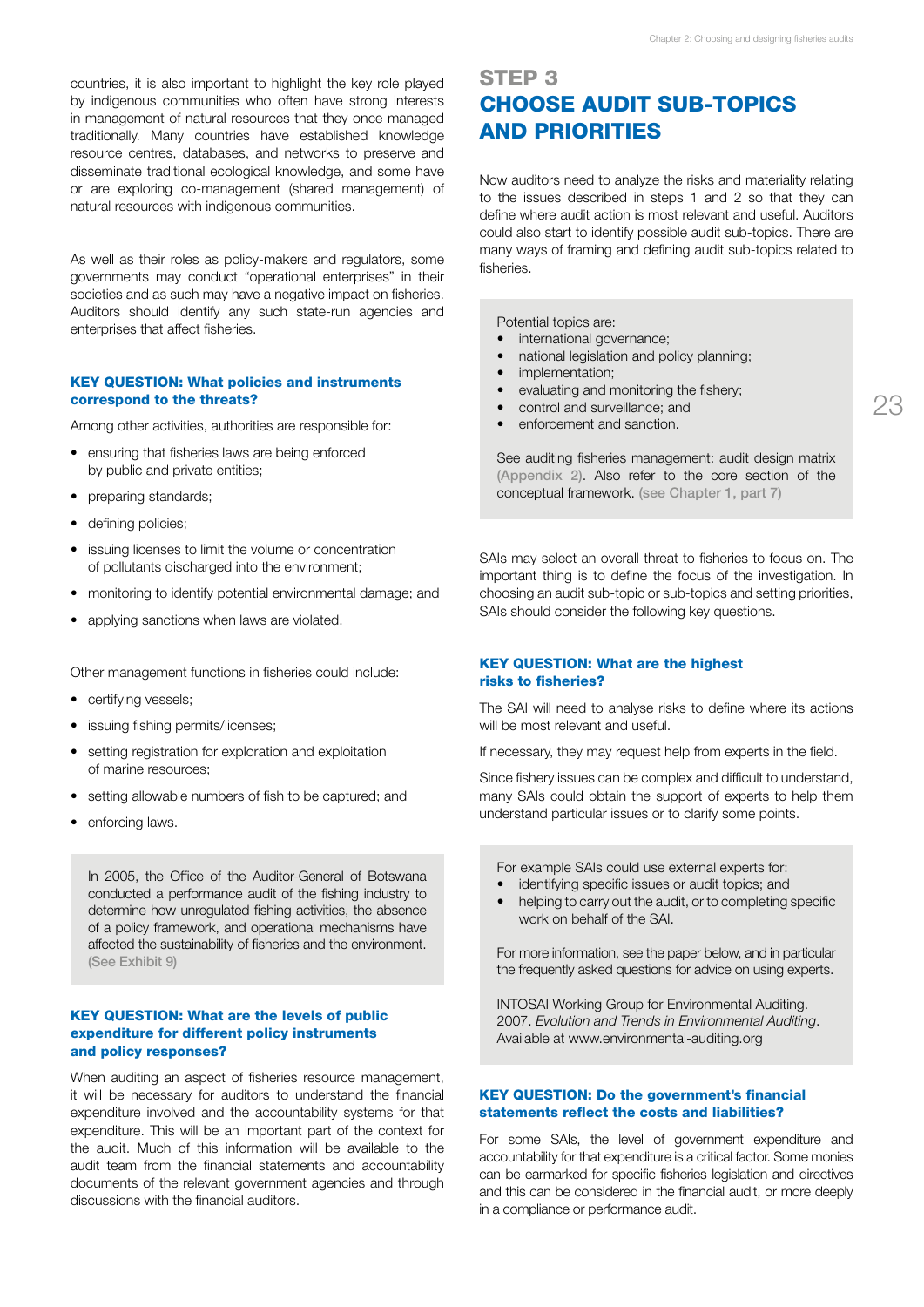countries, it is also important to highlight the key role played by indigenous communities who often have strong interests in management of natural resources that they once managed traditionally. Many countries have established knowledge resource centres, databases, and networks to preserve and disseminate traditional ecological knowledge, and some have or are exploring co-management (shared management) of natural resources with indigenous communities.

As well as their roles as policy-makers and regulators, some governments may conduct "operational enterprises" in their societies and as such may have a negative impact on fisheries. Auditors should identify any such state-run agencies and enterprises that affect fisheries.

#### KEY QUESTION: What policies and instruments correspond to the threats?

Among other activities, authorities are responsible for:

- ensuring that fisheries laws are being enforced by public and private entities;
- preparing standards;
- defining policies;
- issuing licenses to limit the volume or concentration of pollutants discharged into the environment;
- monitoring to identify potential environmental damage; and
- applying sanctions when laws are violated.

Other management functions in fisheries could include:

- certifying vessels;
- issuing fishing permits/licenses;
- setting registration for exploration and exploitation of marine resources;
- setting allowable numbers of fish to be captured; and
- enforcing laws.

> In 2005, the Office of the Auditor-General of Botswana conducted a performance audit of the fishing industry to determine how unregulated fishing activities, the absence of a policy framework, and operational mechanisms have affected the sustainability of fisheries and the environment. (See Exhibit 9)

#### KEY QUESTION: What are the levels of public expenditure for different policy instruments and policy responses?

When auditing an aspect of fisheries resource management, it will be necessary for auditors to understand the financial expenditure involved and the accountability systems for that expenditure. This will be an important part of the context for the audit. Much of this information will be available to the audit team from the financial statements and accountability documents of the relevant government agencies and through discussions with the financial auditors.

## STEP 3
## CHOOSE AUDIT SUB-TOPICS AND PRIORITIES

Now auditors need to analyze the risks and materiality relating to the issues described in steps 1 and 2 so that they can define where audit action is most relevant and useful. Auditors could also start to identify possible audit sub-topics. There are many ways of framing and defining audit sub-topics related to fisheries.

> Potential topics are:
>
> - international governance;
> - national legislation and policy planning;
> - implementation;
> - evaluating and monitoring the fishery;
> - control and surveillance; and
> - enforcement and sanction.
>
> See auditing fisheries management: audit design matrix (Appendix 2). Also refer to the core section of the conceptual framework. (see Chapter 1, part 7)

SAIs may select an overall threat to fisheries to focus on. The important thing is to define the focus of the investigation. In choosing an audit sub-topic or sub-topics and setting priorities, SAIs should consider the following key questions.

#### KEY QUESTION: What are the highest risks to fisheries?

The SAI will need to analyse risks to define where its actions will be most relevant and useful.

If necessary, they may request help from experts in the field.

Since fishery issues can be complex and difficult to understand, many SAIs could obtain the support of experts to help them understand particular issues or to clarify some points.

> For example SAIs could use external experts for:
>
> - identifying specific issues or audit topics; and
> - helping to carry out the audit, or to completing specific work on behalf of the SAI.
>
> For more information, see the paper below, and in particular the frequently asked questions for advice on using experts.
>
> INTOSAI Working Group for Environmental Auditing. 2007. *Evolution and Trends in Environmental Auditing*. Available at www.environmental-auditing.org

#### KEY QUESTION: Do the government's financial statements reflect the costs and liabilities?

For some SAIs, the level of government expenditure and accountability for that expenditure is a critical factor. Some monies can be earmarked for specific fisheries legislation and directives and this can be considered in the financial audit, or more deeply in a compliance or performance audit.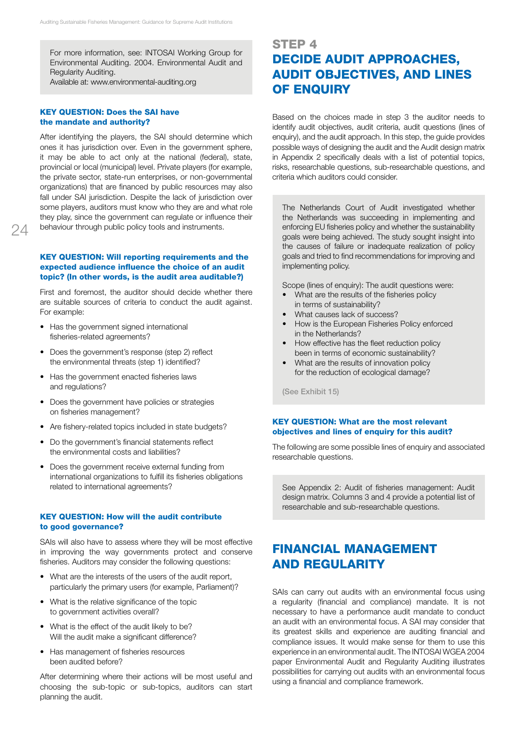For more information, see: INTOSAI Working Group for Environmental Auditing. 2004. Environmental Audit and Regularity Auditing.
Available at: www.environmental-auditing.org

#### KEY QUESTION: Does the SAI have the mandate and authority?

After identifying the players, the SAI should determine which ones it has jurisdiction over. Even in the government sphere, it may be able to act only at the national (federal), state, provincial or local (municipal) level. Private players (for example, the private sector, state-run enterprises, or non-governmental organizations) that are financed by public resources may also fall under SAI jurisdiction. Despite the lack of jurisdiction over some players, auditors must know who they are and what role they play, since the government can regulate or influence their behaviour through public policy tools and instruments.

#### KEY QUESTION: Will reporting requirements and the expected audience influence the choice of an audit topic? (In other words, is the audit area auditable?)

First and foremost, the auditor should decide whether there are suitable sources of criteria to conduct the audit against. For example:

- Has the government signed international fisheries-related agreements?
- Does the government's response (step 2) reflect the environmental threats (step 1) identified?
- Has the government enacted fisheries laws and regulations?
- Does the government have policies or strategies on fisheries management?
- Are fishery-related topics included in state budgets?
- Do the government's financial statements reflect the environmental costs and liabilities?
- Does the government receive external funding from international organizations to fulfill its fisheries obligations related to international agreements?

#### KEY QUESTION: How will the audit contribute to good governance?

SAIs will also have to assess where they will be most effective in improving the way governments protect and conserve fisheries. Auditors may consider the following questions:

- What are the interests of the users of the audit report, particularly the primary users (for example, Parliament)?
- What is the relative significance of the topic to government activities overall?
- What is the effect of the audit likely to be? Will the audit make a significant difference?
- Has management of fisheries resources been audited before?

After determining where their actions will be most useful and choosing the sub-topic or sub-topics, auditors can start planning the audit.

## STEP 4
## DECIDE AUDIT APPROACHES, AUDIT OBJECTIVES, AND LINES OF ENQUIRY

Based on the choices made in step 3 the auditor needs to identify audit objectives, audit criteria, audit questions (lines of enquiry), and the audit approach. In this step, the guide provides possible ways of designing the audit and the Audit design matrix in Appendix 2 specifically deals with a list of potential topics, risks, researchable questions, sub-researchable questions, and criteria which auditors could consider.

The Netherlands Court of Audit investigated whether the Netherlands was succeeding in implementing and enforcing EU fisheries policy and whether the sustainability goals were being achieved. The study sought insight into the causes of failure or inadequate realization of policy goals and tried to find recommendations for improving and implementing policy.

Scope (lines of enquiry): The audit questions were:

- What are the results of the fisheries policy in terms of sustainability?
- What causes lack of success?
- How is the European Fisheries Policy enforced in the Netherlands?
- How effective has the fleet reduction policy been in terms of economic sustainability?
- What are the results of innovation policy for the reduction of ecological damage?

(See Exhibit 15)

#### KEY QUESTION: What are the most relevant objectives and lines of enquiry for this audit?

The following are some possible lines of enquiry and associated researchable questions.

See Appendix 2: Audit of fisheries management: Audit design matrix. Columns 3 and 4 provide a potential list of researchable and sub-researchable questions.

## FINANCIAL MANAGEMENT AND REGULARITY

SAIs can carry out audits with an environmental focus using a regularity (financial and compliance) mandate. It is not necessary to have a performance audit mandate to conduct an audit with an environmental focus. A SAI may consider that its greatest skills and experience are auditing financial and compliance issues. It would make sense for them to use this experience in an environmental audit. The INTOSAI WGEA 2004 paper Environmental Audit and Regularity Auditing illustrates possibilities for carrying out audits with an environmental focus using a financial and compliance framework.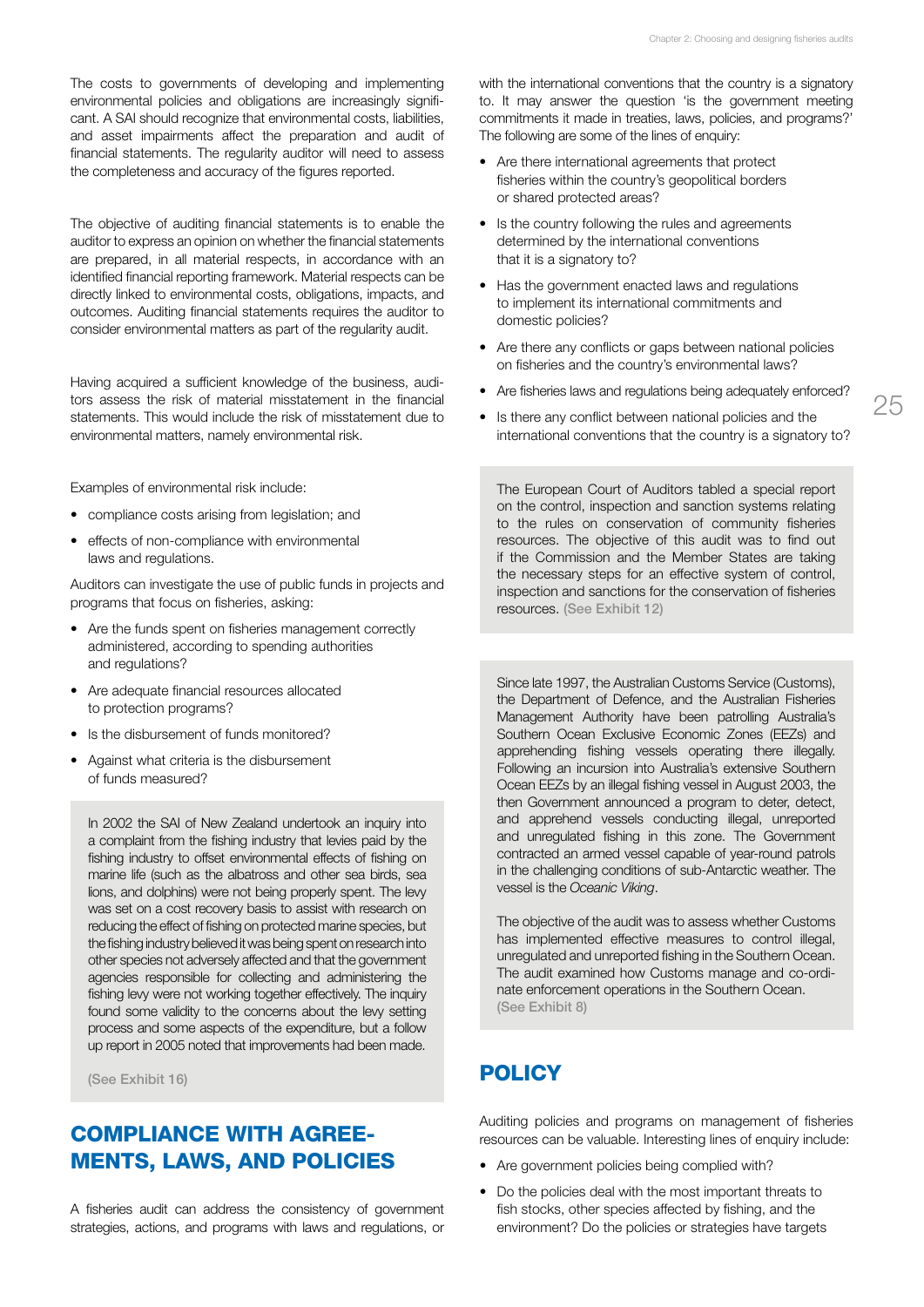The costs to governments of developing and implementing environmental policies and obligations are increasingly significant. A SAI should recognize that environmental costs, liabilities, and asset impairments affect the preparation and audit of financial statements. The regularity auditor will need to assess the completeness and accuracy of the figures reported.

The objective of auditing financial statements is to enable the auditor to express an opinion on whether the financial statements are prepared, in all material respects, in accordance with an identified financial reporting framework. Material respects can be directly linked to environmental costs, obligations, impacts, and outcomes. Auditing financial statements requires the auditor to consider environmental matters as part of the regularity audit.

Having acquired a sufficient knowledge of the business, auditors assess the risk of material misstatement in the financial statements. This would include the risk of misstatement due to environmental matters, namely environmental risk.

Examples of environmental risk include:

- compliance costs arising from legislation; and
- effects of non-compliance with environmental laws and regulations.

Auditors can investigate the use of public funds in projects and programs that focus on fisheries, asking:

- Are the funds spent on fisheries management correctly administered, according to spending authorities and regulations?
- Are adequate financial resources allocated to protection programs?
- Is the disbursement of funds monitored?
- Against what criteria is the disbursement of funds measured?

> In 2002 the SAI of New Zealand undertook an inquiry into a complaint from the fishing industry that levies paid by the fishing industry to offset environmental effects of fishing on marine life (such as the albatross and other sea birds, sea lions, and dolphins) were not being properly spent. The levy was set on a cost recovery basis to assist with research on reducing the effect of fishing on protected marine species, but the fishing industry believed it was being spent on research into other species not adversely affected and that the government agencies responsible for collecting and administering the fishing levy were not working together effectively. The inquiry found some validity to the concerns about the levy setting process and some aspects of the expenditure, but a follow up report in 2005 noted that improvements had been made.
>
> (See Exhibit 16)

## COMPLIANCE WITH AGREEMENTS, LAWS, AND POLICIES

A fisheries audit can address the consistency of government strategies, actions, and programs with laws and regulations, or with the international conventions that the country is a signatory to. It may answer the question 'is the government meeting commitments it made in treaties, laws, policies, and programs?' The following are some of the lines of enquiry:

- Are there international agreements that protect fisheries within the country's geopolitical borders or shared protected areas?
- Is the country following the rules and agreements determined by the international conventions that it is a signatory to?
- Has the government enacted laws and regulations to implement its international commitments and domestic policies?
- Are there any conflicts or gaps between national policies on fisheries and the country's environmental laws?
- Are fisheries laws and regulations being adequately enforced?
- Is there any conflict between national policies and the international conventions that the country is a signatory to?

> The European Court of Auditors tabled a special report on the control, inspection and sanction systems relating to the rules on conservation of community fisheries resources. The objective of this audit was to find out if the Commission and the Member States are taking the necessary steps for an effective system of control, inspection and sanctions for the conservation of fisheries resources. (See Exhibit 12)

> Since late 1997, the Australian Customs Service (Customs), the Department of Defence, and the Australian Fisheries Management Authority have been patrolling Australia's Southern Ocean Exclusive Economic Zones (EEZs) and apprehending fishing vessels operating there illegally. Following an incursion into Australia's extensive Southern Ocean EEZs by an illegal fishing vessel in August 2003, the then Government announced a program to deter, detect, and apprehend vessels conducting illegal, unreported and unregulated fishing in this zone. The Government contracted an armed vessel capable of year-round patrols in the challenging conditions of sub-Antarctic weather. The vessel is the *Oceanic Viking*.
>
> The objective of the audit was to assess whether Customs has implemented effective measures to control illegal, unregulated and unreported fishing in the Southern Ocean. The audit examined how Customs manage and co-ordinate enforcement operations in the Southern Ocean. (See Exhibit 8)

## POLICY

Auditing policies and programs on management of fisheries resources can be valuable. Interesting lines of enquiry include:

- Are government policies being complied with?
- Do the policies deal with the most important threats to fish stocks, other species affected by fishing, and the environment? Do the policies or strategies have targets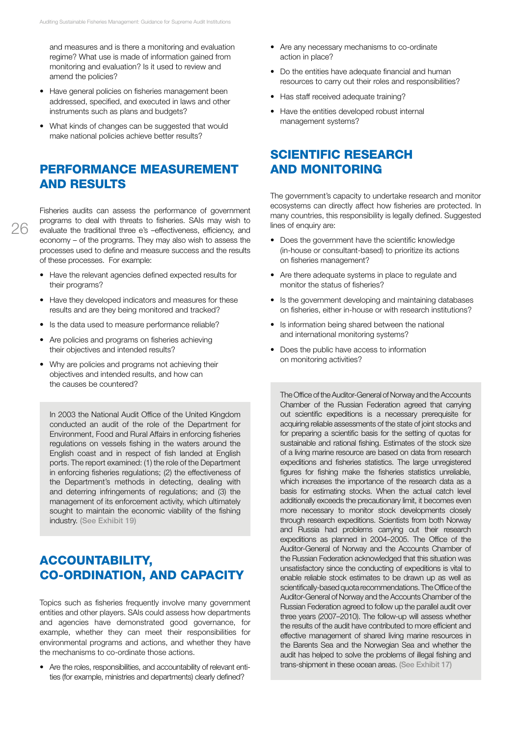and measures and is there a monitoring and evaluation regime? What use is made of information gained from monitoring and evaluation? Is it used to review and amend the policies?

- Have general policies on fisheries management been addressed, specified, and executed in laws and other instruments such as plans and budgets?
- What kinds of changes can be suggested that would make national policies achieve better results?

## PERFORMANCE MEASUREMENT AND RESULTS

Fisheries audits can assess the performance of government programs to deal with threats to fisheries. SAIs may wish to evaluate the traditional three e's –effectiveness, efficiency, and economy – of the programs. They may also wish to assess the processes used to define and measure success and the results of these processes. For example:

- Have the relevant agencies defined expected results for their programs?
- Have they developed indicators and measures for these results and are they being monitored and tracked?
- Is the data used to measure performance reliable?
- Are policies and programs on fisheries achieving their objectives and intended results?
- Why are policies and programs not achieving their objectives and intended results, and how can the causes be countered?

In 2003 the National Audit Office of the United Kingdom conducted an audit of the role of the Department for Environment, Food and Rural Affairs in enforcing fisheries regulations on vessels fishing in the waters around the English coast and in respect of fish landed at English ports. The report examined: (1) the role of the Department in enforcing fisheries regulations; (2) the effectiveness of the Department's methods in detecting, dealing with and deterring infringements of regulations; and (3) the management of its enforcement activity, which ultimately sought to maintain the economic viability of the fishing industry. (See Exhibit 19)

## ACCOUNTABILITY, CO-ORDINATION, AND CAPACITY

Topics such as fisheries frequently involve many government entities and other players. SAIs could assess how departments and agencies have demonstrated good governance, for example, whether they can meet their responsibilities for environmental programs and actions, and whether they have the mechanisms to co-ordinate those actions.

- Are the roles, responsibilities, and accountability of relevant entities (for example, ministries and departments) clearly defined?
- Are any necessary mechanisms to co-ordinate action in place?
- Do the entities have adequate financial and human resources to carry out their roles and responsibilities?
- Has staff received adequate training?
- Have the entities developed robust internal management systems?

## SCIENTIFIC RESEARCH AND MONITORING

The government's capacity to undertake research and monitor ecosystems can directly affect how fisheries are protected. In many countries, this responsibility is legally defined. Suggested lines of enquiry are:

- Does the government have the scientific knowledge (in-house or consultant-based) to prioritize its actions on fisheries management?
- Are there adequate systems in place to regulate and monitor the status of fisheries?
- Is the government developing and maintaining databases on fisheries, either in-house or with research institutions?
- Is information being shared between the national and international monitoring systems?
- Does the public have access to information on monitoring activities?

The Office of the Auditor-General of Norway and the Accounts Chamber of the Russian Federation agreed that carrying out scientific expeditions is a necessary prerequisite for acquiring reliable assessments of the state of joint stocks and for preparing a scientific basis for the setting of quotas for sustainable and rational fishing. Estimates of the stock size of a living marine resource are based on data from research expeditions and fisheries statistics. The large unregistered figures for fishing make the fisheries statistics unreliable, which increases the importance of the research data as a basis for estimating stocks. When the actual catch level additionally exceeds the precautionary limit, it becomes even more necessary to monitor stock developments closely through research expeditions. Scientists from both Norway and Russia had problems carrying out their research expeditions as planned in 2004–2005. The Office of the Auditor-General of Norway and the Accounts Chamber of the Russian Federation acknowledged that this situation was unsatisfactory since the conducting of expeditions is vital to enable reliable stock estimates to be drawn up as well as scientifically-based quota recommendations. The Office of the Auditor-General of Norway and the Accounts Chamber of the Russian Federation agreed to follow up the parallel audit over three years (2007–2010). The follow-up will assess whether the results of the audit have contributed to more efficient and effective management of shared living marine resources in the Barents Sea and the Norwegian Sea and whether the audit has helped to solve the problems of illegal fishing and trans-shipment in these ocean areas. (See Exhibit 17)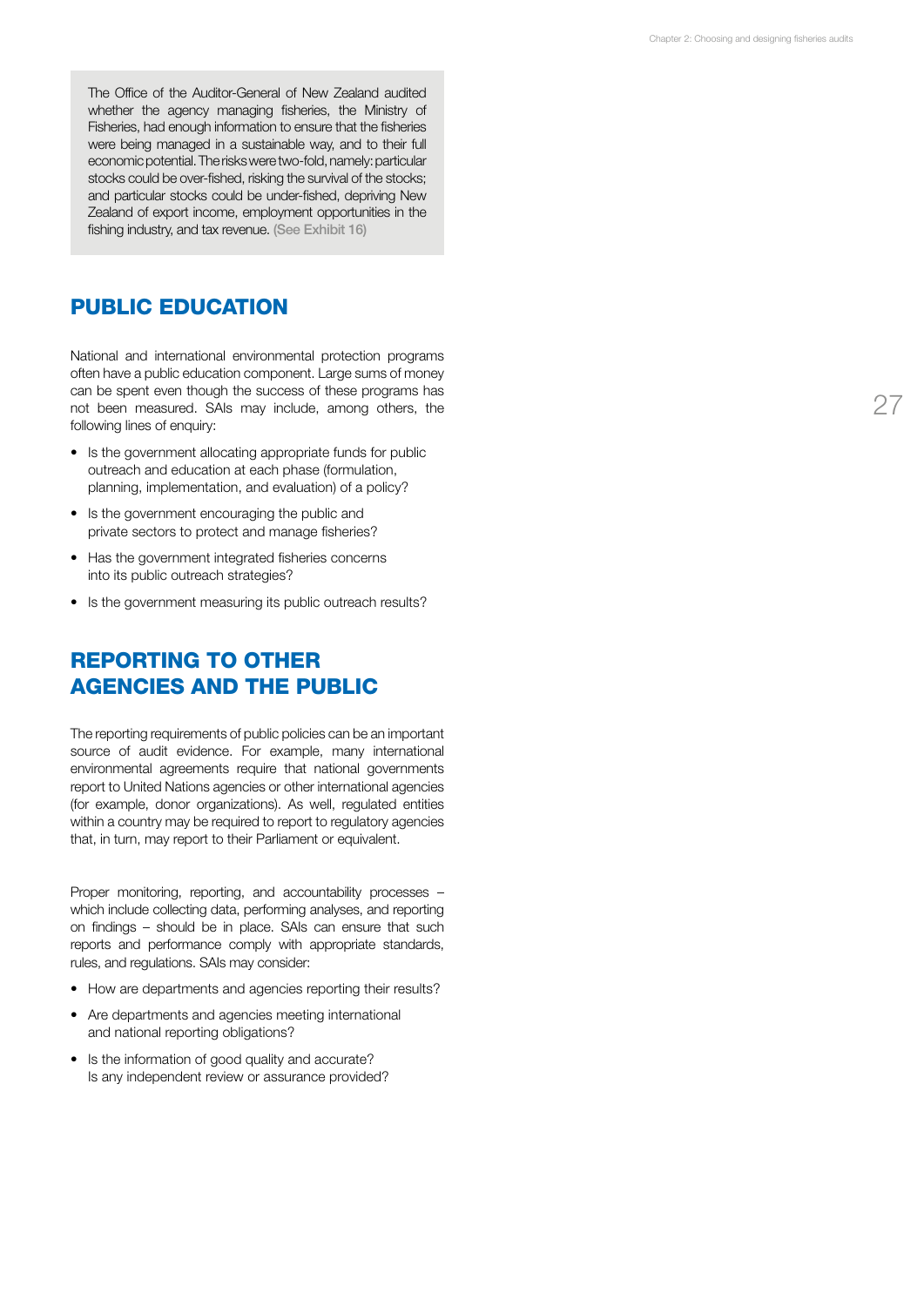> The Office of the Auditor-General of New Zealand audited whether the agency managing fisheries, the Ministry of Fisheries, had enough information to ensure that the fisheries were being managed in a sustainable way, and to their full economic potential. The risks were two-fold, namely: particular stocks could be over-fished, risking the survival of the stocks; and particular stocks could be under-fished, depriving New Zealand of export income, employment opportunities in the fishing industry, and tax revenue. (See Exhibit 16)

## PUBLIC EDUCATION

National and international environmental protection programs often have a public education component. Large sums of money can be spent even though the success of these programs has not been measured. SAIs may include, among others, the following lines of enquiry:

- Is the government allocating appropriate funds for public outreach and education at each phase (formulation, planning, implementation, and evaluation) of a policy?
- Is the government encouraging the public and private sectors to protect and manage fisheries?
- Has the government integrated fisheries concerns into its public outreach strategies?
- Is the government measuring its public outreach results?

## REPORTING TO OTHER AGENCIES AND THE PUBLIC

The reporting requirements of public policies can be an important source of audit evidence. For example, many international environmental agreements require that national governments report to United Nations agencies or other international agencies (for example, donor organizations). As well, regulated entities within a country may be required to report to regulatory agencies that, in turn, may report to their Parliament or equivalent.

Proper monitoring, reporting, and accountability processes – which include collecting data, performing analyses, and reporting on findings – should be in place. SAIs can ensure that such reports and performance comply with appropriate standards, rules, and regulations. SAIs may consider:

- How are departments and agencies reporting their results?
- Are departments and agencies meeting international and national reporting obligations?
- Is the information of good quality and accurate? Is any independent review or assurance provided?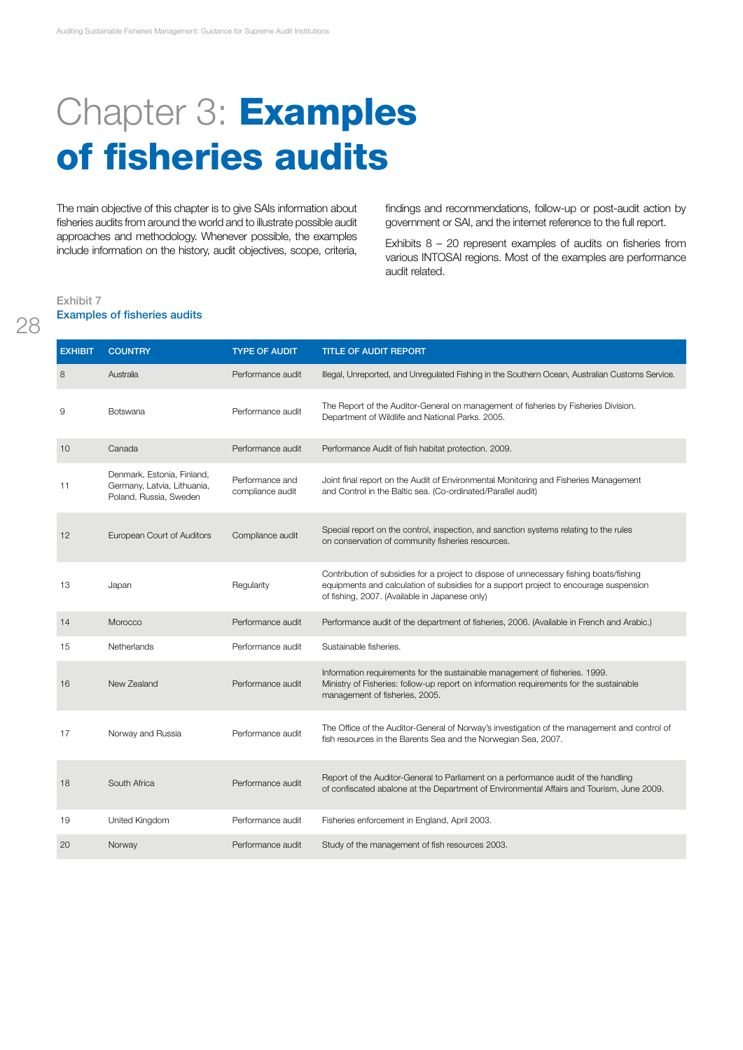# Chapter 3: **Examples of fisheries audits**

The main objective of this chapter is to give SAIs information about fisheries audits from around the world and to illustrate possible audit approaches and methodology. Whenever possible, the examples include information on the history, audit objectives, scope, criteria, findings and recommendations, follow-up or post-audit action by government or SAI, and the internet reference to the full report.

Exhibits 8 – 20 represent examples of audits on fisheries from various INTOSAI regions. Most of the examples are performance audit related.

Exhibit 7
**Examples of fisheries audits**

| EXHIBIT | COUNTRY | TYPE OF AUDIT | TITLE OF AUDIT REPORT |
|---|---|---|---|
| 8 | Australia | Performance audit | Illegal, Unreported, and Unregulated Fishing in the Southern Ocean, Australian Customs Service. |
| 9 | Botswana | Performance audit | The Report of the Auditor-General on management of fisheries by Fisheries Division. Department of Wildlife and National Parks. 2005. |
| 10 | Canada | Performance audit | Performance Audit of fish habitat protection. 2009. |
| 11 | Denmark, Estonia, Finland, Germany, Latvia, Lithuania, Poland, Russia, Sweden | Performance and compliance audit | Joint final report on the Audit of Environmental Monitoring and Fisheries Management and Control in the Baltic sea. (Co-ordinated/Parallel audit) |
| 12 | European Court of Auditors | Compliance audit | Special report on the control, inspection, and sanction systems relating to the rules on conservation of community fisheries resources. |
| 13 | Japan | Regularity | Contribution of subsidies for a project to dispose of unnecessary fishing boats/fishing equipments and calculation of subsidies for a support project to encourage suspension of fishing, 2007. (Available in Japanese only) |
| 14 | Morocco | Performance audit | Performance audit of the department of fisheries, 2006. (Available in French and Arabic.) |
| 15 | Netherlands | Performance audit | Sustainable fisheries. |
| 16 | New Zealand | Performance audit | Information requirements for the sustainable management of fisheries. 1999. Ministry of Fisheries: follow-up report on information requirements for the sustainable management of fisheries, 2005. |
| 17 | Norway and Russia | Performance audit | The Office of the Auditor-General of Norway's investigation of the management and control of fish resources in the Barents Sea and the Norwegian Sea, 2007. |
| 18 | South Africa | Performance audit | Report of the Auditor-General to Parliament on a performance audit of the handling of confiscated abalone at the Department of Environmental Affairs and Tourism, June 2009. |
| 19 | United Kingdom | Performance audit | Fisheries enforcement in England, April 2003. |
| 20 | Norway | Performance audit | Study of the management of fish resources 2003. |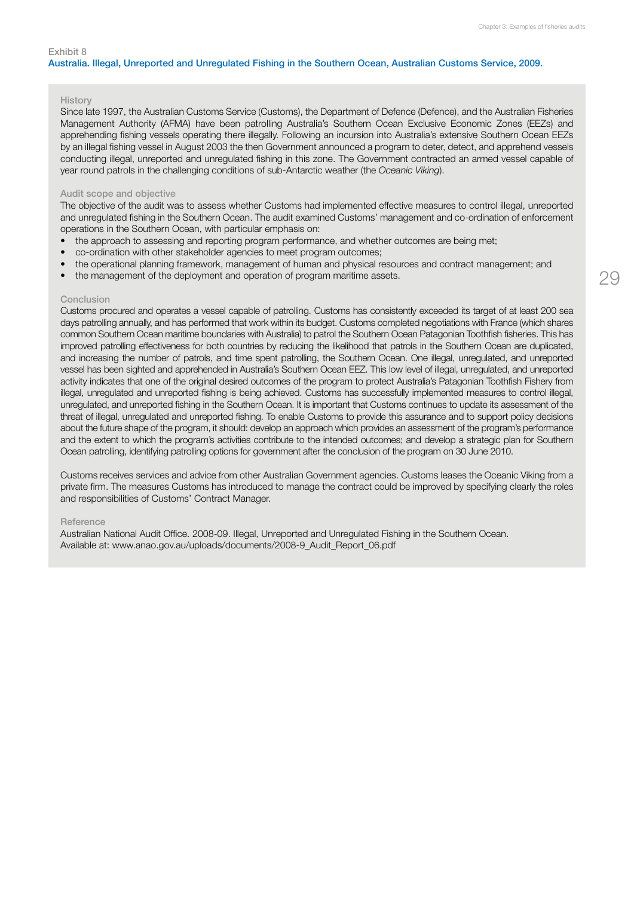Exhibit 8

## Australia. Illegal, Unreported and Unregulated Fishing in the Southern Ocean, Australian Customs Service, 2009.

### History

Since late 1997, the Australian Customs Service (Customs), the Department of Defence (Defence), and the Australian Fisheries Management Authority (AFMA) have been patrolling Australia's Southern Ocean Exclusive Economic Zones (EEZs) and apprehending fishing vessels operating there illegally. Following an incursion into Australia's extensive Southern Ocean EEZs by an illegal fishing vessel in August 2003 the then Government announced a program to deter, detect, and apprehend vessels conducting illegal, unreported and unregulated fishing in this zone. The Government contracted an armed vessel capable of year round patrols in the challenging conditions of sub-Antarctic weather (the *Oceanic Viking*).

### Audit scope and objective

The objective of the audit was to assess whether Customs had implemented effective measures to control illegal, unreported and unregulated fishing in the Southern Ocean. The audit examined Customs' management and co-ordination of enforcement operations in the Southern Ocean, with particular emphasis on:

- the approach to assessing and reporting program performance, and whether outcomes are being met;
- co-ordination with other stakeholder agencies to meet program outcomes;
- the operational planning framework, management of human and physical resources and contract management; and
- the management of the deployment and operation of program maritime assets.

### Conclusion

Customs procured and operates a vessel capable of patrolling. Customs has consistently exceeded its target of at least 200 sea days patrolling annually, and has performed that work within its budget. Customs completed negotiations with France (which shares common Southern Ocean maritime boundaries with Australia) to patrol the Southern Ocean Patagonian Toothfish fisheries. This has improved patrolling effectiveness for both countries by reducing the likelihood that patrols in the Southern Ocean are duplicated, and increasing the number of patrols, and time spent patrolling, the Southern Ocean. One illegal, unregulated, and unreported vessel has been sighted and apprehended in Australia's Southern Ocean EEZ. This low level of illegal, unregulated, and unreported activity indicates that one of the original desired outcomes of the program to protect Australia's Patagonian Toothfish Fishery from illegal, unregulated and unreported fishing is being achieved. Customs has successfully implemented measures to control illegal, unregulated, and unreported fishing in the Southern Ocean. It is important that Customs continues to update its assessment of the threat of illegal, unregulated and unreported fishing. To enable Customs to provide this assurance and to support policy decisions about the future shape of the program, it should: develop an approach which provides an assessment of the program's performance and the extent to which the program's activities contribute to the intended outcomes; and develop a strategic plan for Southern Ocean patrolling, identifying patrolling options for government after the conclusion of the program on 30 June 2010.

Customs receives services and advice from other Australian Government agencies. Customs leases the Oceanic Viking from a private firm. The measures Customs has introduced to manage the contract could be improved by specifying clearly the roles and responsibilities of Customs' Contract Manager.

### Reference

Australian National Audit Office. 2008-09. Illegal, Unreported and Unregulated Fishing in the Southern Ocean.
Available at: www.anao.gov.au/uploads/documents/2008-9_Audit_Report_06.pdf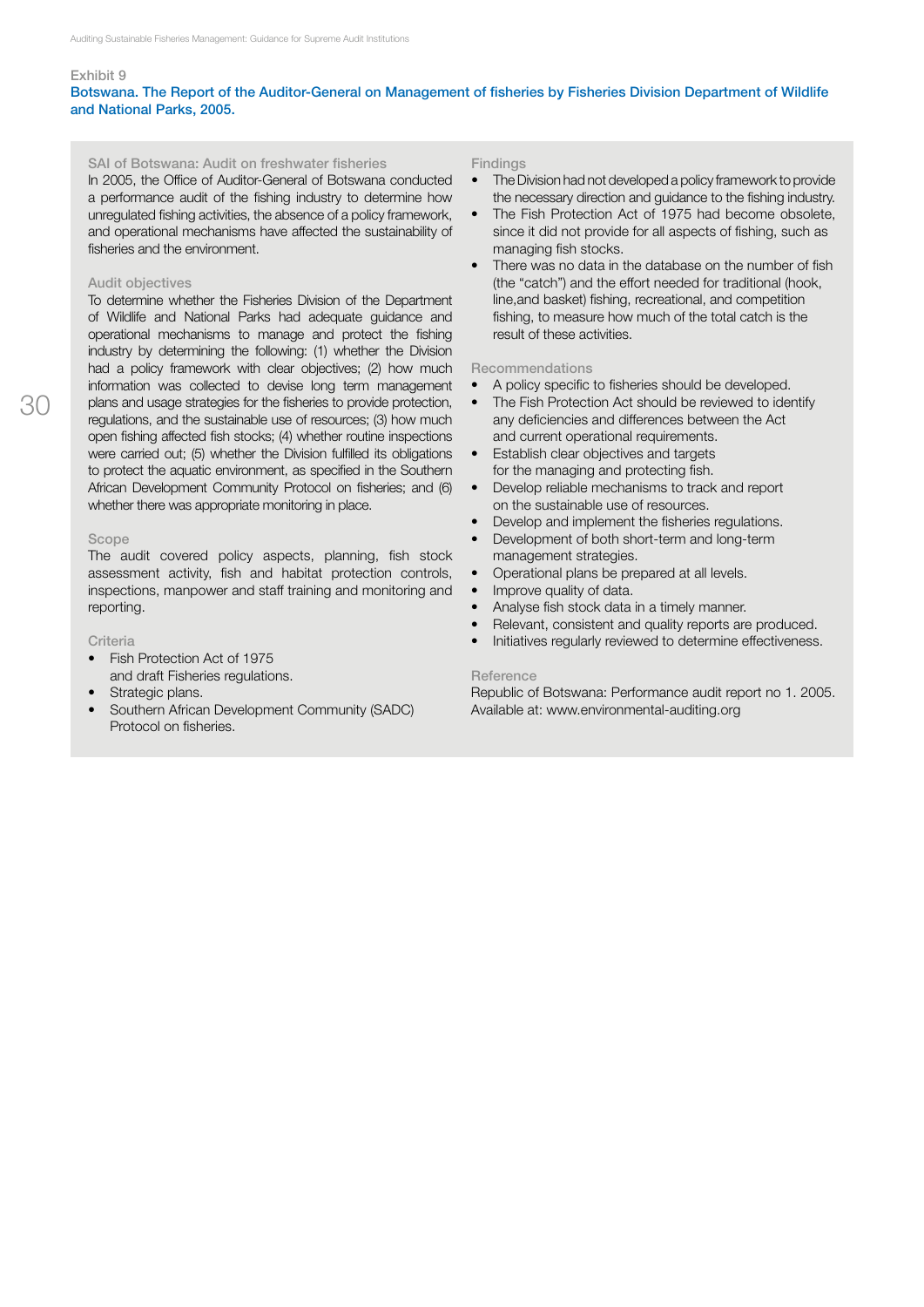Exhibit 9

**Botswana. The Report of the Auditor-General on Management of fisheries by Fisheries Division Department of Wildlife and National Parks, 2005.**

### SAI of Botswana: Audit on freshwater fisheries

In 2005, the Office of Auditor-General of Botswana conducted a performance audit of the fishing industry to determine how unregulated fishing activities, the absence of a policy framework, and operational mechanisms have affected the sustainability of fisheries and the environment.

### Audit objectives

To determine whether the Fisheries Division of the Department of Wildlife and National Parks had adequate guidance and operational mechanisms to manage and protect the fishing industry by determining the following: (1) whether the Division had a policy framework with clear objectives; (2) how much information was collected to devise long term management plans and usage strategies for the fisheries to provide protection, regulations, and the sustainable use of resources; (3) how much open fishing affected fish stocks; (4) whether routine inspections were carried out; (5) whether the Division fulfilled its obligations to protect the aquatic environment, as specified in the Southern African Development Community Protocol on fisheries; and (6) whether there was appropriate monitoring in place.

### Scope

The audit covered policy aspects, planning, fish stock assessment activity, fish and habitat protection controls, inspections, manpower and staff training and monitoring and reporting.

### Criteria

- Fish Protection Act of 1975 and draft Fisheries regulations.
- Strategic plans.
- Southern African Development Community (SADC) Protocol on fisheries.

### Findings

- The Division had not developed a policy framework to provide the necessary direction and guidance to the fishing industry.
- The Fish Protection Act of 1975 had become obsolete, since it did not provide for all aspects of fishing, such as managing fish stocks.
- There was no data in the database on the number of fish (the "catch") and the effort needed for traditional (hook, line,and basket) fishing, recreational, and competition fishing, to measure how much of the total catch is the result of these activities.

### Recommendations

- A policy specific to fisheries should be developed.
- The Fish Protection Act should be reviewed to identify any deficiencies and differences between the Act and current operational requirements.
- Establish clear objectives and targets for the managing and protecting fish.
- Develop reliable mechanisms to track and report on the sustainable use of resources.
- Develop and implement the fisheries regulations.
- Development of both short-term and long-term management strategies.
- Operational plans be prepared at all levels.
- Improve quality of data.
- Analyse fish stock data in a timely manner.
- Relevant, consistent and quality reports are produced.
- Initiatives regularly reviewed to determine effectiveness.

### Reference

Republic of Botswana: Performance audit report no 1. 2005. Available at: www.environmental-auditing.org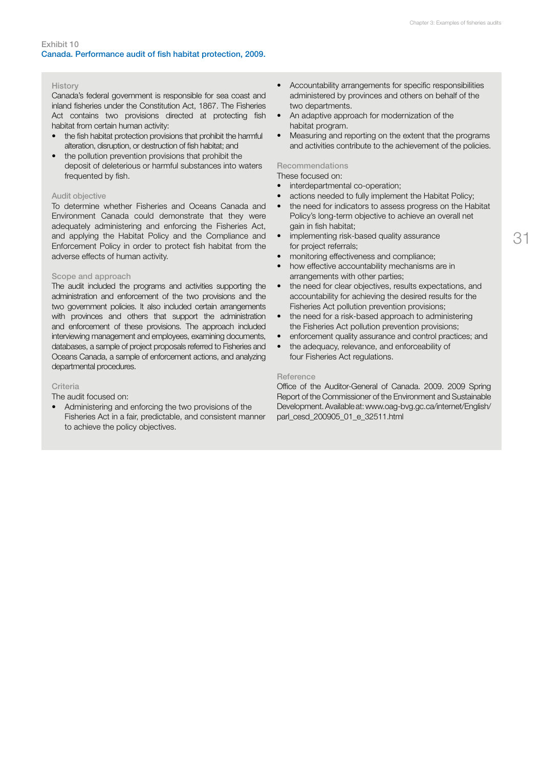Exhibit 10

### Canada. Performance audit of fish habitat protection, 2009.

#### History

Canada's federal government is responsible for sea coast and inland fisheries under the Constitution Act, 1867. The Fisheries Act contains two provisions directed at protecting fish habitat from certain human activity:

- the fish habitat protection provisions that prohibit the harmful alteration, disruption, or destruction of fish habitat; and
- the pollution prevention provisions that prohibit the deposit of deleterious or harmful substances into waters frequented by fish.

#### Audit objective

To determine whether Fisheries and Oceans Canada and Environment Canada could demonstrate that they were adequately administering and enforcing the Fisheries Act, and applying the Habitat Policy and the Compliance and Enforcement Policy in order to protect fish habitat from the adverse effects of human activity.

#### Scope and approach

The audit included the programs and activities supporting the administration and enforcement of the two provisions and the two government policies. It also included certain arrangements with provinces and others that support the administration and enforcement of these provisions. The approach included interviewing management and employees, examining documents, databases, a sample of project proposals referred to Fisheries and Oceans Canada, a sample of enforcement actions, and analyzing departmental procedures.

#### Criteria

The audit focused on:

- Administering and enforcing the two provisions of the Fisheries Act in a fair, predictable, and consistent manner to achieve the policy objectives.
- Accountability arrangements for specific responsibilities administered by provinces and others on behalf of the two departments.
- An adaptive approach for modernization of the habitat program.
- Measuring and reporting on the extent that the programs and activities contribute to the achievement of the policies.

#### Recommendations

These focused on:

- interdepartmental co-operation;
- actions needed to fully implement the Habitat Policy;
- the need for indicators to assess progress on the Habitat Policy's long-term objective to achieve an overall net gain in fish habitat;
- implementing risk-based quality assurance for project referrals;
- monitoring effectiveness and compliance;
- how effective accountability mechanisms are in arrangements with other parties;
- the need for clear objectives, results expectations, and accountability for achieving the desired results for the Fisheries Act pollution prevention provisions;
- the need for a risk-based approach to administering the Fisheries Act pollution prevention provisions;
- enforcement quality assurance and control practices; and
- the adequacy, relevance, and enforceability of four Fisheries Act regulations.

#### Reference

Office of the Auditor-General of Canada. 2009. 2009 Spring Report of the Commissioner of the Environment and Sustainable Development. Available at: www.oag-bvg.gc.ca/internet/English/parl_cesd_200905_01_e_32511.html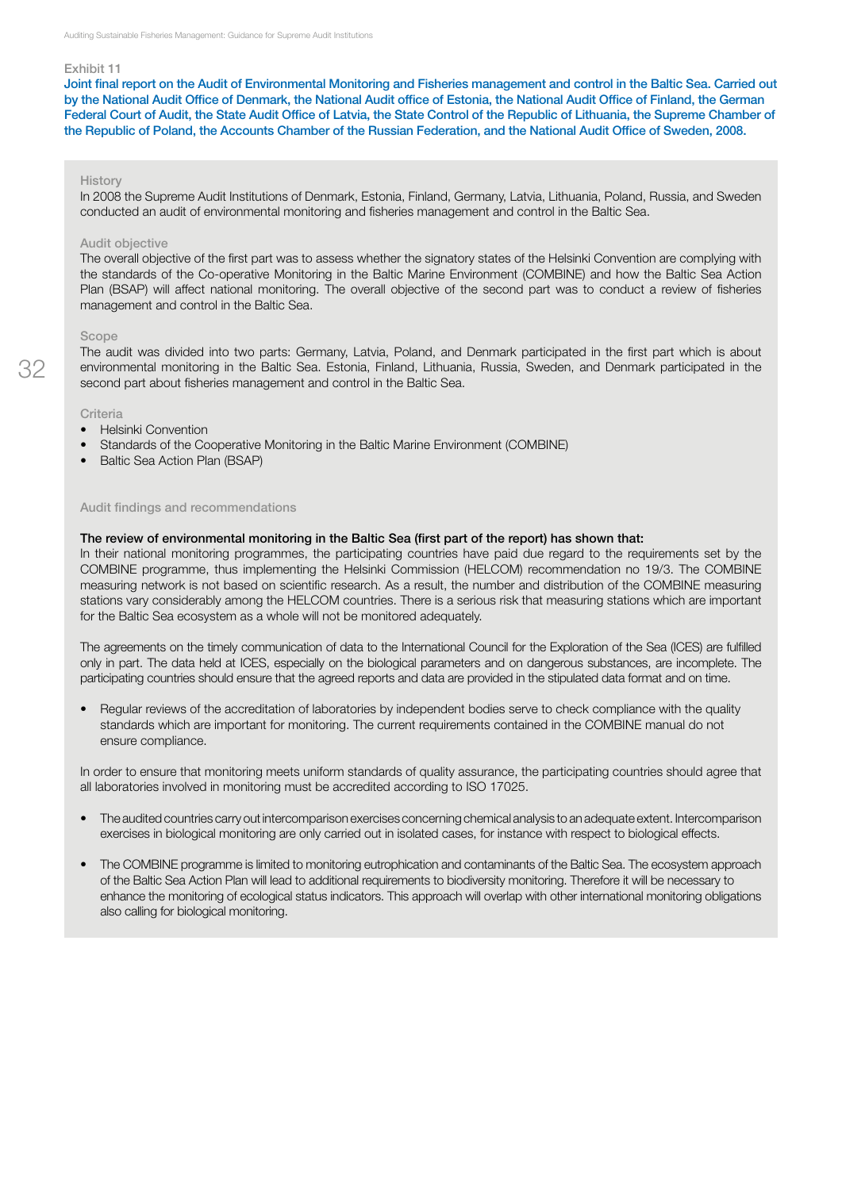Exhibit 11

**Joint final report on the Audit of Environmental Monitoring and Fisheries management and control in the Baltic Sea. Carried out by the National Audit Office of Denmark, the National Audit office of Estonia, the National Audit Office of Finland, the German Federal Court of Audit, the State Audit Office of Latvia, the State Control of the Republic of Lithuania, the Supreme Chamber of the Republic of Poland, the Accounts Chamber of the Russian Federation, and the National Audit Office of Sweden, 2008.**

History

In 2008 the Supreme Audit Institutions of Denmark, Estonia, Finland, Germany, Latvia, Lithuania, Poland, Russia, and Sweden conducted an audit of environmental monitoring and fisheries management and control in the Baltic Sea.

Audit objective

The overall objective of the first part was to assess whether the signatory states of the Helsinki Convention are complying with the standards of the Co-operative Monitoring in the Baltic Marine Environment (COMBINE) and how the Baltic Sea Action Plan (BSAP) will affect national monitoring. The overall objective of the second part was to conduct a review of fisheries management and control in the Baltic Sea.

Scope

The audit was divided into two parts: Germany, Latvia, Poland, and Denmark participated in the first part which is about environmental monitoring in the Baltic Sea. Estonia, Finland, Lithuania, Russia, Sweden, and Denmark participated in the second part about fisheries management and control in the Baltic Sea.

Criteria

- Helsinki Convention
- Standards of the Cooperative Monitoring in the Baltic Marine Environment (COMBINE)
- Baltic Sea Action Plan (BSAP)

Audit findings and recommendations

**The review of environmental monitoring in the Baltic Sea (first part of the report) has shown that:**

In their national monitoring programmes, the participating countries have paid due regard to the requirements set by the COMBINE programme, thus implementing the Helsinki Commission (HELCOM) recommendation no 19/3. The COMBINE measuring network is not based on scientific research. As a result, the number and distribution of the COMBINE measuring stations vary considerably among the HELCOM countries. There is a serious risk that measuring stations which are important for the Baltic Sea ecosystem as a whole will not be monitored adequately.

The agreements on the timely communication of data to the International Council for the Exploration of the Sea (ICES) are fulfilled only in part. The data held at ICES, especially on the biological parameters and on dangerous substances, are incomplete. The participating countries should ensure that the agreed reports and data are provided in the stipulated data format and on time.

- Regular reviews of the accreditation of laboratories by independent bodies serve to check compliance with the quality standards which are important for monitoring. The current requirements contained in the COMBINE manual do not ensure compliance.

In order to ensure that monitoring meets uniform standards of quality assurance, the participating countries should agree that all laboratories involved in monitoring must be accredited according to ISO 17025.

- The audited countries carry out intercomparison exercises concerning chemical analysis to an adequate extent. Intercomparison exercises in biological monitoring are only carried out in isolated cases, for instance with respect to biological effects.

- The COMBINE programme is limited to monitoring eutrophication and contaminants of the Baltic Sea. The ecosystem approach of the Baltic Sea Action Plan will lead to additional requirements to biodiversity monitoring. Therefore it will be necessary to enhance the monitoring of ecological status indicators. This approach will overlap with other international monitoring obligations also calling for biological monitoring.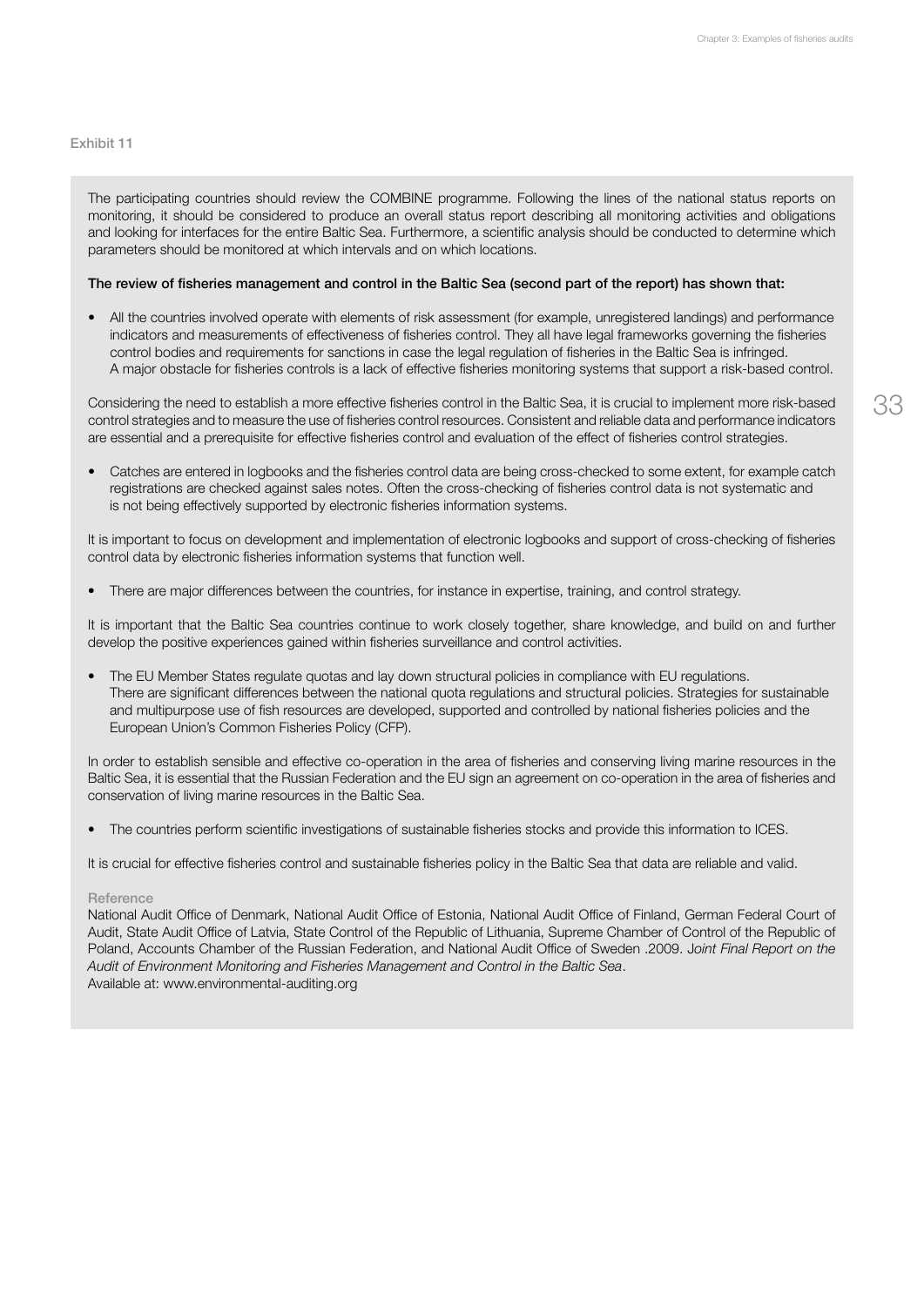Exhibit 11

The participating countries should review the COMBINE programme. Following the lines of the national status reports on monitoring, it should be considered to produce an overall status report describing all monitoring activities and obligations and looking for interfaces for the entire Baltic Sea. Furthermore, a scientific analysis should be conducted to determine which parameters should be monitored at which intervals and on which locations.

**The review of fisheries management and control in the Baltic Sea (second part of the report) has shown that:**

- All the countries involved operate with elements of risk assessment (for example, unregistered landings) and performance indicators and measurements of effectiveness of fisheries control. They all have legal frameworks governing the fisheries control bodies and requirements for sanctions in case the legal regulation of fisheries in the Baltic Sea is infringed. A major obstacle for fisheries controls is a lack of effective fisheries monitoring systems that support a risk-based control.

Considering the need to establish a more effective fisheries control in the Baltic Sea, it is crucial to implement more risk-based control strategies and to measure the use of fisheries control resources. Consistent and reliable data and performance indicators are essential and a prerequisite for effective fisheries control and evaluation of the effect of fisheries control strategies.

- Catches are entered in logbooks and the fisheries control data are being cross-checked to some extent, for example catch registrations are checked against sales notes. Often the cross-checking of fisheries control data is not systematic and is not being effectively supported by electronic fisheries information systems.

It is important to focus on development and implementation of electronic logbooks and support of cross-checking of fisheries control data by electronic fisheries information systems that function well.

- There are major differences between the countries, for instance in expertise, training, and control strategy.

It is important that the Baltic Sea countries continue to work closely together, share knowledge, and build on and further develop the positive experiences gained within fisheries surveillance and control activities.

- The EU Member States regulate quotas and lay down structural policies in compliance with EU regulations. There are significant differences between the national quota regulations and structural policies. Strategies for sustainable and multipurpose use of fish resources are developed, supported and controlled by national fisheries policies and the European Union's Common Fisheries Policy (CFP).

In order to establish sensible and effective co-operation in the area of fisheries and conserving living marine resources in the Baltic Sea, it is essential that the Russian Federation and the EU sign an agreement on co-operation in the area of fisheries and conservation of living marine resources in the Baltic Sea.

- The countries perform scientific investigations of sustainable fisheries stocks and provide this information to ICES.

It is crucial for effective fisheries control and sustainable fisheries policy in the Baltic Sea that data are reliable and valid.

Reference

National Audit Office of Denmark, National Audit Office of Estonia, National Audit Office of Finland, German Federal Court of Audit, State Audit Office of Latvia, State Control of the Republic of Lithuania, Supreme Chamber of Control of the Republic of Poland, Accounts Chamber of the Russian Federation, and National Audit Office of Sweden .2009. *Joint Final Report on the Audit of Environment Monitoring and Fisheries Management and Control in the Baltic Sea*.
Available at: www.environmental-auditing.org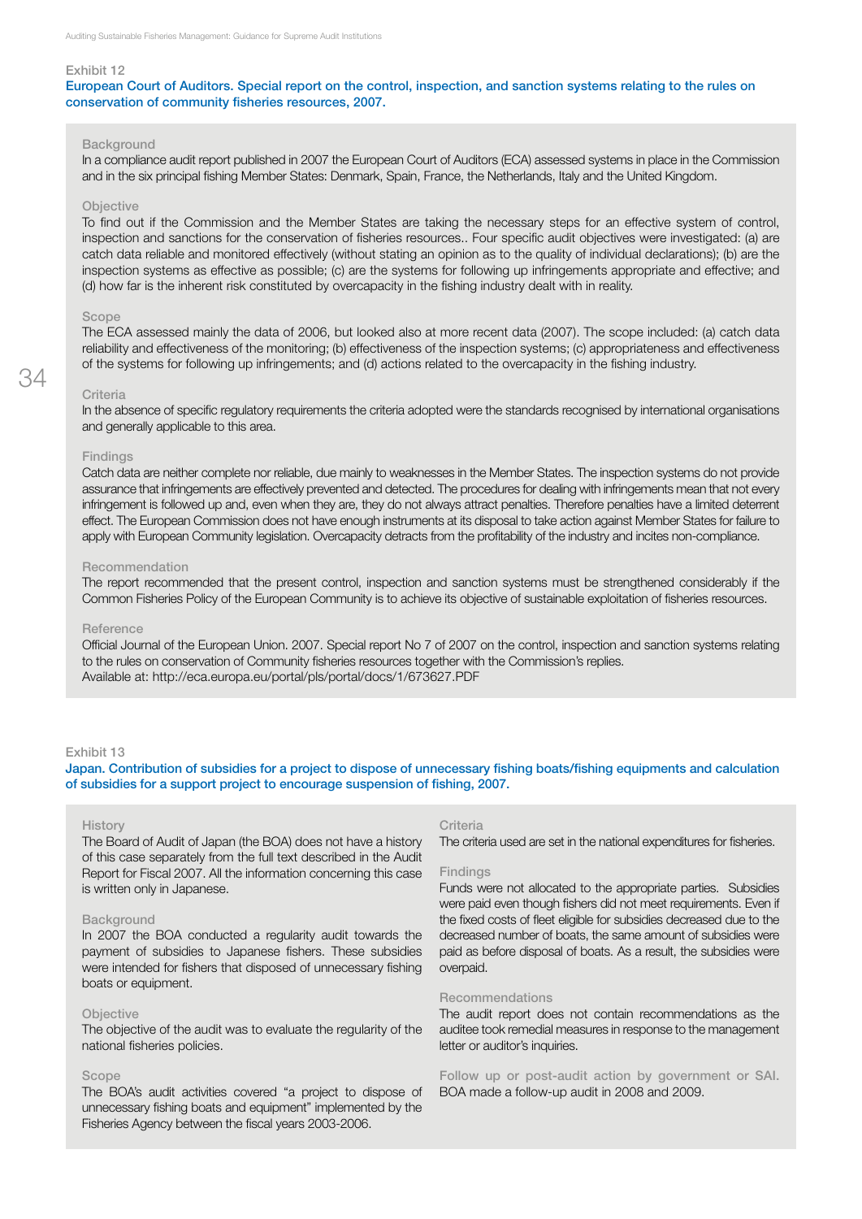Exhibit 12

### European Court of Auditors. Special report on the control, inspection, and sanction systems relating to the rules on conservation of community fisheries resources, 2007.

**Background**

In a compliance audit report published in 2007 the European Court of Auditors (ECA) assessed systems in place in the Commission and in the six principal fishing Member States: Denmark, Spain, France, the Netherlands, Italy and the United Kingdom.

**Objective**

To find out if the Commission and the Member States are taking the necessary steps for an effective system of control, inspection and sanctions for the conservation of fisheries resources.. Four specific audit objectives were investigated: (a) are catch data reliable and monitored effectively (without stating an opinion as to the quality of individual declarations); (b) are the inspection systems as effective as possible; (c) are the systems for following up infringements appropriate and effective; and (d) how far is the inherent risk constituted by overcapacity in the fishing industry dealt with in reality.

**Scope**

The ECA assessed mainly the data of 2006, but looked also at more recent data (2007). The scope included: (a) catch data reliability and effectiveness of the monitoring; (b) effectiveness of the inspection systems; (c) appropriateness and effectiveness of the systems for following up infringements; and (d) actions related to the overcapacity in the fishing industry.

**Criteria**

In the absence of specific regulatory requirements the criteria adopted were the standards recognised by international organisations and generally applicable to this area.

**Findings**

Catch data are neither complete nor reliable, due mainly to weaknesses in the Member States. The inspection systems do not provide assurance that infringements are effectively prevented and detected. The procedures for dealing with infringements mean that not every infringement is followed up and, even when they are, they do not always attract penalties. Therefore penalties have a limited deterrent effect. The European Commission does not have enough instruments at its disposal to take action against Member States for failure to apply with European Community legislation. Overcapacity detracts from the profitability of the industry and incites non-compliance.

**Recommendation**

The report recommended that the present control, inspection and sanction systems must be strengthened considerably if the Common Fisheries Policy of the European Community is to achieve its objective of sustainable exploitation of fisheries resources.

**Reference**

Official Journal of the European Union. 2007. Special report No 7 of 2007 on the control, inspection and sanction systems relating to the rules on conservation of Community fisheries resources together with the Commission's replies.
Available at: http://eca.europa.eu/portal/pls/portal/docs/1/673627.PDF

Exhibit 13

### Japan. Contribution of subsidies for a project to dispose of unnecessary fishing boats/fishing equipments and calculation of subsidies for a support project to encourage suspension of fishing, 2007.

**History**

The Board of Audit of Japan (the BOA) does not have a history of this case separately from the full text described in the Audit Report for Fiscal 2007. All the information concerning this case is written only in Japanese.

**Background**

In 2007 the BOA conducted a regularity audit towards the payment of subsidies to Japanese fishers. These subsidies were intended for fishers that disposed of unnecessary fishing boats or equipment.

**Objective**

The objective of the audit was to evaluate the regularity of the national fisheries policies.

**Scope**

The BOA's audit activities covered "a project to dispose of unnecessary fishing boats and equipment" implemented by the Fisheries Agency between the fiscal years 2003-2006.

**Criteria**

The criteria used are set in the national expenditures for fisheries.

**Findings**

Funds were not allocated to the appropriate parties. Subsidies were paid even though fishers did not meet requirements. Even if the fixed costs of fleet eligible for subsidies decreased due to the decreased number of boats, the same amount of subsidies were paid as before disposal of boats. As a result, the subsidies were overpaid.

**Recommendations**

The audit report does not contain recommendations as the auditee took remedial measures in response to the management letter or auditor's inquiries.

**Follow up or post-audit action by government or SAI.**

BOA made a follow-up audit in 2008 and 2009.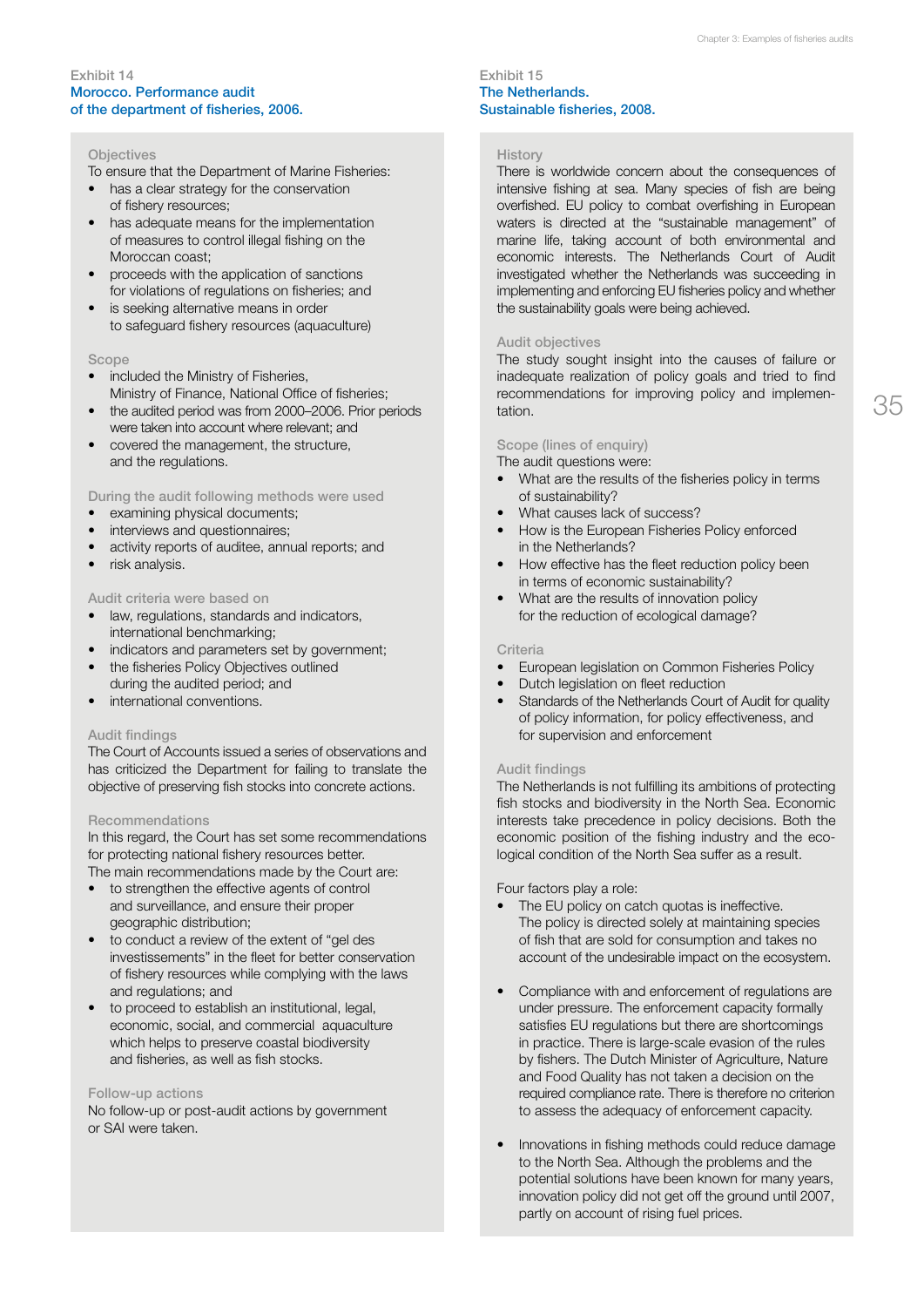## Exhibit 14
### Morocco. Performance audit of the department of fisheries, 2006.

**Objectives**

To ensure that the Department of Marine Fisheries:

- has a clear strategy for the conservation of fishery resources;
- has adequate means for the implementation of measures to control illegal fishing on the Moroccan coast;
- proceeds with the application of sanctions for violations of regulations on fisheries; and
- is seeking alternative means in order to safeguard fishery resources (aquaculture)

**Scope**

- included the Ministry of Fisheries, Ministry of Finance, National Office of fisheries;
- the audited period was from 2000–2006. Prior periods were taken into account where relevant; and
- covered the management, the structure, and the regulations.

**During the audit following methods were used**

- examining physical documents;
- interviews and questionnaires;
- activity reports of auditee, annual reports; and
- risk analysis.

**Audit criteria were based on**

- law, regulations, standards and indicators, international benchmarking;
- indicators and parameters set by government;
- the fisheries Policy Objectives outlined during the audited period; and
- international conventions.

**Audit findings**

The Court of Accounts issued a series of observations and has criticized the Department for failing to translate the objective of preserving fish stocks into concrete actions.

**Recommendations**

In this regard, the Court has set some recommendations for protecting national fishery resources better.
The main recommendations made by the Court are:

- to strengthen the effective agents of control and surveillance, and ensure their proper geographic distribution;
- to conduct a review of the extent of "gel des investissements" in the fleet for better conservation of fishery resources while complying with the laws and regulations; and
- to proceed to establish an institutional, legal, economic, social, and commercial aquaculture which helps to preserve coastal biodiversity and fisheries, as well as fish stocks.

**Follow-up actions**

No follow-up or post-audit actions by government or SAI were taken.

## Exhibit 15
### The Netherlands. Sustainable fisheries, 2008.

**History**

There is worldwide concern about the consequences of intensive fishing at sea. Many species of fish are being overfished. EU policy to combat overfishing in European waters is directed at the "sustainable management" of marine life, taking account of both environmental and economic interests. The Netherlands Court of Audit investigated whether the Netherlands was succeeding in implementing and enforcing EU fisheries policy and whether the sustainability goals were being achieved.

**Audit objectives**

The study sought insight into the causes of failure or inadequate realization of policy goals and tried to find recommendations for improving policy and implementation.

**Scope (lines of enquiry)**

The audit questions were:

- What are the results of the fisheries policy in terms of sustainability?
- What causes lack of success?
- How is the European Fisheries Policy enforced in the Netherlands?
- How effective has the fleet reduction policy been in terms of economic sustainability?
- What are the results of innovation policy for the reduction of ecological damage?

**Criteria**

- European legislation on Common Fisheries Policy
- Dutch legislation on fleet reduction
- Standards of the Netherlands Court of Audit for quality of policy information, for policy effectiveness, and for supervision and enforcement

**Audit findings**

The Netherlands is not fulfilling its ambitions of protecting fish stocks and biodiversity in the North Sea. Economic interests take precedence in policy decisions. Both the economic position of the fishing industry and the ecological condition of the North Sea suffer as a result.

Four factors play a role:

- The EU policy on catch quotas is ineffective. The policy is directed solely at maintaining species of fish that are sold for consumption and takes no account of the undesirable impact on the ecosystem.
- Compliance with and enforcement of regulations are under pressure. The enforcement capacity formally satisfies EU regulations but there are shortcomings in practice. There is large-scale evasion of the rules by fishers. The Dutch Minister of Agriculture, Nature and Food Quality has not taken a decision on the required compliance rate. There is therefore no criterion to assess the adequacy of enforcement capacity.
- Innovations in fishing methods could reduce damage to the North Sea. Although the problems and the potential solutions have been known for many years, innovation policy did not get off the ground until 2007, partly on account of rising fuel prices.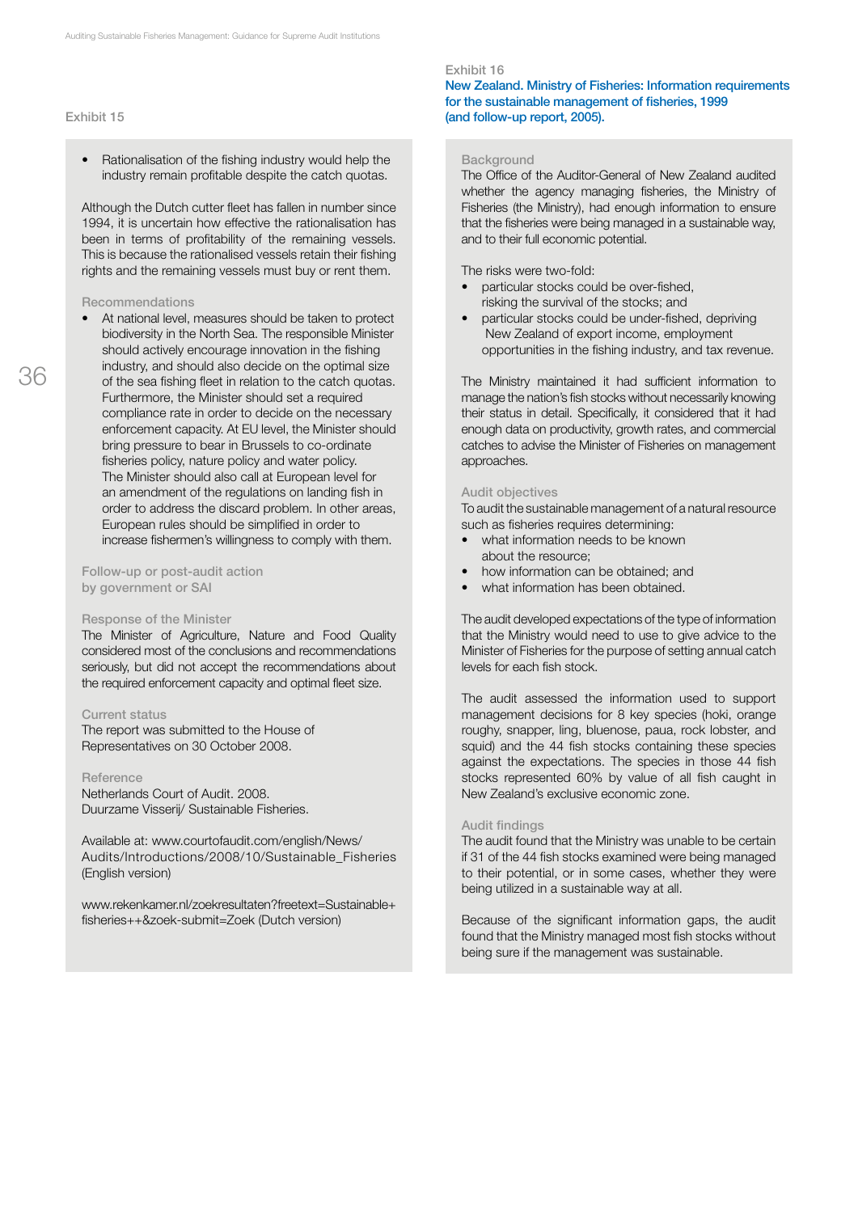Exhibit 15

- Rationalisation of the fishing industry would help the industry remain profitable despite the catch quotas.

Although the Dutch cutter fleet has fallen in number since 1994, it is uncertain how effective the rationalisation has been in terms of profitability of the remaining vessels. This is because the rationalised vessels retain their fishing rights and the remaining vessels must buy or rent them.

### Recommendations

- At national level, measures should be taken to protect biodiversity in the North Sea. The responsible Minister should actively encourage innovation in the fishing industry, and should also decide on the optimal size of the sea fishing fleet in relation to the catch quotas. Furthermore, the Minister should set a required compliance rate in order to decide on the necessary enforcement capacity. At EU level, the Minister should bring pressure to bear in Brussels to co-ordinate fisheries policy, nature policy and water policy. The Minister should also call at European level for an amendment of the regulations on landing fish in order to address the discard problem. In other areas, European rules should be simplified in order to increase fishermen's willingness to comply with them.

### Follow-up or post-audit action by government or SAI

### Response of the Minister

The Minister of Agriculture, Nature and Food Quality considered most of the conclusions and recommendations seriously, but did not accept the recommendations about the required enforcement capacity and optimal fleet size.

### Current status

The report was submitted to the House of Representatives on 30 October 2008.

### Reference

Netherlands Court of Audit. 2008.
Duurzame Visserij/ Sustainable Fisheries.

Available at: www.courtofaudit.com/english/News/Audits/Introductions/2008/10/Sustainable_Fisheries (English version)

www.rekenkamer.nl/zoekresultaten?freetext=Sustainable+fisheries++&zoek-submit=Zoek (Dutch version)

Exhibit 16

## New Zealand. Ministry of Fisheries: Information requirements for the sustainable management of fisheries, 1999 (and follow-up report, 2005).

### Background

The Office of the Auditor-General of New Zealand audited whether the agency managing fisheries, the Ministry of Fisheries (the Ministry), had enough information to ensure that the fisheries were being managed in a sustainable way, and to their full economic potential.

The risks were two-fold:

- particular stocks could be over-fished, risking the survival of the stocks; and
- particular stocks could be under-fished, depriving New Zealand of export income, employment opportunities in the fishing industry, and tax revenue.

The Ministry maintained it had sufficient information to manage the nation's fish stocks without necessarily knowing their status in detail. Specifically, it considered that it had enough data on productivity, growth rates, and commercial catches to advise the Minister of Fisheries on management approaches.

### Audit objectives

To audit the sustainable management of a natural resource such as fisheries requires determining:

- what information needs to be known about the resource;
- how information can be obtained; and
- what information has been obtained.

The audit developed expectations of the type of information that the Ministry would need to use to give advice to the Minister of Fisheries for the purpose of setting annual catch levels for each fish stock.

The audit assessed the information used to support management decisions for 8 key species (hoki, orange roughy, snapper, ling, bluenose, paua, rock lobster, and squid) and the 44 fish stocks containing these species against the expectations. The species in those 44 fish stocks represented 60% by value of all fish caught in New Zealand's exclusive economic zone.

### Audit findings

The audit found that the Ministry was unable to be certain if 31 of the 44 fish stocks examined were being managed to their potential, or in some cases, whether they were being utilized in a sustainable way at all.

Because of the significant information gaps, the audit found that the Ministry managed most fish stocks without being sure if the management was sustainable.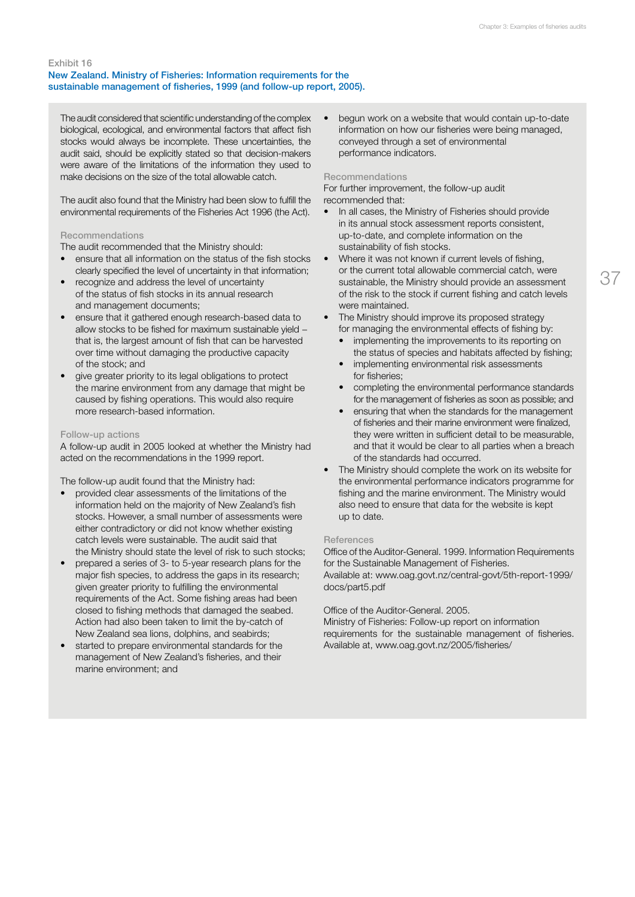Exhibit 16

### New Zealand. Ministry of Fisheries: Information requirements for the sustainable management of fisheries, 1999 (and follow-up report, 2005).

The audit considered that scientific understanding of the complex biological, ecological, and environmental factors that affect fish stocks would always be incomplete. These uncertainties, the audit said, should be explicitly stated so that decision-makers were aware of the limitations of the information they used to make decisions on the size of the total allowable catch.

The audit also found that the Ministry had been slow to fulfill the environmental requirements of the Fisheries Act 1996 (the Act).

#### Recommendations

The audit recommended that the Ministry should:

- ensure that all information on the status of the fish stocks clearly specified the level of uncertainty in that information;
- recognize and address the level of uncertainty of the status of fish stocks in its annual research and management documents;
- ensure that it gathered enough research-based data to allow stocks to be fished for maximum sustainable yield – that is, the largest amount of fish that can be harvested over time without damaging the productive capacity of the stock; and
- give greater priority to its legal obligations to protect the marine environment from any damage that might be caused by fishing operations. This would also require more research-based information.

#### Follow-up actions

A follow-up audit in 2005 looked at whether the Ministry had acted on the recommendations in the 1999 report.

The follow-up audit found that the Ministry had:

- provided clear assessments of the limitations of the information held on the majority of New Zealand's fish stocks. However, a small number of assessments were either contradictory or did not know whether existing catch levels were sustainable. The audit said that the Ministry should state the level of risk to such stocks;
- prepared a series of 3- to 5-year research plans for the major fish species, to address the gaps in its research; given greater priority to fulfilling the environmental requirements of the Act. Some fishing areas had been closed to fishing methods that damaged the seabed. Action had also been taken to limit the by-catch of New Zealand sea lions, dolphins, and seabirds;
- started to prepare environmental standards for the management of New Zealand's fisheries, and their marine environment; and
- begun work on a website that would contain up-to-date information on how our fisheries were being managed, conveyed through a set of environmental performance indicators.

#### Recommendations

For further improvement, the follow-up audit recommended that:

- In all cases, the Ministry of Fisheries should provide in its annual stock assessment reports consistent, up-to-date, and complete information on the sustainability of fish stocks.
- Where it was not known if current levels of fishing, or the current total allowable commercial catch, were sustainable, the Ministry should provide an assessment of the risk to the stock if current fishing and catch levels were maintained.
- The Ministry should improve its proposed strategy for managing the environmental effects of fishing by:
  - implementing the improvements to its reporting on the status of species and habitats affected by fishing;
  - implementing environmental risk assessments for fisheries;
  - completing the environmental performance standards for the management of fisheries as soon as possible; and
  - ensuring that when the standards for the management of fisheries and their marine environment were finalized, they were written in sufficient detail to be measurable, and that it would be clear to all parties when a breach of the standards had occurred.
- The Ministry should complete the work on its website for the environmental performance indicators programme for fishing and the marine environment. The Ministry would also need to ensure that data for the website is kept up to date.

#### References

Office of the Auditor-General. 1999. Information Requirements for the Sustainable Management of Fisheries. Available at: www.oag.govt.nz/central-govt/5th-report-1999/docs/part5.pdf

Office of the Auditor-General. 2005. Ministry of Fisheries: Follow-up report on information requirements for the sustainable management of fisheries. Available at, www.oag.govt.nz/2005/fisheries/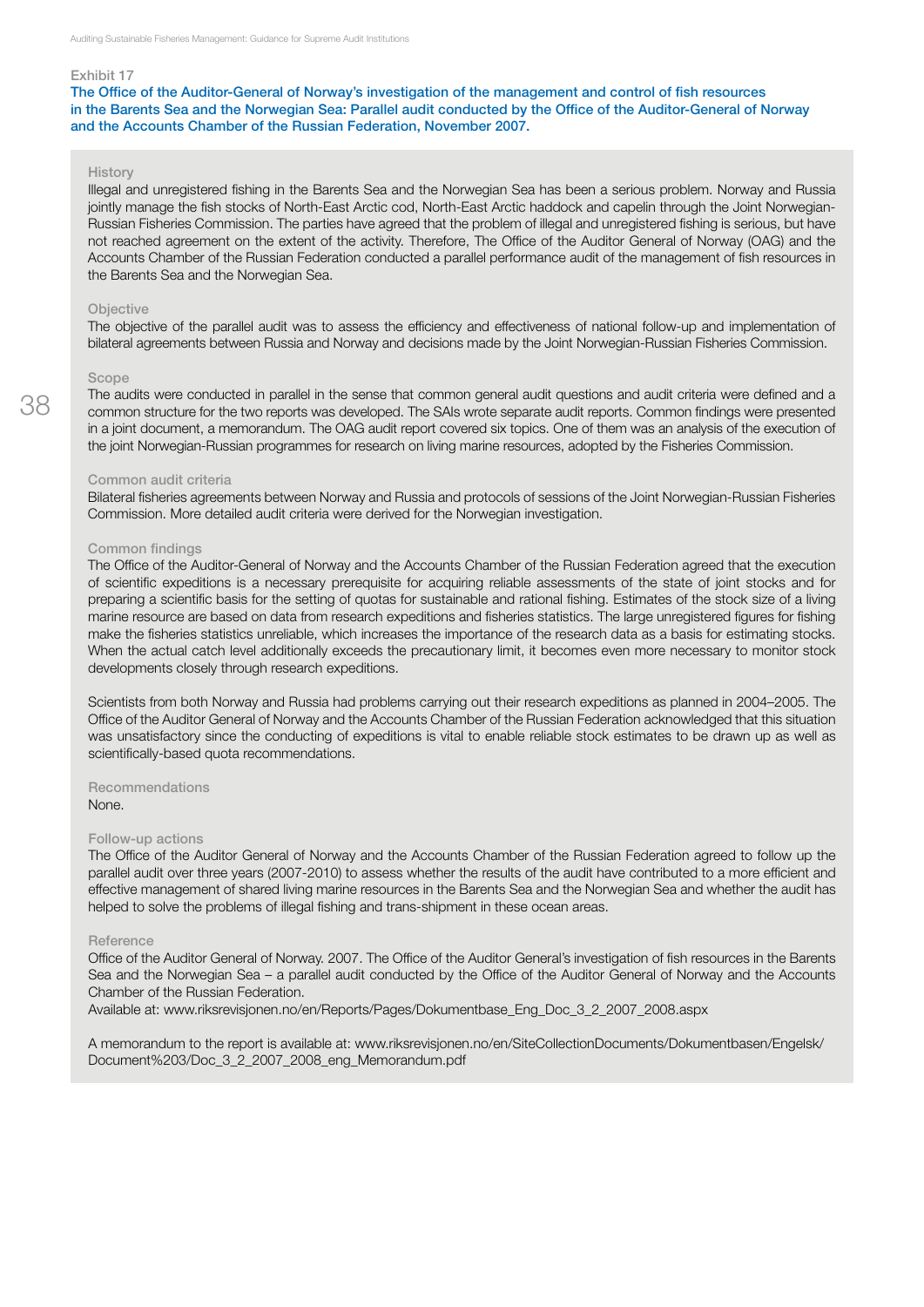Exhibit 17

### The Office of the Auditor-General of Norway's investigation of the management and control of fish resources in the Barents Sea and the Norwegian Sea: Parallel audit conducted by the Office of the Auditor-General of Norway and the Accounts Chamber of the Russian Federation, November 2007.

#### History

Illegal and unregistered fishing in the Barents Sea and the Norwegian Sea has been a serious problem. Norway and Russia jointly manage the fish stocks of North-East Arctic cod, North-East Arctic haddock and capelin through the Joint Norwegian-Russian Fisheries Commission. The parties have agreed that the problem of illegal and unregistered fishing is serious, but have not reached agreement on the extent of the activity. Therefore, The Office of the Auditor General of Norway (OAG) and the Accounts Chamber of the Russian Federation conducted a parallel performance audit of the management of fish resources in the Barents Sea and the Norwegian Sea.

#### Objective

The objective of the parallel audit was to assess the efficiency and effectiveness of national follow-up and implementation of bilateral agreements between Russia and Norway and decisions made by the Joint Norwegian-Russian Fisheries Commission.

#### Scope

The audits were conducted in parallel in the sense that common general audit questions and audit criteria were defined and a common structure for the two reports was developed. The SAIs wrote separate audit reports. Common findings were presented in a joint document, a memorandum. The OAG audit report covered six topics. One of them was an analysis of the execution of the joint Norwegian-Russian programmes for research on living marine resources, adopted by the Fisheries Commission.

#### Common audit criteria

Bilateral fisheries agreements between Norway and Russia and protocols of sessions of the Joint Norwegian-Russian Fisheries Commission. More detailed audit criteria were derived for the Norwegian investigation.

#### Common findings

The Office of the Auditor-General of Norway and the Accounts Chamber of the Russian Federation agreed that the execution of scientific expeditions is a necessary prerequisite for acquiring reliable assessments of the state of joint stocks and for preparing a scientific basis for the setting of quotas for sustainable and rational fishing. Estimates of the stock size of a living marine resource are based on data from research expeditions and fisheries statistics. The large unregistered figures for fishing make the fisheries statistics unreliable, which increases the importance of the research data as a basis for estimating stocks. When the actual catch level additionally exceeds the precautionary limit, it becomes even more necessary to monitor stock developments closely through research expeditions.

Scientists from both Norway and Russia had problems carrying out their research expeditions as planned in 2004–2005. The Office of the Auditor General of Norway and the Accounts Chamber of the Russian Federation acknowledged that this situation was unsatisfactory since the conducting of expeditions is vital to enable reliable stock estimates to be drawn up as well as scientifically-based quota recommendations.

#### Recommendations

None.

#### Follow-up actions

The Office of the Auditor General of Norway and the Accounts Chamber of the Russian Federation agreed to follow up the parallel audit over three years (2007-2010) to assess whether the results of the audit have contributed to a more efficient and effective management of shared living marine resources in the Barents Sea and the Norwegian Sea and whether the audit has helped to solve the problems of illegal fishing and trans-shipment in these ocean areas.

#### Reference

Office of the Auditor General of Norway. 2007. The Office of the Auditor General's investigation of fish resources in the Barents Sea and the Norwegian Sea – a parallel audit conducted by the Office of the Auditor General of Norway and the Accounts Chamber of the Russian Federation.
Available at: www.riksrevisjonen.no/en/Reports/Pages/Dokumentbase_Eng_Doc_3_2_2007_2008.aspx

A memorandum to the report is available at: www.riksrevisjonen.no/en/SiteCollectionDocuments/Dokumentbasen/Engelsk/Document%203/Doc_3_2_2007_2008_eng_Memorandum.pdf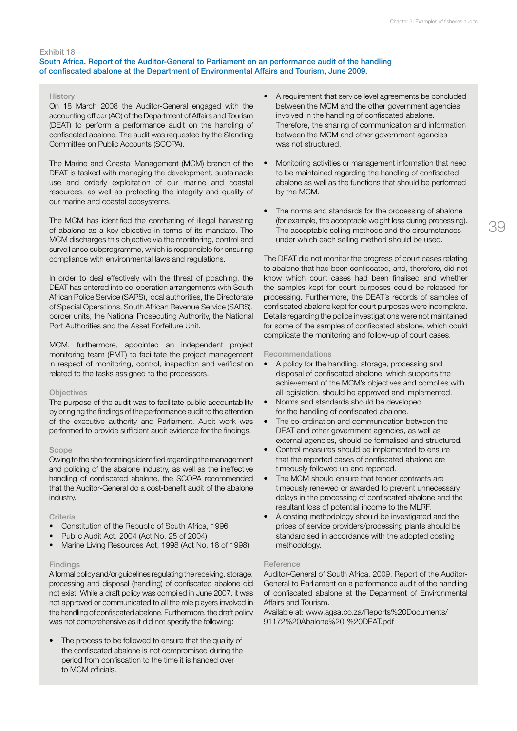Exhibit 18

### South Africa. Report of the Auditor-General to Parliament on an performance audit of the handling of confiscated abalone at the Department of Environmental Affairs and Tourism, June 2009.

#### History

On 18 March 2008 the Auditor-General engaged with the accounting officer (AO) of the Department of Affairs and Tourism (DEAT) to perform a performance audit on the handling of confiscated abalone. The audit was requested by the Standing Committee on Public Accounts (SCOPA).

The Marine and Coastal Management (MCM) branch of the DEAT is tasked with managing the development, sustainable use and orderly exploitation of our marine and coastal resources, as well as protecting the integrity and quality of our marine and coastal ecosystems.

The MCM has identified the combating of illegal harvesting of abalone as a key objective in terms of its mandate. The MCM discharges this objective via the monitoring, control and surveillance subprogramme, which is responsible for ensuring compliance with environmental laws and regulations.

In order to deal effectively with the threat of poaching, the DEAT has entered into co-operation arrangements with South African Police Service (SAPS), local authorities, the Directorate of Special Operations, South African Revenue Service (SARS), border units, the National Prosecuting Authority, the National Port Authorities and the Asset Forfeiture Unit.

MCM, furthermore, appointed an independent project monitoring team (PMT) to facilitate the project management in respect of monitoring, control, inspection and verification related to the tasks assigned to the processors.

#### Objectives

The purpose of the audit was to facilitate public accountability by bringing the findings of the performance audit to the attention of the executive authority and Parliament. Audit work was performed to provide sufficient audit evidence for the findings.

#### Scope

Owing to the shortcomings identified regarding the management and policing of the abalone industry, as well as the ineffective handling of confiscated abalone, the SCOPA recommended that the Auditor-General do a cost-benefit audit of the abalone industry.

#### Criteria

- Constitution of the Republic of South Africa, 1996
- Public Audit Act, 2004 (Act No. 25 of 2004)
- Marine Living Resources Act, 1998 (Act No. 18 of 1998)

#### Findings

A formal policy and/or guidelines regulating the receiving, storage, processing and disposal (handling) of confiscated abalone did not exist. While a draft policy was compiled in June 2007, it was not approved or communicated to all the role players involved in the handling of confiscated abalone. Furthermore, the draft policy was not comprehensive as it did not specify the following:

- The process to be followed to ensure that the quality of the confiscated abalone is not compromised during the period from confiscation to the time it is handed over to MCM officials.
- A requirement that service level agreements be concluded between the MCM and the other government agencies involved in the handling of confiscated abalone. Therefore, the sharing of communication and information between the MCM and other government agencies was not structured.
- Monitoring activities or management information that need to be maintained regarding the handling of confiscated abalone as well as the functions that should be performed by the MCM.
- The norms and standards for the processing of abalone (for example, the acceptable weight loss during processing). The acceptable selling methods and the circumstances under which each selling method should be used.

The DEAT did not monitor the progress of court cases relating to abalone that had been confiscated, and, therefore, did not know which court cases had been finalised and whether the samples kept for court purposes could be released for processing. Furthermore, the DEAT's records of samples of confiscated abalone kept for court purposes were incomplete. Details regarding the police investigations were not maintained for some of the samples of confiscated abalone, which could complicate the monitoring and follow-up of court cases.

#### Recommendations

- A policy for the handling, storage, processing and disposal of confiscated abalone, which supports the achievement of the MCM's objectives and complies with all legislation, should be approved and implemented.
- Norms and standards should be developed for the handling of confiscated abalone.
- The co-ordination and communication between the DEAT and other government agencies, as well as external agencies, should be formalised and structured.
- Control measures should be implemented to ensure that the reported cases of confiscated abalone are timeously followed up and reported.
- The MCM should ensure that tender contracts are timeously renewed or awarded to prevent unnecessary delays in the processing of confiscated abalone and the resultant loss of potential income to the MLRF.
- A costing methodology should be investigated and the prices of service providers/processing plants should be standardised in accordance with the adopted costing methodology.

#### Reference

Auditor-General of South Africa. 2009. Report of the Auditor-General to Parliament on a performance audit of the handling of confiscated abalone at the Deparment of Environmental Affairs and Tourism.
Available at: www.agsa.co.za/Reports%20Documents/91172%20Abalone%20-%20DEAT.pdf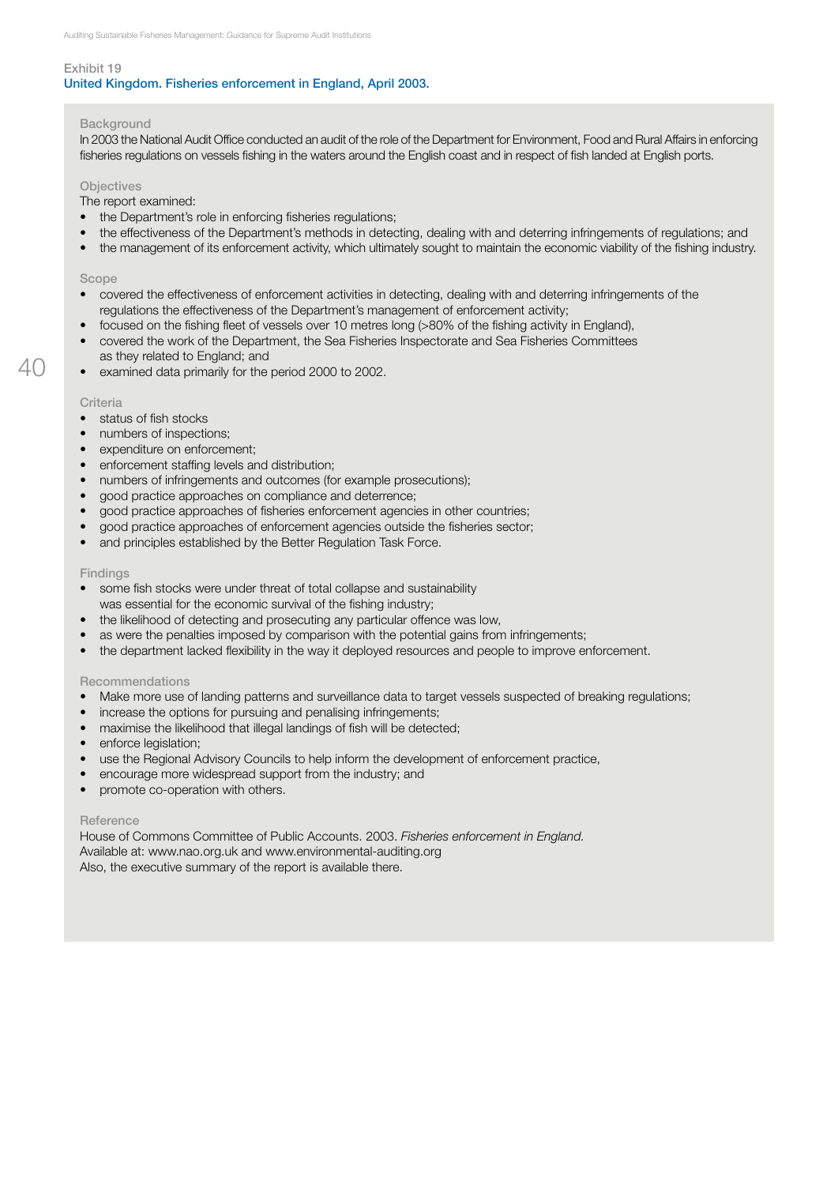Exhibit 19

## United Kingdom. Fisheries enforcement in England, April 2003.

### Background

In 2003 the National Audit Office conducted an audit of the role of the Department for Environment, Food and Rural Affairs in enforcing fisheries regulations on vessels fishing in the waters around the English coast and in respect of fish landed at English ports.

### Objectives

The report examined:

- the Department's role in enforcing fisheries regulations;
- the effectiveness of the Department's methods in detecting, dealing with and deterring infringements of regulations; and
- the management of its enforcement activity, which ultimately sought to maintain the economic viability of the fishing industry.

### Scope

- covered the effectiveness of enforcement activities in detecting, dealing with and deterring infringements of the regulations the effectiveness of the Department's management of enforcement activity;
- focused on the fishing fleet of vessels over 10 metres long (>80% of the fishing activity in England),
- covered the work of the Department, the Sea Fisheries Inspectorate and Sea Fisheries Committees as they related to England; and
- examined data primarily for the period 2000 to 2002.

### Criteria

- status of fish stocks
- numbers of inspections;
- expenditure on enforcement;
- enforcement staffing levels and distribution;
- numbers of infringements and outcomes (for example prosecutions);
- good practice approaches on compliance and deterrence;
- good practice approaches of fisheries enforcement agencies in other countries;
- good practice approaches of enforcement agencies outside the fisheries sector;
- and principles established by the Better Regulation Task Force.

### Findings

- some fish stocks were under threat of total collapse and sustainability was essential for the economic survival of the fishing industry;
- the likelihood of detecting and prosecuting any particular offence was low,
- as were the penalties imposed by comparison with the potential gains from infringements;
- the department lacked flexibility in the way it deployed resources and people to improve enforcement.

### Recommendations

- Make more use of landing patterns and surveillance data to target vessels suspected of breaking regulations;
- increase the options for pursuing and penalising infringements;
- maximise the likelihood that illegal landings of fish will be detected;
- enforce legislation;
- use the Regional Advisory Councils to help inform the development of enforcement practice,
- encourage more widespread support from the industry; and
- promote co-operation with others.

### Reference

House of Commons Committee of Public Accounts. 2003. *Fisheries enforcement in England.*
Available at: www.nao.org.uk and www.environmental-auditing.org
Also, the executive summary of the report is available there.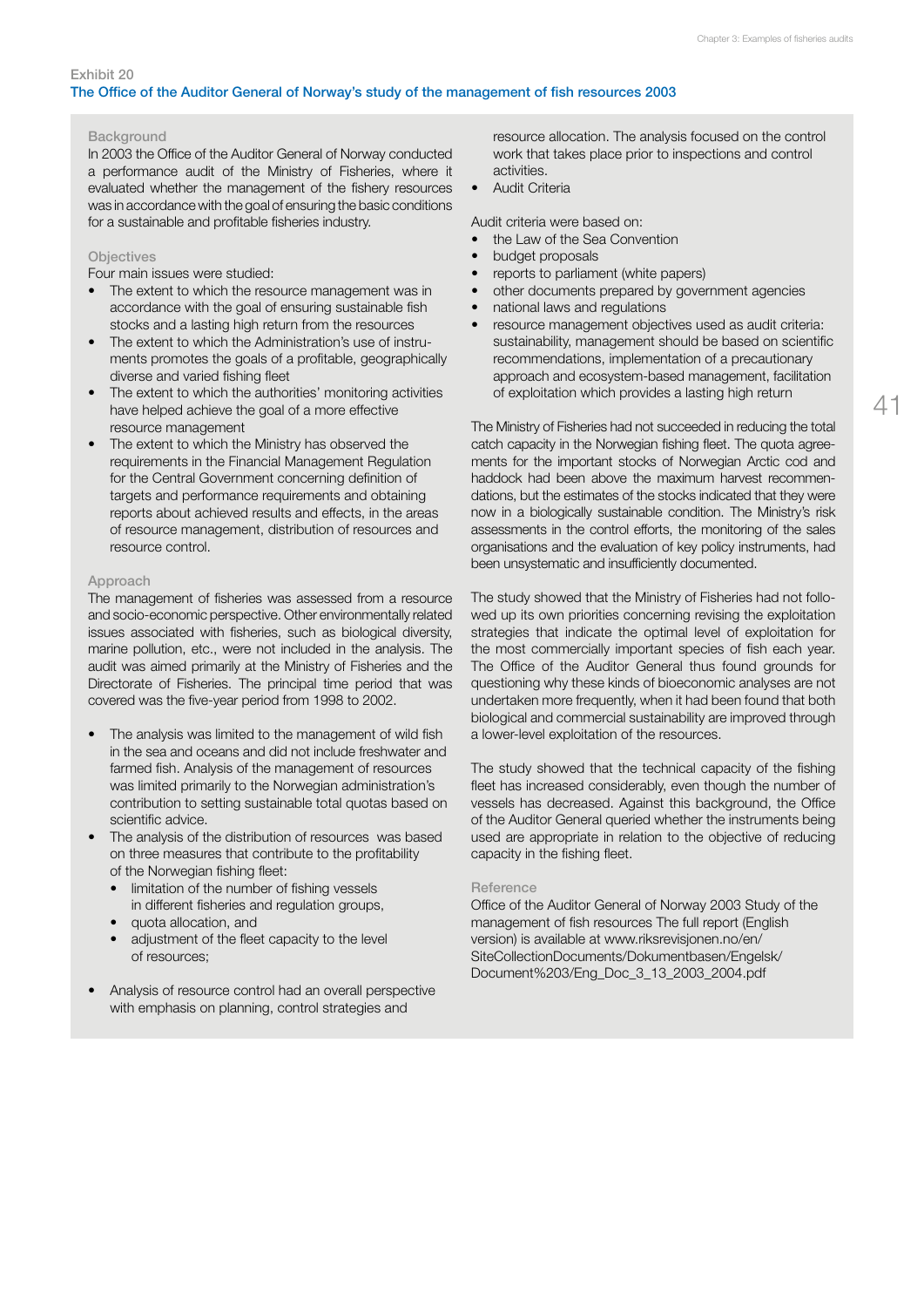Exhibit 20

## The Office of the Auditor General of Norway's study of the management of fish resources 2003

### Background

In 2003 the Office of the Auditor General of Norway conducted a performance audit of the Ministry of Fisheries, where it evaluated whether the management of the fishery resources was in accordance with the goal of ensuring the basic conditions for a sustainable and profitable fisheries industry.

### Objectives

Four main issues were studied:

- The extent to which the resource management was in accordance with the goal of ensuring sustainable fish stocks and a lasting high return from the resources
- The extent to which the Administration's use of instruments promotes the goals of a profitable, geographically diverse and varied fishing fleet
- The extent to which the authorities' monitoring activities have helped achieve the goal of a more effective resource management
- The extent to which the Ministry has observed the requirements in the Financial Management Regulation for the Central Government concerning definition of targets and performance requirements and obtaining reports about achieved results and effects, in the areas of resource management, distribution of resources and resource control.

### Approach

The management of fisheries was assessed from a resource and socio-economic perspective. Other environmentally related issues associated with fisheries, such as biological diversity, marine pollution, etc., were not included in the analysis. The audit was aimed primarily at the Ministry of Fisheries and the Directorate of Fisheries. The principal time period that was covered was the five-year period from 1998 to 2002.

- The analysis was limited to the management of wild fish in the sea and oceans and did not include freshwater and farmed fish. Analysis of the management of resources was limited primarily to the Norwegian administration's contribution to setting sustainable total quotas based on scientific advice.
- The analysis of the distribution of resources was based on three measures that contribute to the profitability of the Norwegian fishing fleet:
  - limitation of the number of fishing vessels in different fisheries and regulation groups,
  - quota allocation, and
  - adjustment of the fleet capacity to the level of resources;
- Analysis of resource control had an overall perspective with emphasis on planning, control strategies and resource allocation. The analysis focused on the control work that takes place prior to inspections and control activities.
- Audit Criteria

Audit criteria were based on:

- the Law of the Sea Convention
- budget proposals
- reports to parliament (white papers)
- other documents prepared by government agencies
- national laws and regulations
- resource management objectives used as audit criteria: sustainability, management should be based on scientific recommendations, implementation of a precautionary approach and ecosystem-based management, facilitation of exploitation which provides a lasting high return

The Ministry of Fisheries had not succeeded in reducing the total catch capacity in the Norwegian fishing fleet. The quota agreements for the important stocks of Norwegian Arctic cod and haddock had been above the maximum harvest recommendations, but the estimates of the stocks indicated that they were now in a biologically sustainable condition. The Ministry's risk assessments in the control efforts, the monitoring of the sales organisations and the evaluation of key policy instruments, had been unsystematic and insufficiently documented.

The study showed that the Ministry of Fisheries had not followed up its own priorities concerning revising the exploitation strategies that indicate the optimal level of exploitation for the most commercially important species of fish each year. The Office of the Auditor General thus found grounds for questioning why these kinds of bioeconomic analyses are not undertaken more frequently, when it had been found that both biological and commercial sustainability are improved through a lower-level exploitation of the resources.

The study showed that the technical capacity of the fishing fleet has increased considerably, even though the number of vessels has decreased. Against this background, the Office of the Auditor General queried whether the instruments being used are appropriate in relation to the objective of reducing capacity in the fishing fleet.

### Reference

Office of the Auditor General of Norway 2003 Study of the management of fish resources The full report (English version) is available at www.riksrevisjonen.no/en/SiteCollectionDocuments/Dokumentbasen/Engelsk/Document%203/Eng_Doc_3_13_2003_2004.pdf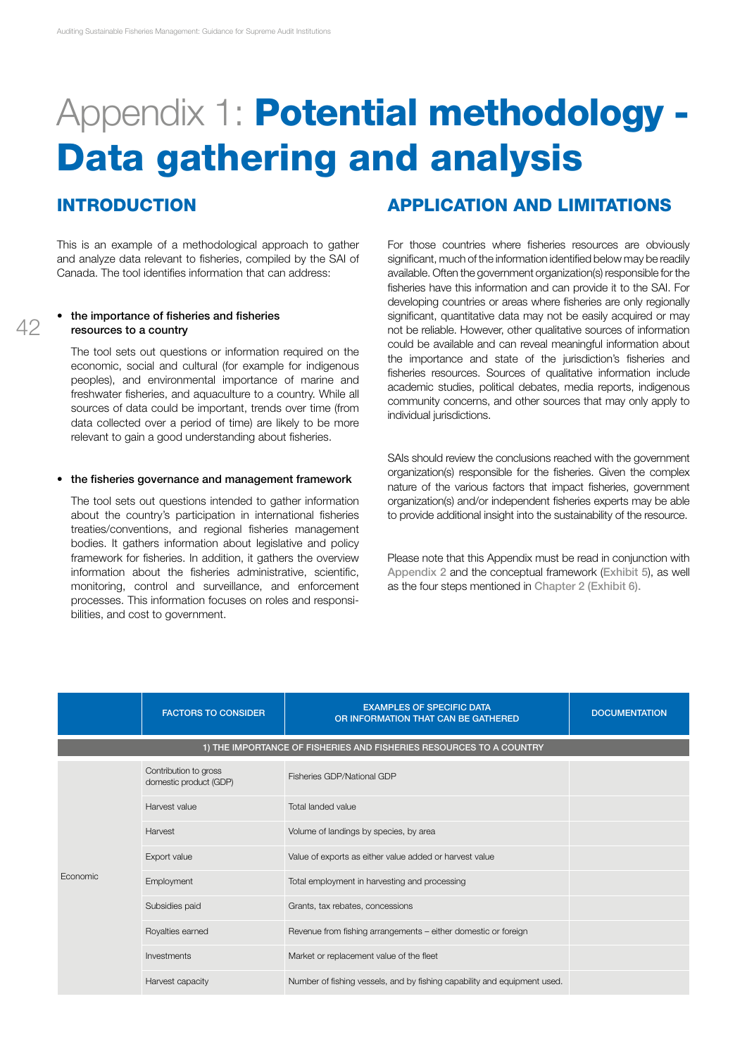# Appendix 1: **Potential methodology - Data gathering and analysis**

## INTRODUCTION

This is an example of a methodological approach to gather and analyze data relevant to fisheries, compiled by the SAI of Canada. The tool identifies information that can address:

- **the importance of fisheries and fisheries resources to a country**

  The tool sets out questions or information required on the economic, social and cultural (for example for indigenous peoples), and environmental importance of marine and freshwater fisheries, and aquaculture to a country. While all sources of data could be important, trends over time (from data collected over a period of time) are likely to be more relevant to gain a good understanding about fisheries.

- **the fisheries governance and management framework**

  The tool sets out questions intended to gather information about the country's participation in international fisheries treaties/conventions, and regional fisheries management bodies. It gathers information about legislative and policy framework for fisheries. In addition, it gathers the overview information about the fisheries administrative, scientific, monitoring, control and surveillance, and enforcement processes. This information focuses on roles and responsibilities, and cost to government.

## APPLICATION AND LIMITATIONS

For those countries where fisheries resources are obviously significant, much of the information identified below may be readily available. Often the government organization(s) responsible for the fisheries have this information and can provide it to the SAI. For developing countries or areas where fisheries are only regionally significant, quantitative data may not be easily acquired or may not be reliable. However, other qualitative sources of information could be available and can reveal meaningful information about the importance and state of the jurisdiction's fisheries and fisheries resources. Sources of qualitative information include academic studies, political debates, media reports, indigenous community concerns, and other sources that may only apply to individual jurisdictions.

SAIs should review the conclusions reached with the government organization(s) responsible for the fisheries. Given the complex nature of the various factors that impact fisheries, government organization(s) and/or independent fisheries experts may be able to provide additional insight into the sustainability of the resource.

Please note that this Appendix must be read in conjunction with Appendix 2 and the conceptual framework (Exhibit 5), as well as the four steps mentioned in Chapter 2 (Exhibit 6).

| | FACTORS TO CONSIDER | EXAMPLES OF SPECIFIC DATA OR INFORMATION THAT CAN BE GATHERED | DOCUMENTATION |
|---|---|---|---|
| **1) THE IMPORTANCE OF FISHERIES AND FISHERIES RESOURCES TO A COUNTRY** | | | |
| Economic | Contribution to gross domestic product (GDP) | Fisheries GDP/National GDP | |
| | Harvest value | Total landed value | |
| | Harvest | Volume of landings by species, by area | |
| | Export value | Value of exports as either value added or harvest value | |
| | Employment | Total employment in harvesting and processing | |
| | Subsidies paid | Grants, tax rebates, concessions | |
| | Royalties earned | Revenue from fishing arrangements – either domestic or foreign | |
| | Investments | Market or replacement value of the fleet | |
| | Harvest capacity | Number of fishing vessels, and by fishing capability and equipment used. | |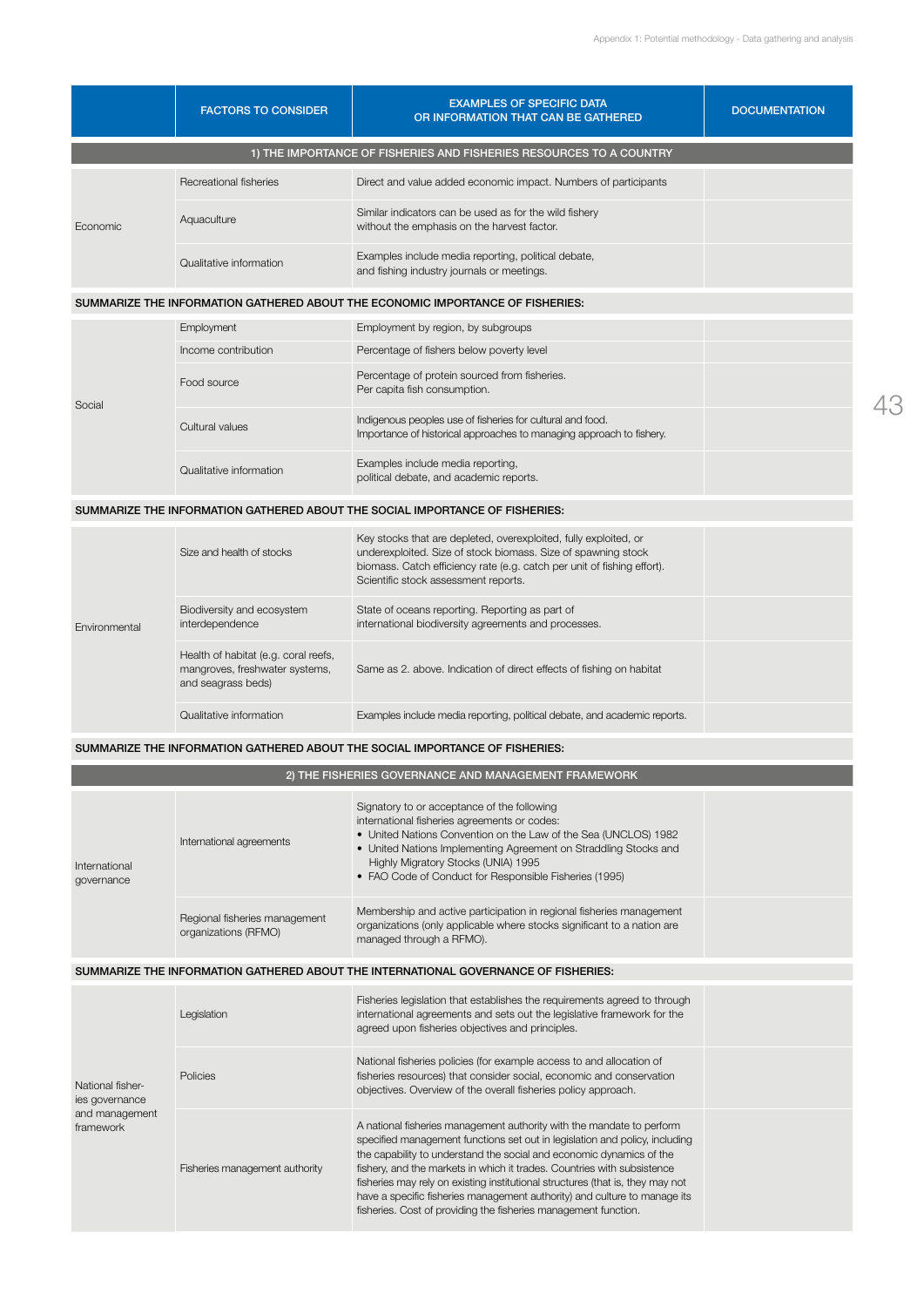|  | FACTORS TO CONSIDER | EXAMPLES OF SPECIFIC DATA OR INFORMATION THAT CAN BE GATHERED | DOCUMENTATION |
|---|---|---|---|
| **1) THE IMPORTANCE OF FISHERIES AND FISHERIES RESOURCES TO A COUNTRY** | | | |
| Economic | Recreational fisheries | Direct and value added economic impact. Numbers of participants | |
| | Aquaculture | Similar indicators can be used as for the wild fishery without the emphasis on the harvest factor. | |
| | Qualitative information | Examples include media reporting, political debate, and fishing industry journals or meetings. | |
| **SUMMARIZE THE INFORMATION GATHERED ABOUT THE ECONOMIC IMPORTANCE OF FISHERIES:** | | | |
| Social | Employment | Employment by region, by subgroups | |
| | Income contribution | Percentage of fishers below poverty level | |
| | Food source | Percentage of protein sourced from fisheries. Per capita fish consumption. | |
| | Cultural values | Indigenous peoples use of fisheries for cultural and food. Importance of historical approaches to managing approach to fishery. | |
| | Qualitative information | Examples include media reporting, political debate, and academic reports. | |
| **SUMMARIZE THE INFORMATION GATHERED ABOUT THE SOCIAL IMPORTANCE OF FISHERIES:** | | | |
| Environmental | Size and health of stocks | Key stocks that are depleted, overexploited, fully exploited, or underexploited. Size of stock biomass. Size of spawning stock biomass. Catch efficiency rate (e.g. catch per unit of fishing effort). Scientific stock assessment reports. | |
| | Biodiversity and ecosystem interdependence | State of oceans reporting. Reporting as part of international biodiversity agreements and processes. | |
| | Health of habitat (e.g. coral reefs, mangroves, freshwater systems, and seagrass beds) | Same as 2. above. Indication of direct effects of fishing on habitat | |
| | Qualitative information | Examples include media reporting, political debate, and academic reports. | |
| **SUMMARIZE THE INFORMATION GATHERED ABOUT THE SOCIAL IMPORTANCE OF FISHERIES:** | | | |
| **2) THE FISHERIES GOVERNANCE AND MANAGEMENT FRAMEWORK** | | | |
| International governance | International agreements | Signatory to or acceptance of the following international fisheries agreements or codes:<br>• United Nations Convention on the Law of the Sea (UNCLOS) 1982<br>• United Nations Implementing Agreement on Straddling Stocks and Highly Migratory Stocks (UNIA) 1995<br>• FAO Code of Conduct for Responsible Fisheries (1995) | |
| | Regional fisheries management organizations (RFMO) | Membership and active participation in regional fisheries management organizations (only applicable where stocks significant to a nation are managed through a RFMO). | |
| **SUMMARIZE THE INFORMATION GATHERED ABOUT THE INTERNATIONAL GOVERNANCE OF FISHERIES:** | | | |
| National fisheries governance and management framework | Legislation | Fisheries legislation that establishes the requirements agreed to through international agreements and sets out the legislative framework for the agreed upon fisheries objectives and principles. | |
| | Policies | National fisheries policies (for example access to and allocation of fisheries resources) that consider social, economic and conservation objectives. Overview of the overall fisheries policy approach. | |
| | Fisheries management authority | A national fisheries management authority with the mandate to perform specified management functions set out in legislation and policy, including the capability to understand the social and economic dynamics of the fishery, and the markets in which it trades. Countries with subsistence fisheries may rely on existing institutional structures (that is, they may not have a specific fisheries management authority) and culture to manage its fisheries. Cost of providing the fisheries management function. | |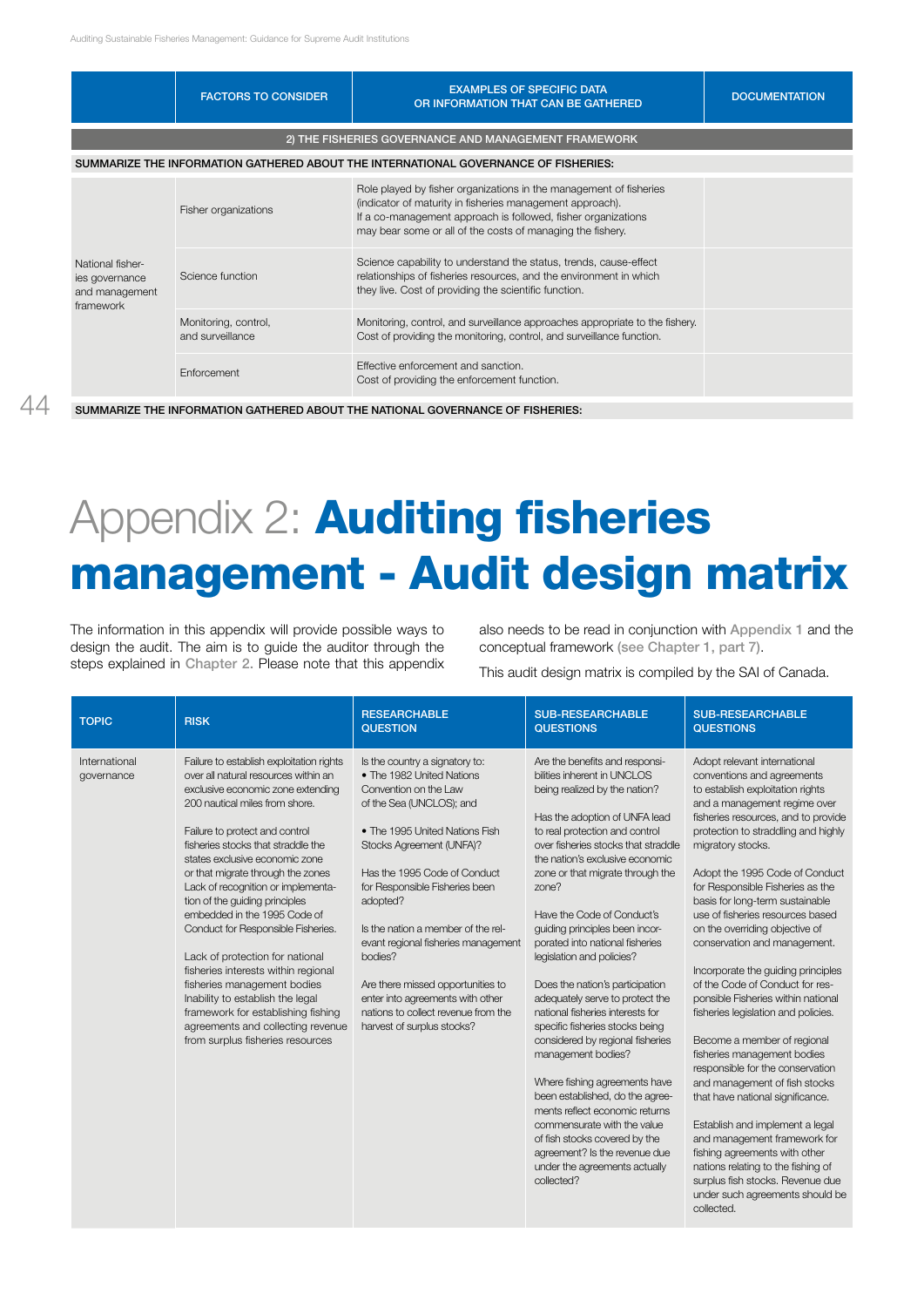| | FACTORS TO CONSIDER | EXAMPLES OF SPECIFIC DATA OR INFORMATION THAT CAN BE GATHERED | DOCUMENTATION |
|---|---|---|---|
| **2) THE FISHERIES GOVERNANCE AND MANAGEMENT FRAMEWORK** | | | |
| **SUMMARIZE THE INFORMATION GATHERED ABOUT THE INTERNATIONAL GOVERNANCE OF FISHERIES:** | | | |
| National fisheries governance and management framework | Fisher organizations | Role played by fisher organizations in the management of fisheries (indicator of maturity in fisheries management approach). If a co-management approach is followed, fisher organizations may bear some or all of the costs of managing the fishery. | |
| | Science function | Science capability to understand the status, trends, cause-effect relationships of fisheries resources, and the environment in which they live. Cost of providing the scientific function. | |
| | Monitoring, control, and surveillance | Monitoring, control, and surveillance approaches appropriate to the fishery. Cost of providing the monitoring, control, and surveillance function. | |
| | Enforcement | Effective enforcement and sanction. Cost of providing the enforcement function. | |
| **SUMMARIZE THE INFORMATION GATHERED ABOUT THE NATIONAL GOVERNANCE OF FISHERIES:** | | | |

# Appendix 2: **Auditing fisheries management - Audit design matrix**

The information in this appendix will provide possible ways to design the audit. The aim is to guide the auditor through the steps explained in Chapter 2. Please note that this appendix also needs to be read in conjunction with Appendix 1 and the conceptual framework (see Chapter 1, part 7).

This audit design matrix is compiled by the SAI of Canada.

| TOPIC | RISK | RESEARCHABLE QUESTION | SUB-RESEARCHABLE QUESTIONS | SUB-RESEARCHABLE QUESTIONS |
|---|---|---|---|---|
| International governance | Failure to establish exploitation rights over all natural resources within an exclusive economic zone extending 200 nautical miles from shore.<br><br>Failure to protect and control fisheries stocks that straddle the states exclusive economic zone or that migrate through the zones Lack of recognition or implementation of the guiding principles embedded in the 1995 Code of Conduct for Responsible Fisheries.<br><br>Lack of protection for national fisheries interests within regional fisheries management bodies Inability to establish the legal framework for establishing fishing agreements and collecting revenue from surplus fisheries resources | Is the country a signatory to:<br>• The 1982 United Nations Convention on the Law of the Sea (UNCLOS); and<br><br>• The 1995 United Nations Fish Stocks Agreement (UNFA)?<br><br>Has the 1995 Code of Conduct for Responsible Fisheries been adopted?<br><br>Is the nation a member of the relevant regional fisheries management bodies?<br><br>Are there missed opportunities to enter into agreements with other nations to collect revenue from the harvest of surplus stocks? | Are the benefits and responsibilities inherent in UNCLOS being realized by the nation?<br><br>Has the adoption of UNFA lead to real protection and control over fisheries stocks that straddle the nation's exclusive economic zone or that migrate through the zone?<br><br>Have the Code of Conduct's guiding principles been incorporated into national fisheries legislation and policies?<br><br>Does the nation's participation adequately serve to protect the national fisheries interests for specific fisheries stocks being considered by regional fisheries management bodies?<br><br>Where fishing agreements have been established, do the agreements reflect economic returns commensurate with the value of fish stocks covered by the agreement? Is the revenue due under the agreements actually collected? | Adopt relevant international conventions and agreements to establish exploitation rights and a management regime over fisheries resources, and to provide protection to straddling and highly migratory stocks.<br><br>Adopt the 1995 Code of Conduct for Responsible Fisheries as the basis for long-term sustainable use of fisheries resources based on the overriding objective of conservation and management.<br><br>Incorporate the guiding principles of the Code of Conduct for Responsible Fisheries within national fisheries legislation and policies.<br><br>Become a member of regional fisheries management bodies responsible for the conservation and management of fish stocks that have national significance.<br><br>Establish and implement a legal and management framework for fishing agreements with other nations relating to the fishing of surplus fish stocks. Revenue due under such agreements should be collected. |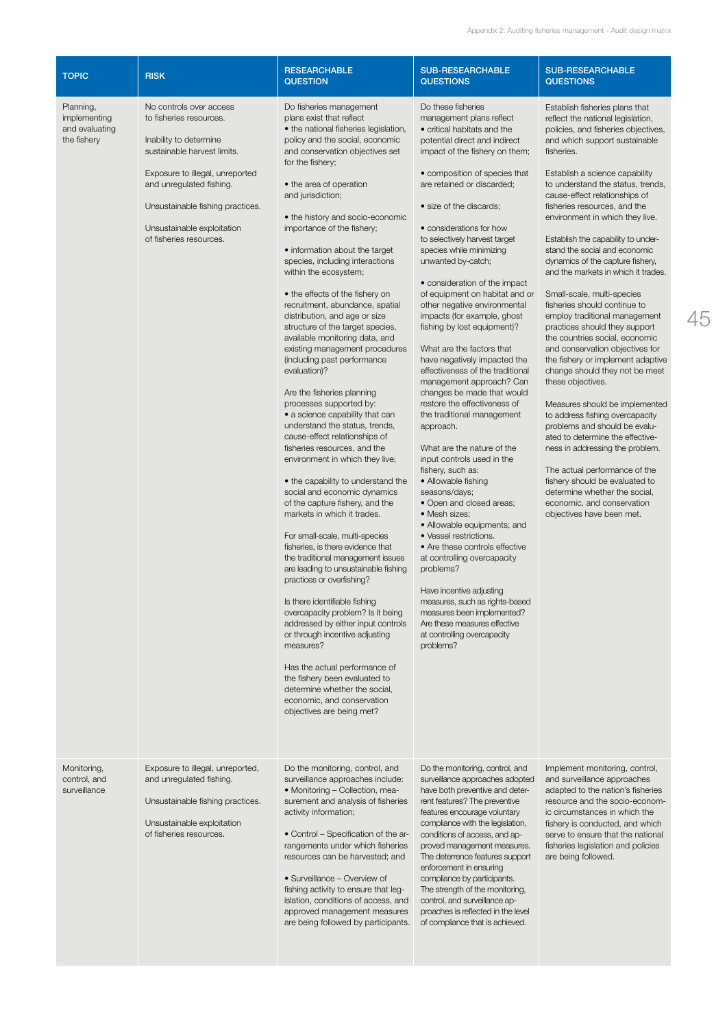| TOPIC | RISK | RESEARCHABLE QUESTION | SUB-RESEARCHABLE QUESTIONS | SUB-RESEARCHABLE QUESTIONS |
|---|---|---|---|---|
| Planning, implementing and evaluating the fishery | No controls over access to fisheries resources.<br><br>Inability to determine sustainable harvest limits.<br><br>Exposure to illegal, unreported and unregulated fishing.<br><br>Unsustainable fishing practices.<br><br>Unsustainable exploitation of fisheries resources. | Do fisheries management plans exist that reflect<br>• the national fisheries legislation, policy and the social, economic and conservation objectives set for the fishery;<br><br>• the area of operation and jurisdiction;<br><br>• the history and socio-economic importance of the fishery;<br><br>• information about the target species, including interactions within the ecosystem;<br><br>• the effects of the fishery on recruitment, abundance, spatial distribution, and age or size structure of the target species, available monitoring data, and existing management procedures (including past performance evaluation)?<br><br>Are the fisheries planning processes supported by:<br>• a science capability that can understand the status, trends, cause-effect relationships of fisheries resources, and the environment in which they live;<br><br>• the capability to understand the social and economic dynamics of the capture fishery, and the markets in which it trades.<br><br>For small-scale, multi-species fisheries, is there evidence that the traditional management issues are leading to unsustainable fishing practices or overfishing?<br><br>Is there identifiable fishing overcapacity problem? Is it being addressed by either input controls or through incentive adjusting measures?<br><br>Has the actual performance of the fishery been evaluated to determine whether the social, economic, and conservation objectives are being met? | Do these fisheries management plans reflect<br>• critical habitats and the potential direct and indirect impact of the fishery on them;<br><br>• composition of species that are retained or discarded;<br><br>• size of the discards;<br><br>• considerations for how to selectively harvest target species while minimizing unwanted by-catch;<br><br>• consideration of the impact of equipment on habitat and or other negative environmental impacts (for example, ghost fishing by lost equipment)?<br><br>What are the factors that have negatively impacted the effectiveness of the traditional management approach? Can changes be made that would restore the effectiveness of the traditional management approach.<br><br>What are the nature of the input controls used in the fishery, such as:<br>• Allowable fishing seasons/days;<br>• Open and closed areas;<br>• Mesh sizes;<br>• Allowable equipments; and<br>• Vessel restrictions.<br>• Are these controls effective at controlling overcapacity problems?<br><br>Have incentive adjusting measures, such as rights-based measures been implemented? Are these measures effective at controlling overcapacity problems? | Establish fisheries plans that reflect the national legislation, policies, and fisheries objectives, and which support sustainable fisheries.<br><br>Establish a science capability to understand the status, trends, cause-effect relationships of fisheries resources, and the environment in which they live.<br><br>Establish the capability to understand the social and economic dynamics of the capture fishery, and the markets in which it trades.<br><br>Small-scale, multi-species fisheries should continue to employ traditional management practices should they support the countries social, economic and conservation objectives for the fishery or implement adaptive change should they not be meet these objectives.<br><br>Measures should be implemented to address fishing overcapacity problems and should be evaluated to determine the effectiveness in addressing the problem.<br><br>The actual performance of the fishery should be evaluated to determine whether the social, economic, and conservation objectives have been met. |
| Monitoring, control, and surveillance | Exposure to illegal, unreported, and unregulated fishing.<br><br>Unsustainable fishing practices.<br><br>Unsustainable exploitation of fisheries resources. | Do the monitoring, control, and surveillance approaches include:<br>• Monitoring – Collection, measurement and analysis of fisheries activity information;<br><br>• Control – Specification of the arrangements under which fisheries resources can be harvested; and<br><br>• Surveillance – Overview of fishing activity to ensure that legislation, conditions of access, and approved management measures are being followed by participants. | Do the monitoring, control, and surveillance approaches adopted have both preventive and deterrent features? The preventive features encourage voluntary compliance with the legislation, conditions of access, and approved management measures. The deterrence features support enforcement in ensuring compliance by participants. The strength of the monitoring, control, and surveillance approaches is reflected in the level of compliance that is achieved. | Implement monitoring, control, and surveillance approaches adapted to the nation's fisheries resource and the socio-economic circumstances in which the fishery is conducted, and which serve to ensure that the national fisheries legislation and policies are being followed. |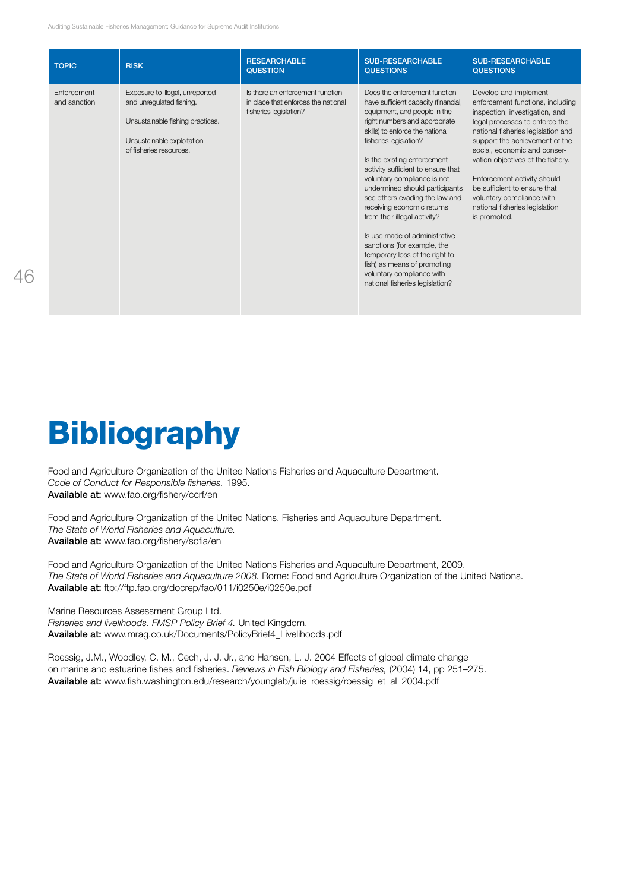| TOPIC | RISK | RESEARCHABLE QUESTION | SUB-RESEARCHABLE QUESTIONS | SUB-RESEARCHABLE QUESTIONS |
|---|---|---|---|---|
| Enforcement and sanction | Exposure to illegal, unreported and unregulated fishing.<br><br>Unsustainable fishing practices.<br><br>Unsustainable exploitation of fisheries resources. | Is there an enforcement function in place that enforces the national fisheries legislation? | Does the enforcement function have sufficient capacity (financial, equipment, and people in the right numbers and appropriate skills) to enforce the national fisheries legislation?<br><br>Is the existing enforcement activity sufficient to ensure that voluntary compliance is not undermined should participants see others evading the law and receiving economic returns from their illegal activity?<br><br>Is use made of administrative sanctions (for example, the temporary loss of the right to fish) as means of promoting voluntary compliance with national fisheries legislation? | Develop and implement enforcement functions, including inspection, investigation, and legal processes to enforce the national fisheries legislation and support the achievement of the social, economic and conservation objectives of the fishery.<br><br>Enforcement activity should be sufficient to ensure that voluntary compliance with national fisheries legislation is promoted. |

# Bibliography

Food and Agriculture Organization of the United Nations Fisheries and Aquaculture Department.
*Code of Conduct for Responsible fisheries.* 1995.
**Available at:** www.fao.org/fishery/ccrf/en

Food and Agriculture Organization of the United Nations, Fisheries and Aquaculture Department.
*The State of World Fisheries and Aquaculture.*
**Available at:** www.fao.org/fishery/sofia/en

Food and Agriculture Organization of the United Nations Fisheries and Aquaculture Department, 2009.
*The State of World Fisheries and Aquaculture 2008.* Rome: Food and Agriculture Organization of the United Nations.
**Available at:** ftp://ftp.fao.org/docrep/fao/011/i0250e/i0250e.pdf

Marine Resources Assessment Group Ltd.
*Fisheries and livelihoods. FMSP Policy Brief 4.* United Kingdom.
**Available at:** www.mrag.co.uk/Documents/PolicyBrief4_Livelihoods.pdf

Roessig, J.M., Woodley, C. M., Cech, J. J. Jr., and Hansen, L. J. 2004 Effects of global climate change on marine and estuarine fishes and fisheries. *Reviews in Fish Biology and Fisheries,* (2004) 14, pp 251–275.
**Available at:** www.fish.washington.edu/research/younglab/julie_roessig/roessig_et_al_2004.pdf